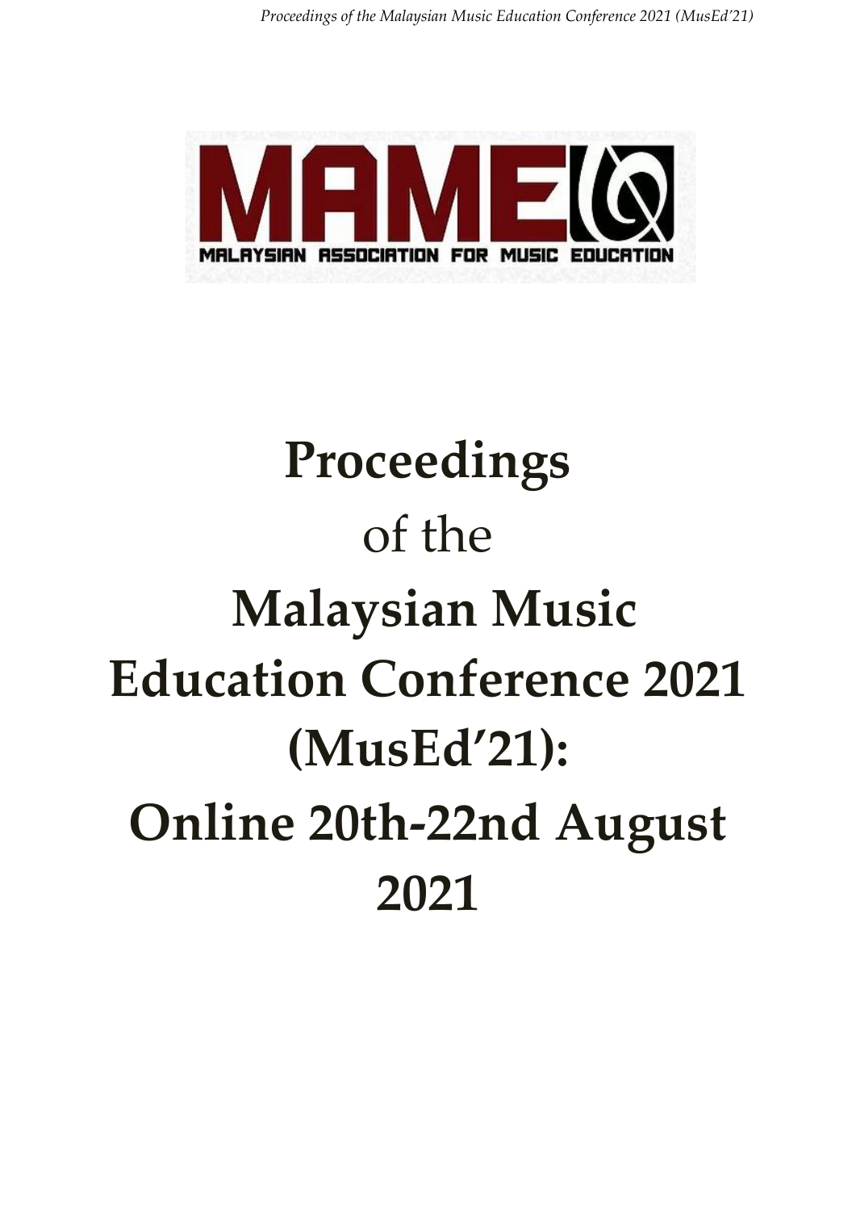MALAYSIAN ASSOCIATION FOR MUSIC EDUCATION

# Proceedings of the Malaysian Music Education Conference 2021 (MusEd'21): Online 20th-22nd August 2021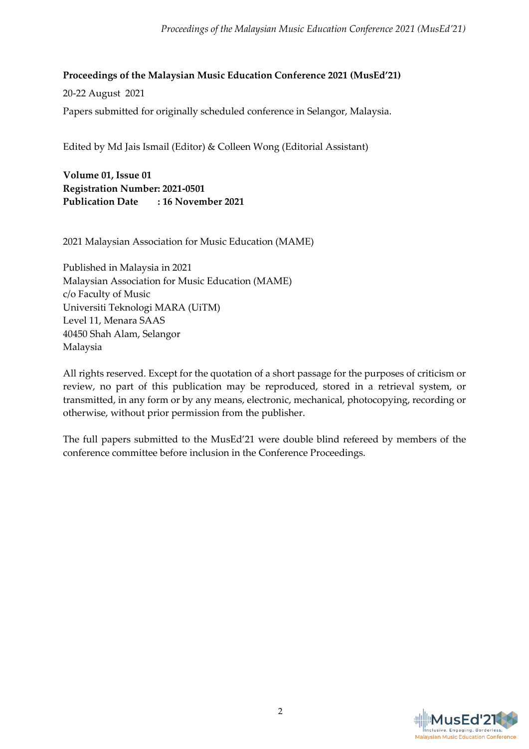**Proceedings of the Malaysian Music Education Conference 2021 (MusEd'21)**

20-22 August 2021

Papers submitted for originally scheduled conference in Selangor, Malaysia.

Edited by Md Jais Ismail (Editor) & Colleen Wong (Editorial Assistant)

**Volume 01, Issue 01**
**Registration Number: 2021-0501**
**Publication Date : 16 November 2021**

2021 Malaysian Association for Music Education (MAME)

Published in Malaysia in 2021
Malaysian Association for Music Education (MAME)
c/o Faculty of Music
Universiti Teknologi MARA (UiTM)
Level 11, Menara SAAS
40450 Shah Alam, Selangor
Malaysia

All rights reserved. Except for the quotation of a short passage for the purposes of criticism or review, no part of this publication may be reproduced, stored in a retrieval system, or transmitted, in any form or by any means, electronic, mechanical, photocopying, recording or otherwise, without prior permission from the publisher.

The full papers submitted to the MusEd'21 were double blind refereed by members of the conference committee before inclusion in the Conference Proceedings.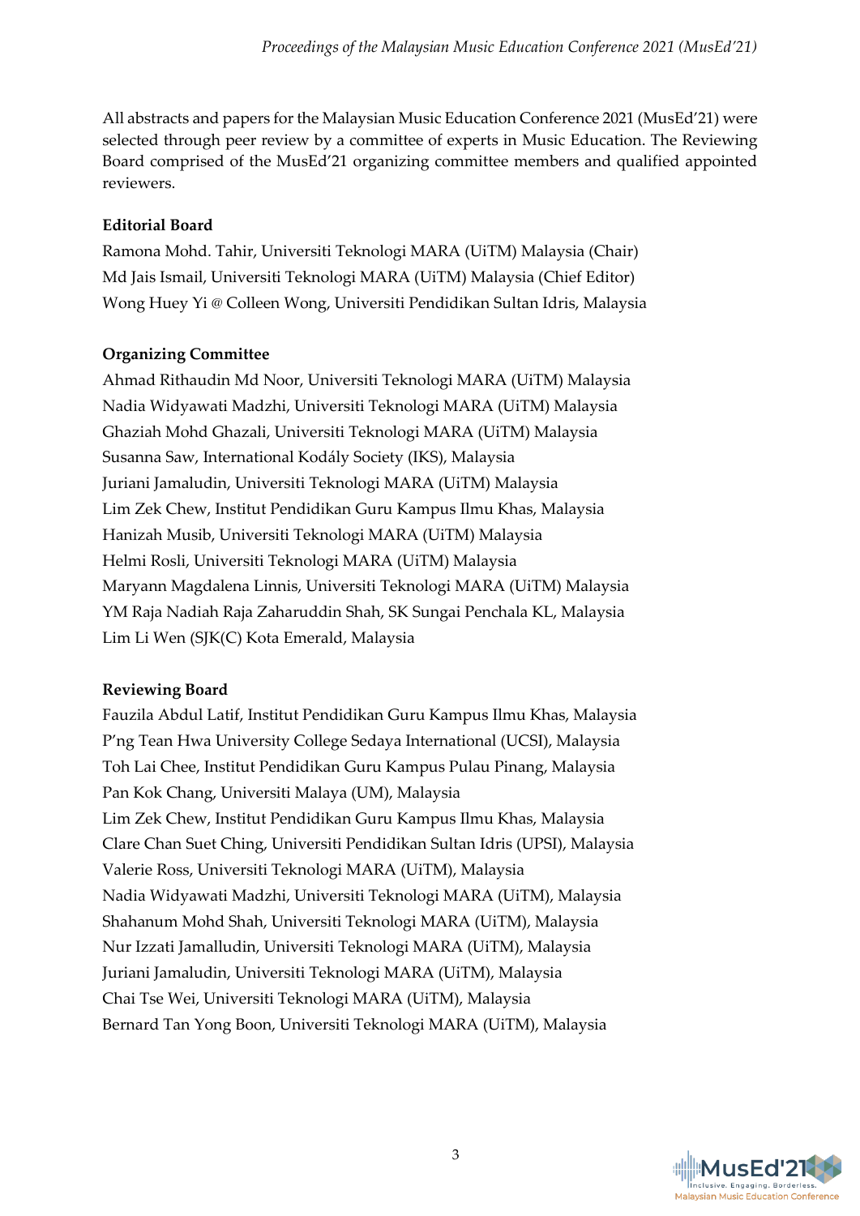All abstracts and papers for the Malaysian Music Education Conference 2021 (MusEd'21) were selected through peer review by a committee of experts in Music Education. The Reviewing Board comprised of the MusEd'21 organizing committee members and qualified appointed reviewers.

**Editorial Board**

Ramona Mohd. Tahir, Universiti Teknologi MARA (UiTM) Malaysia (Chair)
Md Jais Ismail, Universiti Teknologi MARA (UiTM) Malaysia (Chief Editor)
Wong Huey Yi @ Colleen Wong, Universiti Pendidikan Sultan Idris, Malaysia

**Organizing Committee**

Ahmad Rithaudin Md Noor, Universiti Teknologi MARA (UiTM) Malaysia
Nadia Widyawati Madzhi, Universiti Teknologi MARA (UiTM) Malaysia
Ghaziah Mohd Ghazali, Universiti Teknologi MARA (UiTM) Malaysia
Susanna Saw, International Kodály Society (IKS), Malaysia
Juriani Jamaludin, Universiti Teknologi MARA (UiTM) Malaysia
Lim Zek Chew, Institut Pendidikan Guru Kampus Ilmu Khas, Malaysia
Hanizah Musib, Universiti Teknologi MARA (UiTM) Malaysia
Helmi Rosli, Universiti Teknologi MARA (UiTM) Malaysia
Maryann Magdalena Linnis, Universiti Teknologi MARA (UiTM) Malaysia
YM Raja Nadiah Raja Zaharuddin Shah, SK Sungai Penchala KL, Malaysia
Lim Li Wen (SJK(C) Kota Emerald, Malaysia

**Reviewing Board**

Fauzila Abdul Latif, Institut Pendidikan Guru Kampus Ilmu Khas, Malaysia
P'ng Tean Hwa University College Sedaya International (UCSI), Malaysia
Toh Lai Chee, Institut Pendidikan Guru Kampus Pulau Pinang, Malaysia
Pan Kok Chang, Universiti Malaya (UM), Malaysia
Lim Zek Chew, Institut Pendidikan Guru Kampus Ilmu Khas, Malaysia
Clare Chan Suet Ching, Universiti Pendidikan Sultan Idris (UPSI), Malaysia
Valerie Ross, Universiti Teknologi MARA (UiTM), Malaysia
Nadia Widyawati Madzhi, Universiti Teknologi MARA (UiTM), Malaysia
Shahanum Mohd Shah, Universiti Teknologi MARA (UiTM), Malaysia
Nur Izzati Jamalludin, Universiti Teknologi MARA (UiTM), Malaysia
Juriani Jamaludin, Universiti Teknologi MARA (UiTM), Malaysia
Chai Tse Wei, Universiti Teknologi MARA (UiTM), Malaysia
Bernard Tan Yong Boon, Universiti Teknologi MARA (UiTM), Malaysia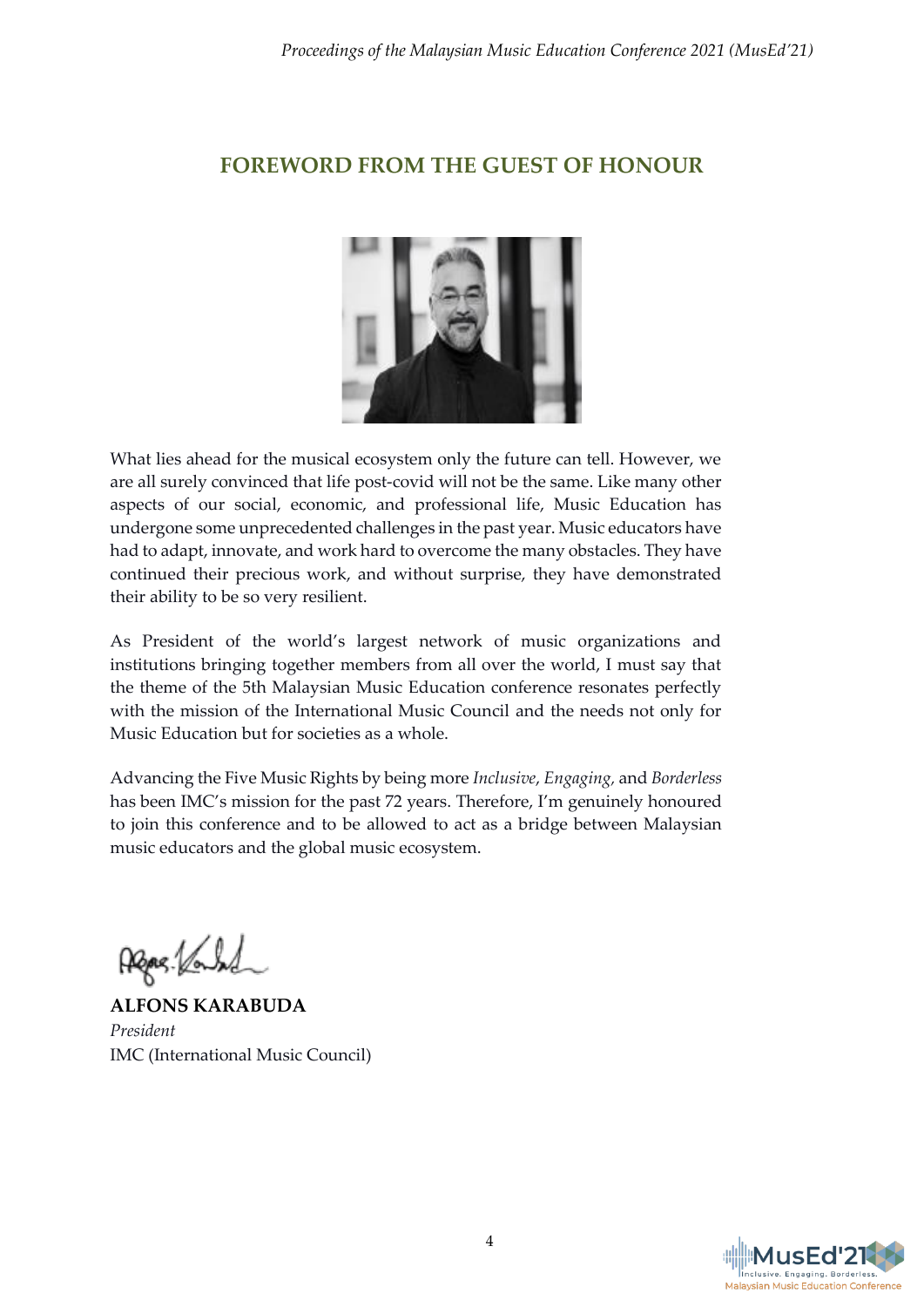## FOREWORD FROM THE GUEST OF HONOUR

What lies ahead for the musical ecosystem only the future can tell. However, we are all surely convinced that life post-covid will not be the same. Like many other aspects of our social, economic, and professional life, Music Education has undergone some unprecedented challenges in the past year. Music educators have had to adapt, innovate, and work hard to overcome the many obstacles. They have continued their precious work, and without surprise, they have demonstrated their ability to be so very resilient.

As President of the world's largest network of music organizations and institutions bringing together members from all over the world, I must say that the theme of the 5th Malaysian Music Education conference resonates perfectly with the mission of the International Music Council and the needs not only for Music Education but for societies as a whole.

Advancing the Five Music Rights by being more *Inclusive*, *Engaging*, and *Borderless* has been IMC's mission for the past 72 years. Therefore, I'm genuinely honoured to join this conference and to be allowed to act as a bridge between Malaysian music educators and the global music ecosystem.

**ALFONS KARABUDA**
*President*
IMC (International Music Council)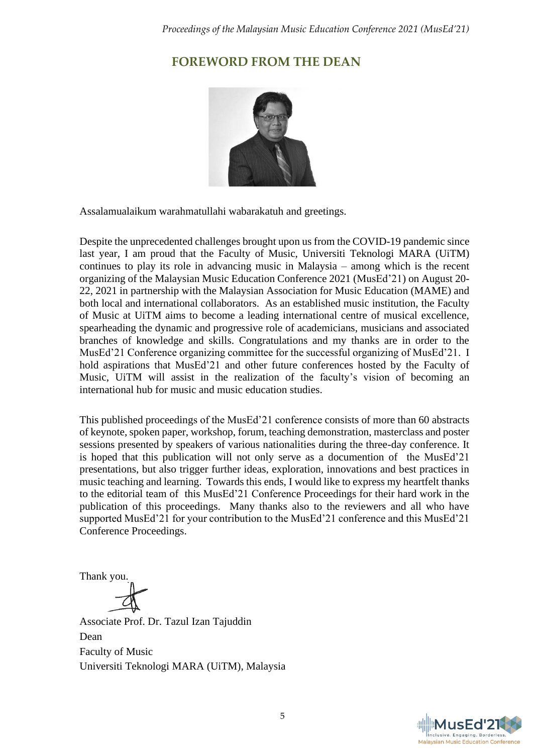## FOREWORD FROM THE DEAN

Assalamualaikum warahmatullahi wabarakatuh and greetings.

Despite the unprecedented challenges brought upon us from the COVID-19 pandemic since last year, I am proud that the Faculty of Music, Universiti Teknologi MARA (UiTM) continues to play its role in advancing music in Malaysia – among which is the recent organizing of the Malaysian Music Education Conference 2021 (MusEd'21) on August 20-22, 2021 in partnership with the Malaysian Association for Music Education (MAME) and both local and international collaborators. As an established music institution, the Faculty of Music at UiTM aims to become a leading international centre of musical excellence, spearheading the dynamic and progressive role of academicians, musicians and associated branches of knowledge and skills. Congratulations and my thanks are in order to the MusEd'21 Conference organizing committee for the successful organizing of MusEd'21. I hold aspirations that MusEd'21 and other future conferences hosted by the Faculty of Music, UiTM will assist in the realization of the faculty's vision of becoming an international hub for music and music education studies.

This published proceedings of the MusEd'21 conference consists of more than 60 abstracts of keynote, spoken paper, workshop, forum, teaching demonstration, masterclass and poster sessions presented by speakers of various nationalities during the three-day conference. It is hoped that this publication will not only serve as a documention of the MusEd'21 presentations, but also trigger further ideas, exploration, innovations and best practices in music teaching and learning. Towards this ends, I would like to express my heartfelt thanks to the editorial team of this MusEd'21 Conference Proceedings for their hard work in the publication of this proceedings. Many thanks also to the reviewers and all who have supported MusEd'21 for your contribution to the MusEd'21 conference and this MusEd'21 Conference Proceedings.

Thank you.

Associate Prof. Dr. Tazul Izan Tajuddin
Dean
Faculty of Music
Universiti Teknologi MARA (UiTM), Malaysia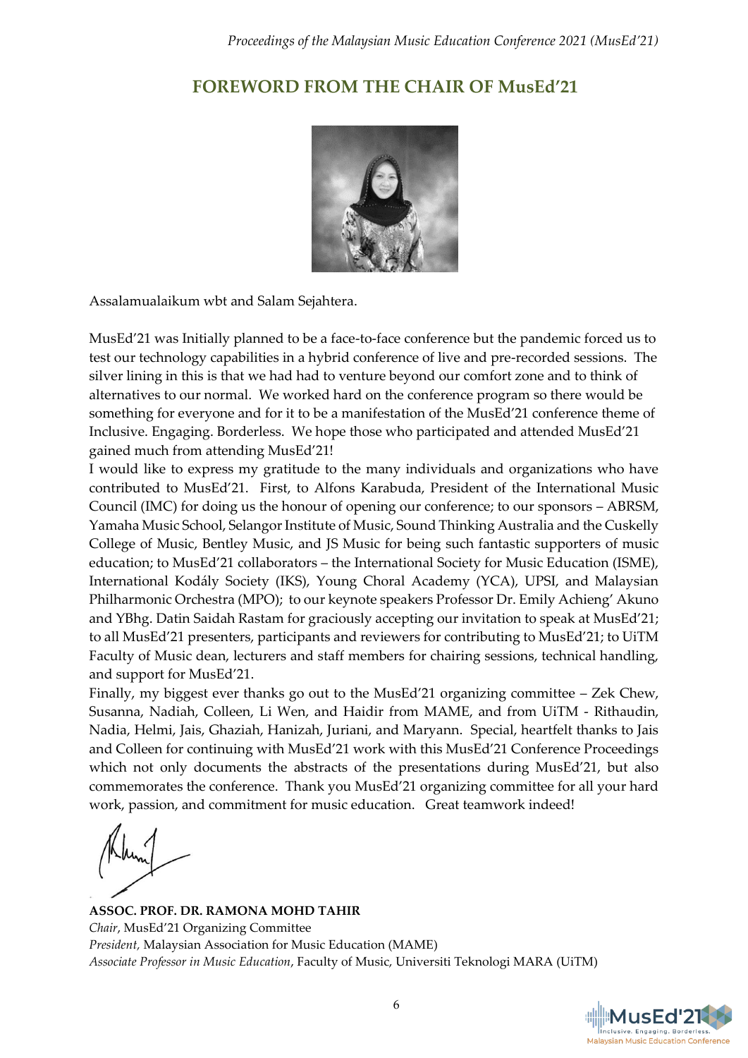## FOREWORD FROM THE CHAIR OF MusEd'21

Assalamualaikum wbt and Salam Sejahtera.

MusEd'21 was Initially planned to be a face-to-face conference but the pandemic forced us to test our technology capabilities in a hybrid conference of live and pre-recorded sessions. The silver lining in this is that we had had to venture beyond our comfort zone and to think of alternatives to our normal. We worked hard on the conference program so there would be something for everyone and for it to be a manifestation of the MusEd'21 conference theme of Inclusive. Engaging. Borderless. We hope those who participated and attended MusEd'21 gained much from attending MusEd'21!

I would like to express my gratitude to the many individuals and organizations who have contributed to MusEd'21. First, to Alfons Karabuda, President of the International Music Council (IMC) for doing us the honour of opening our conference; to our sponsors – ABRSM, Yamaha Music School, Selangor Institute of Music, Sound Thinking Australia and the Cuskelly College of Music, Bentley Music, and JS Music for being such fantastic supporters of music education; to MusEd'21 collaborators – the International Society for Music Education (ISME), International Kodály Society (IKS), Young Choral Academy (YCA), UPSI, and Malaysian Philharmonic Orchestra (MPO); to our keynote speakers Professor Dr. Emily Achieng' Akuno and YBhg. Datin Saidah Rastam for graciously accepting our invitation to speak at MusEd'21; to all MusEd'21 presenters, participants and reviewers for contributing to MusEd'21; to UiTM Faculty of Music dean, lecturers and staff members for chairing sessions, technical handling, and support for MusEd'21.

Finally, my biggest ever thanks go out to the MusEd'21 organizing committee – Zek Chew, Susanna, Nadiah, Colleen, Li Wen, and Haidir from MAME, and from UiTM - Rithaudin, Nadia, Helmi, Jais, Ghaziah, Hanizah, Juriani, and Maryann. Special, heartfelt thanks to Jais and Colleen for continuing with MusEd'21 work with this MusEd'21 Conference Proceedings which not only documents the abstracts of the presentations during MusEd'21, but also commemorates the conference. Thank you MusEd'21 organizing committee for all your hard work, passion, and commitment for music education. Great teamwork indeed!

**ASSOC. PROF. DR. RAMONA MOHD TAHIR**
*Chair*, MusEd'21 Organizing Committee
*President*, Malaysian Association for Music Education (MAME)
*Associate Professor in Music Education*, Faculty of Music, Universiti Teknologi MARA (UiTM)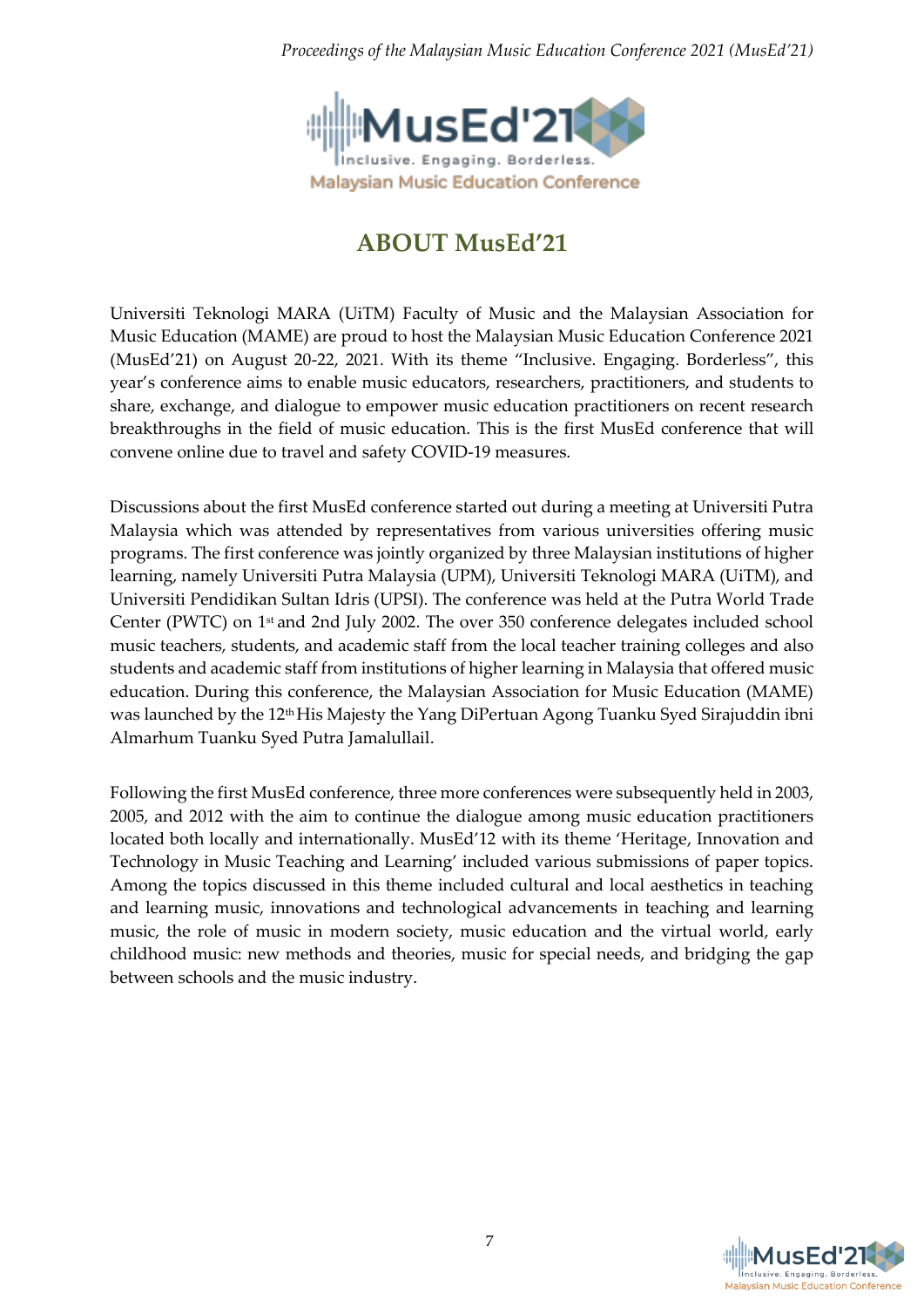# ABOUT MusEd'21

Universiti Teknologi MARA (UiTM) Faculty of Music and the Malaysian Association for Music Education (MAME) are proud to host the Malaysian Music Education Conference 2021 (MusEd'21) on August 20-22, 2021. With its theme "Inclusive. Engaging. Borderless", this year's conference aims to enable music educators, researchers, practitioners, and students to share, exchange, and dialogue to empower music education practitioners on recent research breakthroughs in the field of music education. This is the first MusEd conference that will convene online due to travel and safety COVID-19 measures.

Discussions about the first MusEd conference started out during a meeting at Universiti Putra Malaysia which was attended by representatives from various universities offering music programs. The first conference was jointly organized by three Malaysian institutions of higher learning, namely Universiti Putra Malaysia (UPM), Universiti Teknologi MARA (UiTM), and Universiti Pendidikan Sultan Idris (UPSI). The conference was held at the Putra World Trade Center (PWTC) on 1st and 2nd July 2002. The over 350 conference delegates included school music teachers, students, and academic staff from the local teacher training colleges and also students and academic staff from institutions of higher learning in Malaysia that offered music education. During this conference, the Malaysian Association for Music Education (MAME) was launched by the 12th His Majesty the Yang DiPertuan Agong Tuanku Syed Sirajuddin ibni Almarhum Tuanku Syed Putra Jamalullail.

Following the first MusEd conference, three more conferences were subsequently held in 2003, 2005, and 2012 with the aim to continue the dialogue among music education practitioners located both locally and internationally. MusEd'12 with its theme 'Heritage, Innovation and Technology in Music Teaching and Learning' included various submissions of paper topics. Among the topics discussed in this theme included cultural and local aesthetics in teaching and learning music, innovations and technological advancements in teaching and learning music, the role of music in modern society, music education and the virtual world, early childhood music: new methods and theories, music for special needs, and bridging the gap between schools and the music industry.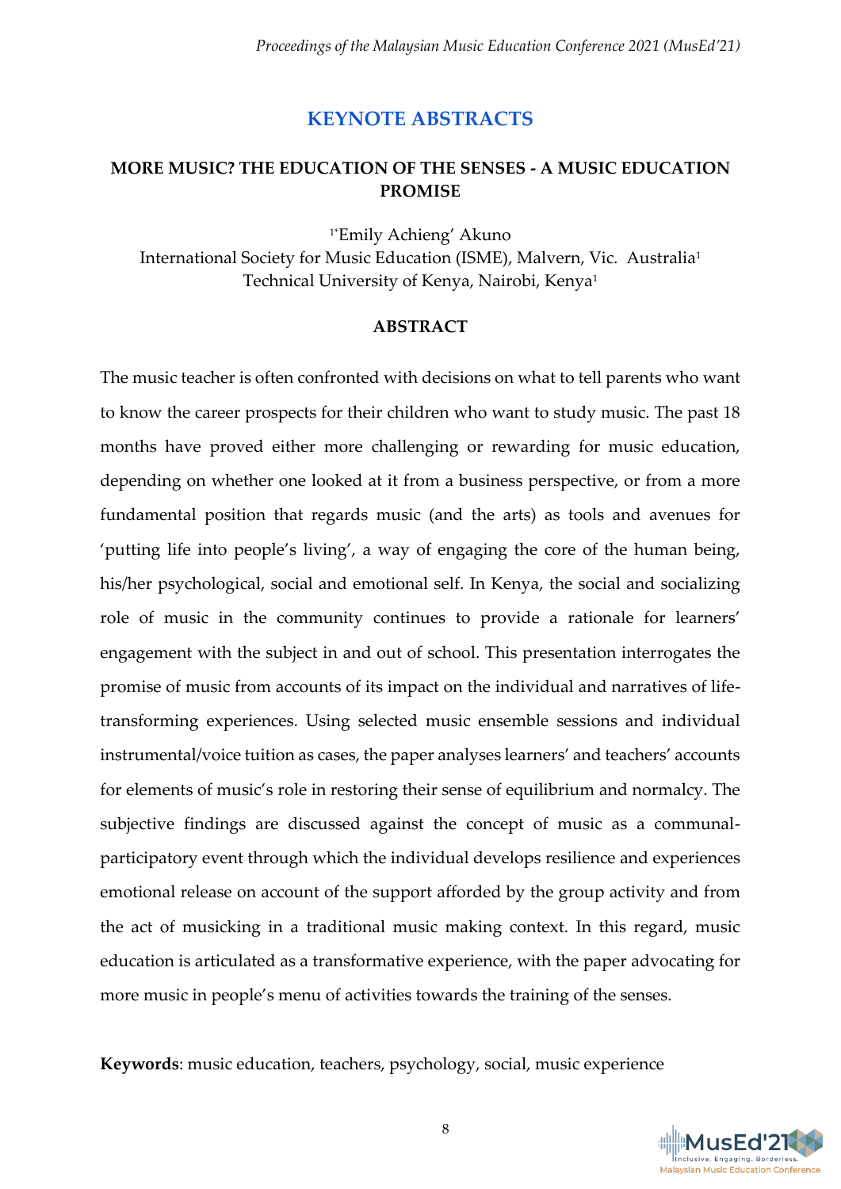# KEYNOTE ABSTRACTS

## MORE MUSIC? THE EDUCATION OF THE SENSES - A MUSIC EDUCATION PROMISE

[1*]Emily Achieng' Akuno

International Society for Music Education (ISME), Malvern, Vic. Australia[1]
Technical University of Kenya, Nairobi, Kenya[1]

### ABSTRACT

The music teacher is often confronted with decisions on what to tell parents who want to know the career prospects for their children who want to study music. The past 18 months have proved either more challenging or rewarding for music education, depending on whether one looked at it from a business perspective, or from a more fundamental position that regards music (and the arts) as tools and avenues for 'putting life into people's living', a way of engaging the core of the human being, his/her psychological, social and emotional self. In Kenya, the social and socializing role of music in the community continues to provide a rationale for learners' engagement with the subject in and out of school. This presentation interrogates the promise of music from accounts of its impact on the individual and narratives of life-transforming experiences. Using selected music ensemble sessions and individual instrumental/voice tuition as cases, the paper analyses learners' and teachers' accounts for elements of music's role in restoring their sense of equilibrium and normalcy. The subjective findings are discussed against the concept of music as a communal-participatory event through which the individual develops resilience and experiences emotional release on account of the support afforded by the group activity and from the act of musicking in a traditional music making context. In this regard, music education is articulated as a transformative experience, with the paper advocating for more music in people's menu of activities towards the training of the senses.

**Keywords**: music education, teachers, psychology, social, music experience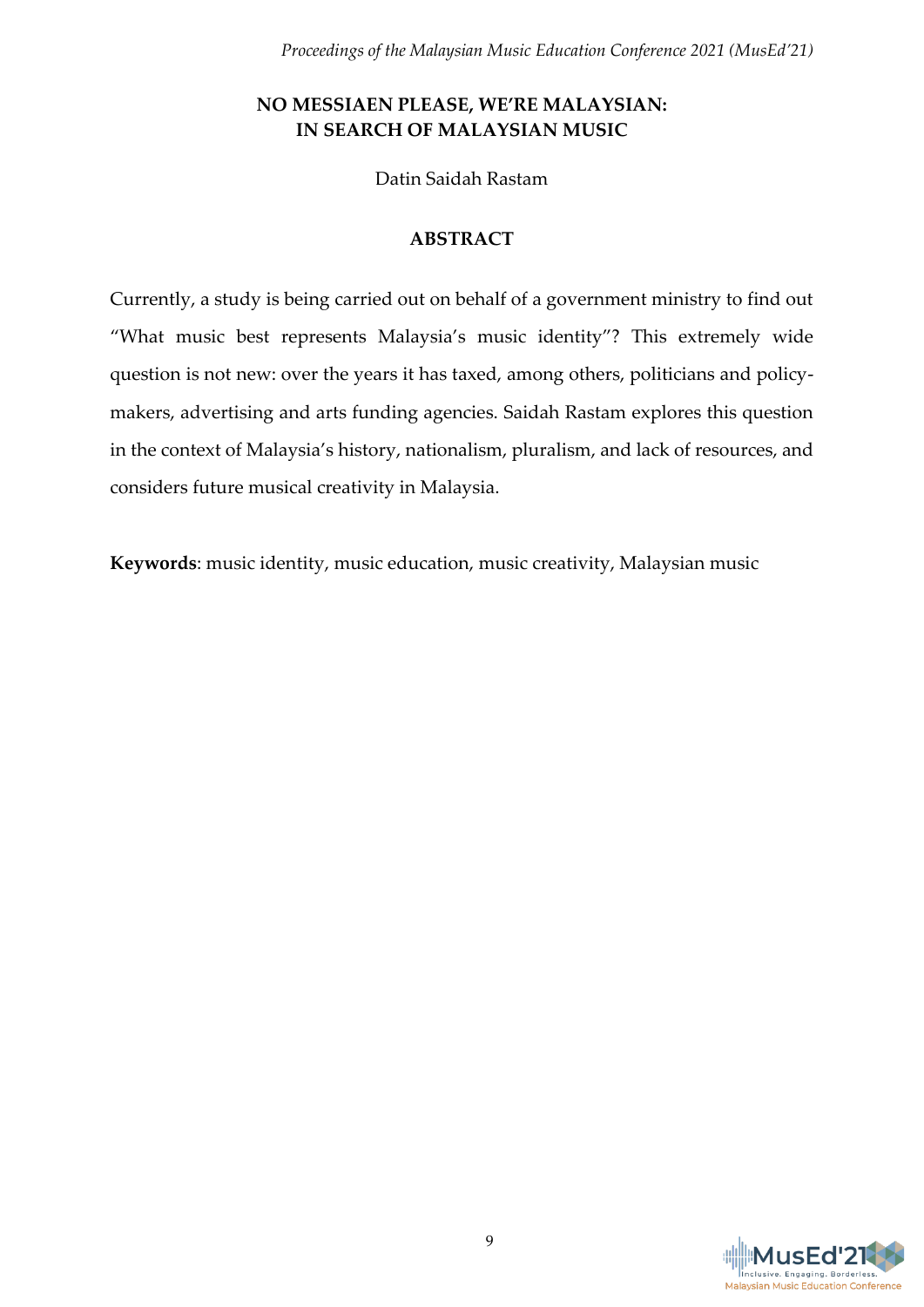# NO MESSIAEN PLEASE, WE'RE MALAYSIAN: IN SEARCH OF MALAYSIAN MUSIC

Datin Saidah Rastam

## ABSTRACT

Currently, a study is being carried out on behalf of a government ministry to find out "What music best represents Malaysia's music identity"? This extremely wide question is not new: over the years it has taxed, among others, politicians and policy-makers, advertising and arts funding agencies. Saidah Rastam explores this question in the context of Malaysia's history, nationalism, pluralism, and lack of resources, and considers future musical creativity in Malaysia.

**Keywords**: music identity, music education, music creativity, Malaysian music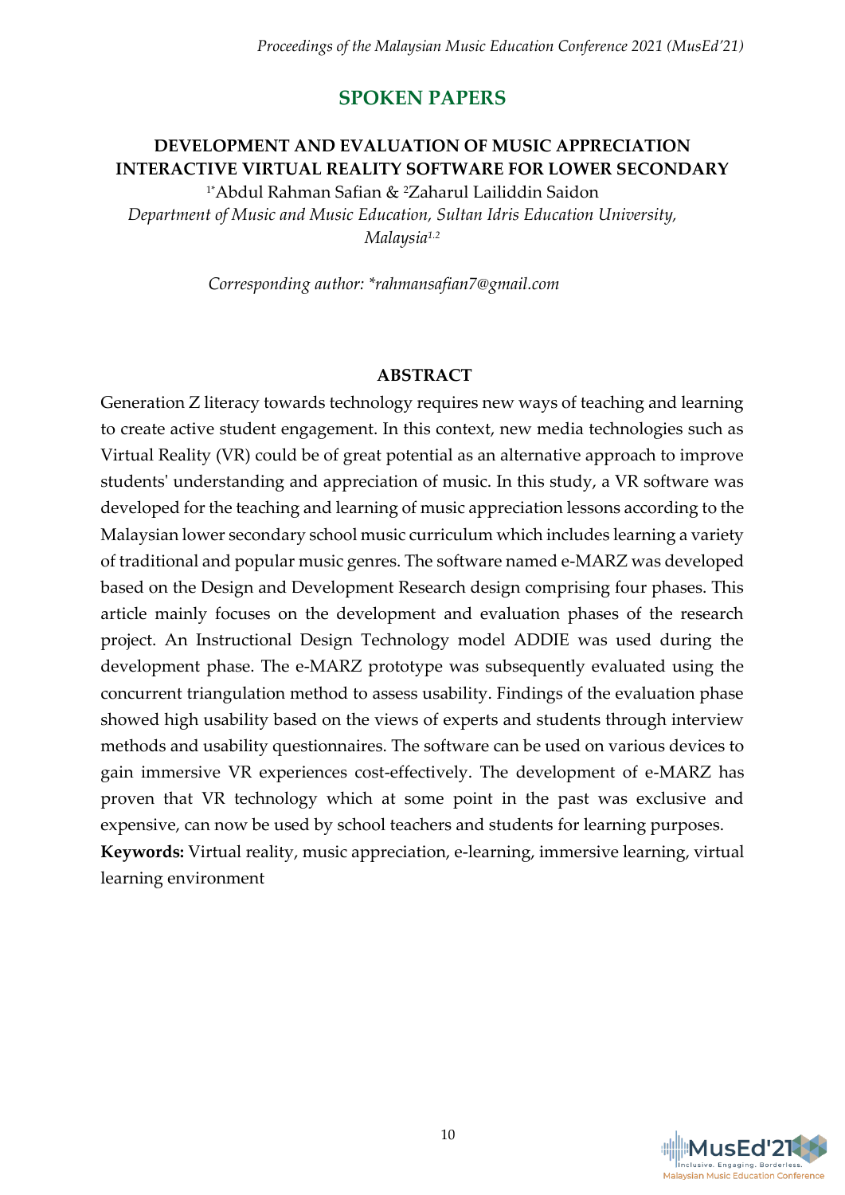## SPOKEN PAPERS

### DEVELOPMENT AND EVALUATION OF MUSIC APPRECIATION INTERACTIVE VIRTUAL REALITY SOFTWARE FOR LOWER SECONDARY

[1*]Abdul Rahman Safian & [2]Zaharul Lailiddin Saidon

*Department of Music and Music Education, Sultan Idris Education University, Malaysia*[1,2]

*Corresponding author: *rahmansafian7@gmail.com*

#### ABSTRACT

Generation Z literacy towards technology requires new ways of teaching and learning to create active student engagement. In this context, new media technologies such as Virtual Reality (VR) could be of great potential as an alternative approach to improve students' understanding and appreciation of music. In this study, a VR software was developed for the teaching and learning of music appreciation lessons according to the Malaysian lower secondary school music curriculum which includes learning a variety of traditional and popular music genres. The software named e-MARZ was developed based on the Design and Development Research design comprising four phases. This article mainly focuses on the development and evaluation phases of the research project. An Instructional Design Technology model ADDIE was used during the development phase. The e-MARZ prototype was subsequently evaluated using the concurrent triangulation method to assess usability. Findings of the evaluation phase showed high usability based on the views of experts and students through interview methods and usability questionnaires. The software can be used on various devices to gain immersive VR experiences cost-effectively. The development of e-MARZ has proven that VR technology which at some point in the past was exclusive and expensive, can now be used by school teachers and students for learning purposes.

**Keywords:** Virtual reality, music appreciation, e-learning, immersive learning, virtual learning environment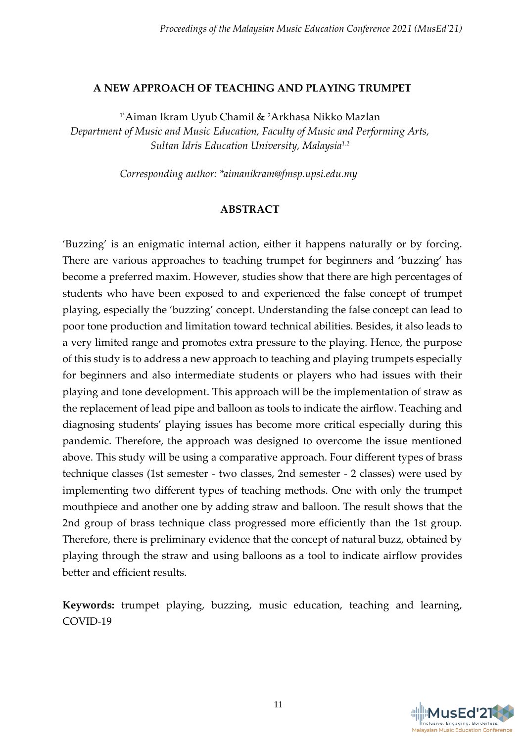# A NEW APPROACH OF TEACHING AND PLAYING TRUMPET

[1*]Aiman Ikram Uyub Chamil & [2]Arkhasa Nikko Mazlan
*Department of Music and Music Education, Faculty of Music and Performing Arts, Sultan Idris Education University, Malaysia[1,2]*

*Corresponding author: \*aimanikram@fmsp.upsi.edu.my*

## ABSTRACT

'Buzzing' is an enigmatic internal action, either it happens naturally or by forcing. There are various approaches to teaching trumpet for beginners and 'buzzing' has become a preferred maxim. However, studies show that there are high percentages of students who have been exposed to and experienced the false concept of trumpet playing, especially the 'buzzing' concept. Understanding the false concept can lead to poor tone production and limitation toward technical abilities. Besides, it also leads to a very limited range and promotes extra pressure to the playing. Hence, the purpose of this study is to address a new approach to teaching and playing trumpets especially for beginners and also intermediate students or players who had issues with their playing and tone development. This approach will be the implementation of straw as the replacement of lead pipe and balloon as tools to indicate the airflow. Teaching and diagnosing students' playing issues has become more critical especially during this pandemic. Therefore, the approach was designed to overcome the issue mentioned above. This study will be using a comparative approach. Four different types of brass technique classes (1st semester - two classes, 2nd semester - 2 classes) were used by implementing two different types of teaching methods. One with only the trumpet mouthpiece and another one by adding straw and balloon. The result shows that the 2nd group of brass technique class progressed more efficiently than the 1st group. Therefore, there is preliminary evidence that the concept of natural buzz, obtained by playing through the straw and using balloons as a tool to indicate airflow provides better and efficient results.

**Keywords:** trumpet playing, buzzing, music education, teaching and learning, COVID-19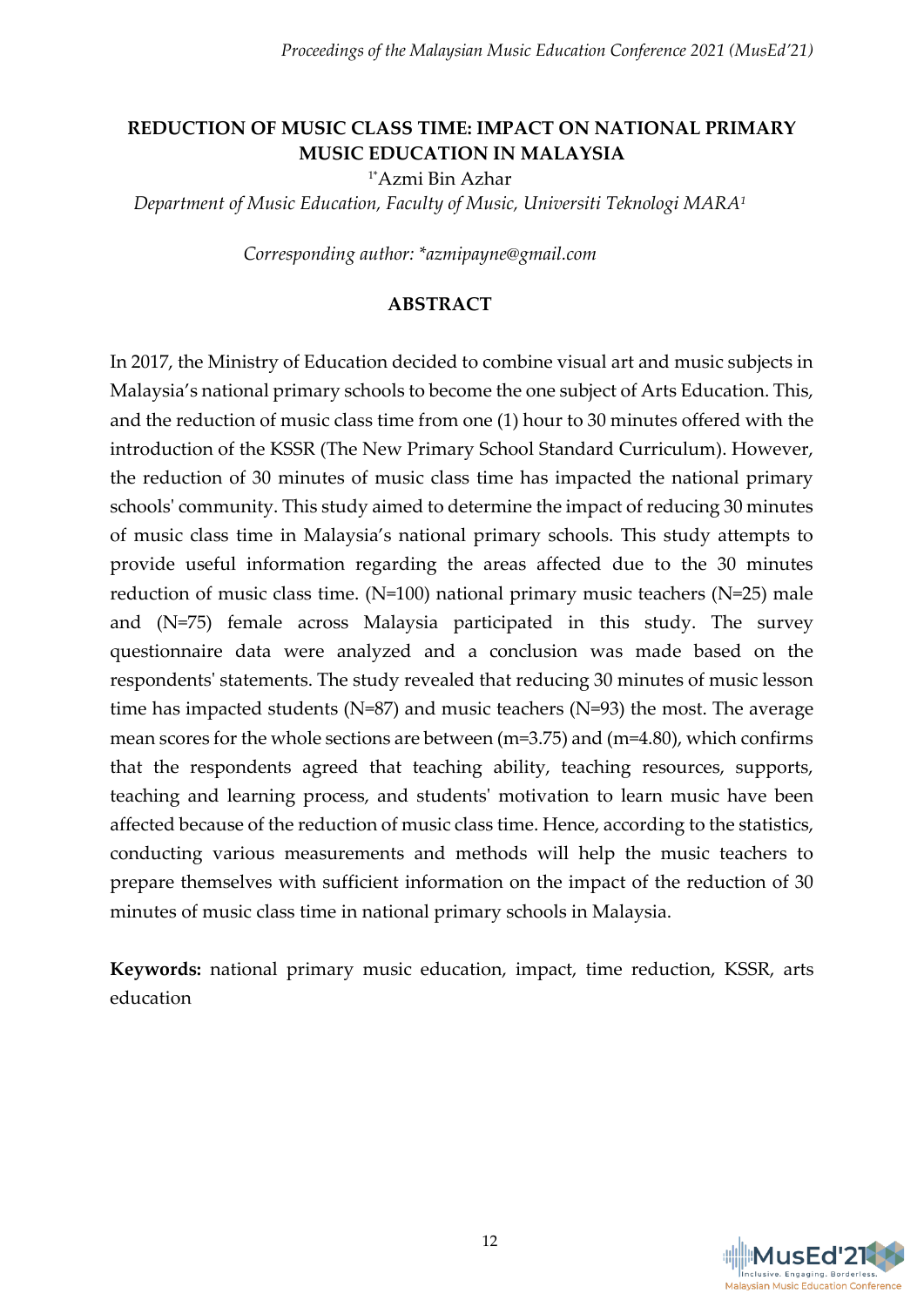# REDUCTION OF MUSIC CLASS TIME: IMPACT ON NATIONAL PRIMARY MUSIC EDUCATION IN MALAYSIA

[1*]Azmi Bin Azhar

*Department of Music Education, Faculty of Music, Universiti Teknologi MARA[1]*

*Corresponding author: *azmipayne@gmail.com*

## ABSTRACT

In 2017, the Ministry of Education decided to combine visual art and music subjects in Malaysia's national primary schools to become the one subject of Arts Education. This, and the reduction of music class time from one (1) hour to 30 minutes offered with the introduction of the KSSR (The New Primary School Standard Curriculum). However, the reduction of 30 minutes of music class time has impacted the national primary schools' community. This study aimed to determine the impact of reducing 30 minutes of music class time in Malaysia's national primary schools. This study attempts to provide useful information regarding the areas affected due to the 30 minutes reduction of music class time. (N=100) national primary music teachers (N=25) male and (N=75) female across Malaysia participated in this study. The survey questionnaire data were analyzed and a conclusion was made based on the respondents' statements. The study revealed that reducing 30 minutes of music lesson time has impacted students (N=87) and music teachers (N=93) the most. The average mean scores for the whole sections are between (m=3.75) and (m=4.80), which confirms that the respondents agreed that teaching ability, teaching resources, supports, teaching and learning process, and students' motivation to learn music have been affected because of the reduction of music class time. Hence, according to the statistics, conducting various measurements and methods will help the music teachers to prepare themselves with sufficient information on the impact of the reduction of 30 minutes of music class time in national primary schools in Malaysia.

**Keywords:** national primary music education, impact, time reduction, KSSR, arts education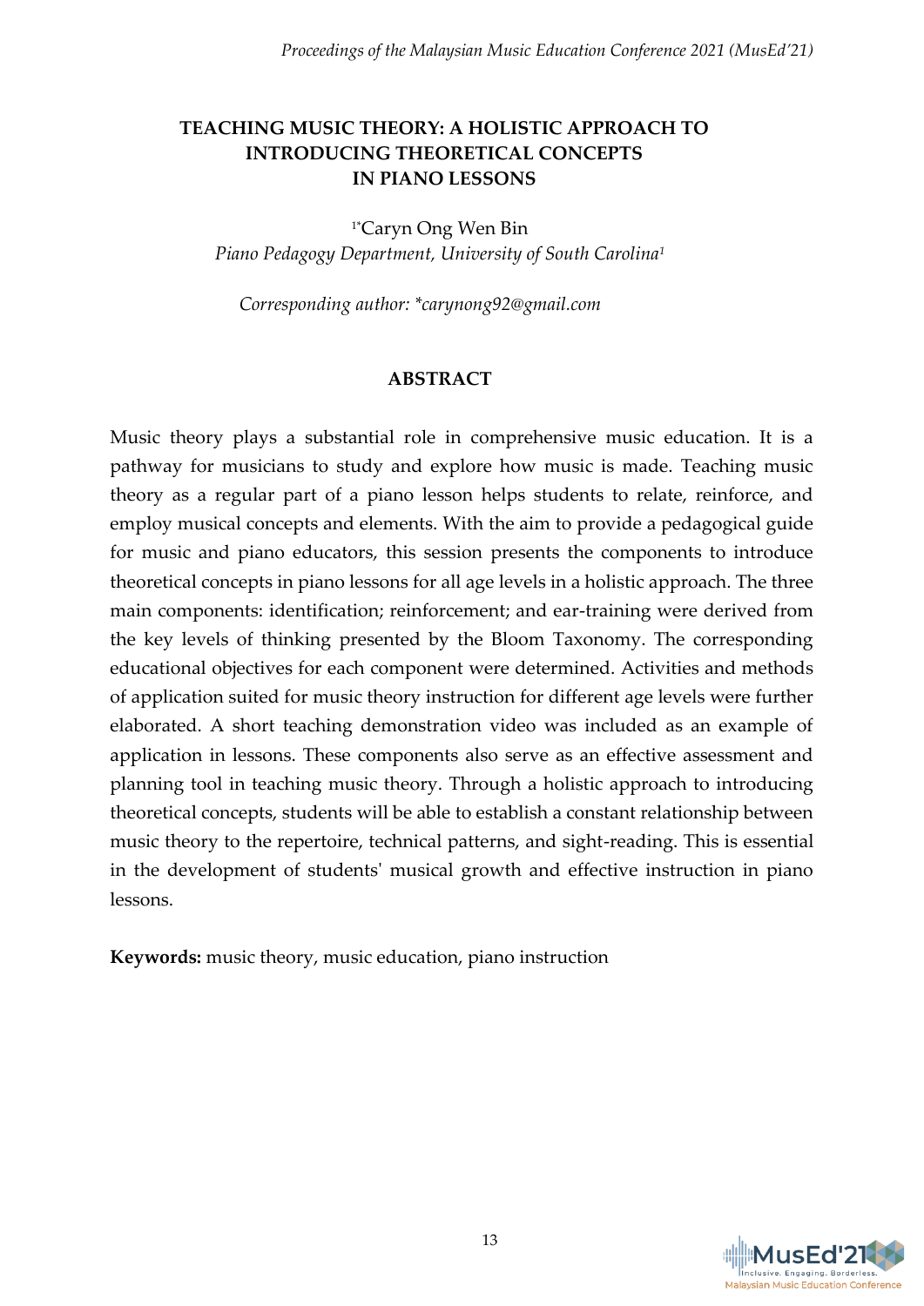# TEACHING MUSIC THEORY: A HOLISTIC APPROACH TO INTRODUCING THEORETICAL CONCEPTS IN PIANO LESSONS

[1*]Caryn Ong Wen Bin

*Piano Pedagogy Department, University of South Carolina*[1]

*Corresponding author: *carynong92@gmail.com*

## ABSTRACT

Music theory plays a substantial role in comprehensive music education. It is a pathway for musicians to study and explore how music is made. Teaching music theory as a regular part of a piano lesson helps students to relate, reinforce, and employ musical concepts and elements. With the aim to provide a pedagogical guide for music and piano educators, this session presents the components to introduce theoretical concepts in piano lessons for all age levels in a holistic approach. The three main components: identification; reinforcement; and ear-training were derived from the key levels of thinking presented by the Bloom Taxonomy. The corresponding educational objectives for each component were determined. Activities and methods of application suited for music theory instruction for different age levels were further elaborated. A short teaching demonstration video was included as an example of application in lessons. These components also serve as an effective assessment and planning tool in teaching music theory. Through a holistic approach to introducing theoretical concepts, students will be able to establish a constant relationship between music theory to the repertoire, technical patterns, and sight-reading. This is essential in the development of students' musical growth and effective instruction in piano lessons.

**Keywords:** music theory, music education, piano instruction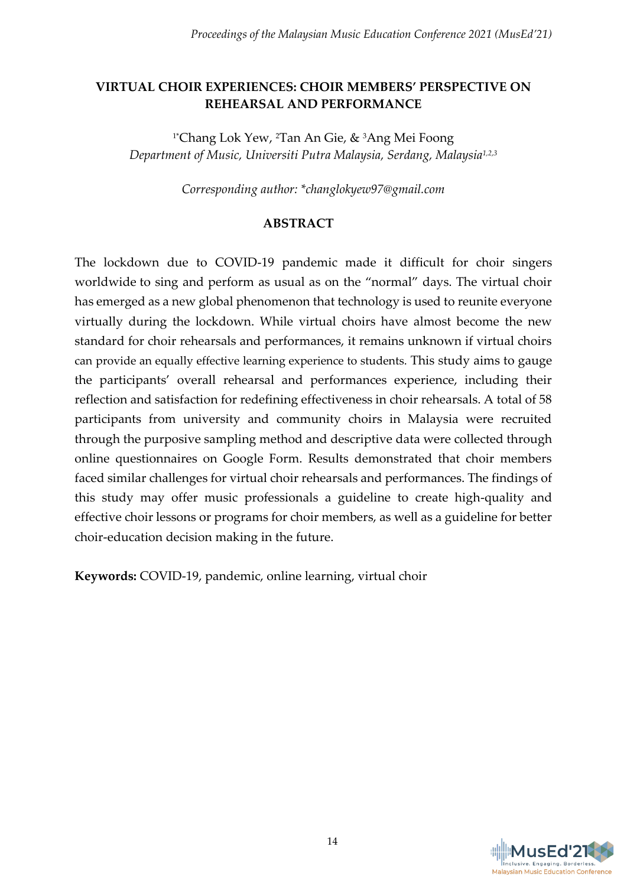# VIRTUAL CHOIR EXPERIENCES: CHOIR MEMBERS' PERSPECTIVE ON REHEARSAL AND PERFORMANCE

[1*]Chang Lok Yew, [2]Tan An Gie, & [3]Ang Mei Foong
*Department of Music, Universiti Putra Malaysia, Serdang, Malaysia[1,2,3]*

*Corresponding author: *changlokyew97@gmail.com*

## ABSTRACT

The lockdown due to COVID-19 pandemic made it difficult for choir singers worldwide to sing and perform as usual as on the "normal" days. The virtual choir has emerged as a new global phenomenon that technology is used to reunite everyone virtually during the lockdown. While virtual choirs have almost become the new standard for choir rehearsals and performances, it remains unknown if virtual choirs can provide an equally effective learning experience to students. This study aims to gauge the participants' overall rehearsal and performances experience, including their reflection and satisfaction for redefining effectiveness in choir rehearsals. A total of 58 participants from university and community choirs in Malaysia were recruited through the purposive sampling method and descriptive data were collected through online questionnaires on Google Form. Results demonstrated that choir members faced similar challenges for virtual choir rehearsals and performances. The findings of this study may offer music professionals a guideline to create high-quality and effective choir lessons or programs for choir members, as well as a guideline for better choir-education decision making in the future.

**Keywords:** COVID-19, pandemic, online learning, virtual choir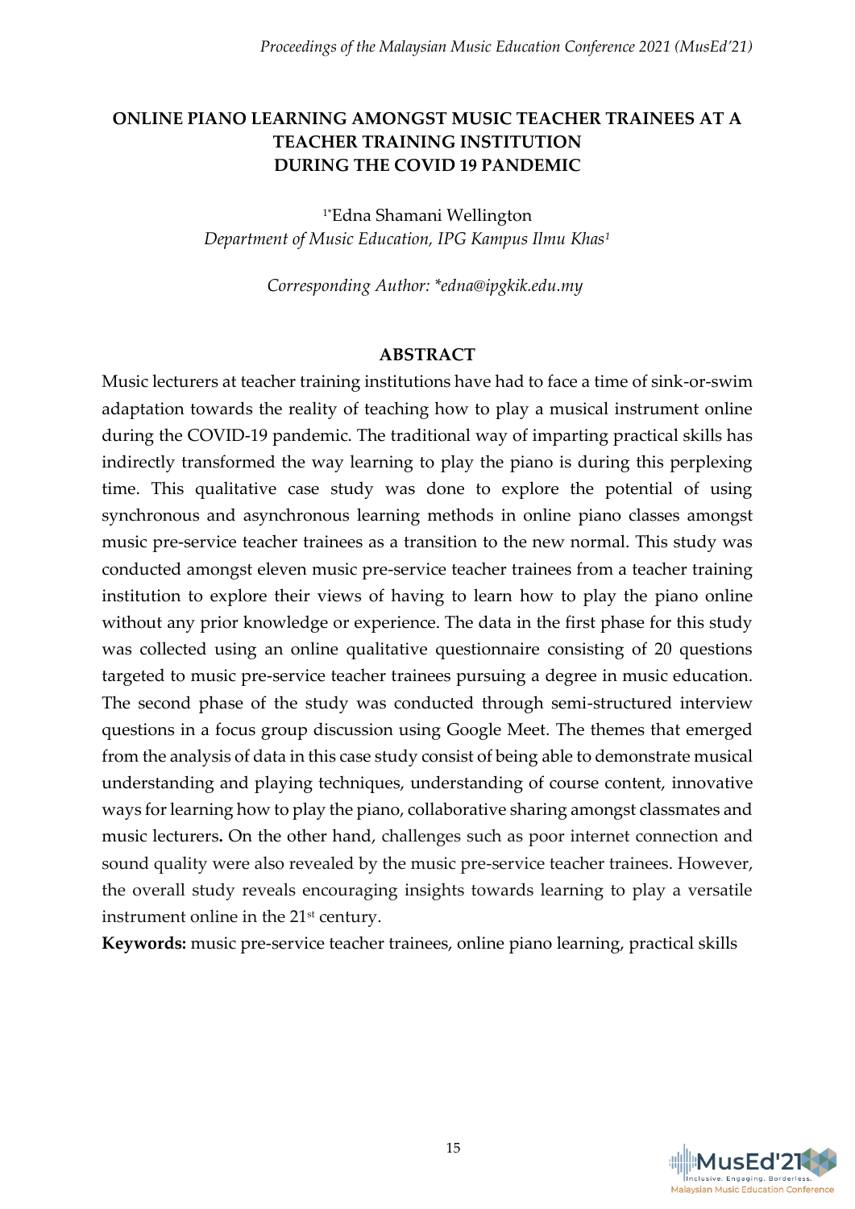# ONLINE PIANO LEARNING AMONGST MUSIC TEACHER TRAINEES AT A TEACHER TRAINING INSTITUTION DURING THE COVID 19 PANDEMIC

[1*]Edna Shamani Wellington

*Department of Music Education, IPG Kampus Ilmu Khas*[1]

*Corresponding Author: *edna@ipgkik.edu.my*

## ABSTRACT

Music lecturers at teacher training institutions have had to face a time of sink-or-swim adaptation towards the reality of teaching how to play a musical instrument online during the COVID-19 pandemic. The traditional way of imparting practical skills has indirectly transformed the way learning to play the piano is during this perplexing time. This qualitative case study was done to explore the potential of using synchronous and asynchronous learning methods in online piano classes amongst music pre-service teacher trainees as a transition to the new normal. This study was conducted amongst eleven music pre-service teacher trainees from a teacher training institution to explore their views of having to learn how to play the piano online without any prior knowledge or experience. The data in the first phase for this study was collected using an online qualitative questionnaire consisting of 20 questions targeted to music pre-service teacher trainees pursuing a degree in music education. The second phase of the study was conducted through semi-structured interview questions in a focus group discussion using Google Meet. The themes that emerged from the analysis of data in this case study consist of being able to demonstrate musical understanding and playing techniques, understanding of course content, innovative ways for learning how to play the piano, collaborative sharing amongst classmates and music lecturers**.** On the other hand, challenges such as poor internet connection and sound quality were also revealed by the music pre-service teacher trainees. However, the overall study reveals encouraging insights towards learning to play a versatile instrument online in the 21st century.

**Keywords:** music pre-service teacher trainees, online piano learning, practical skills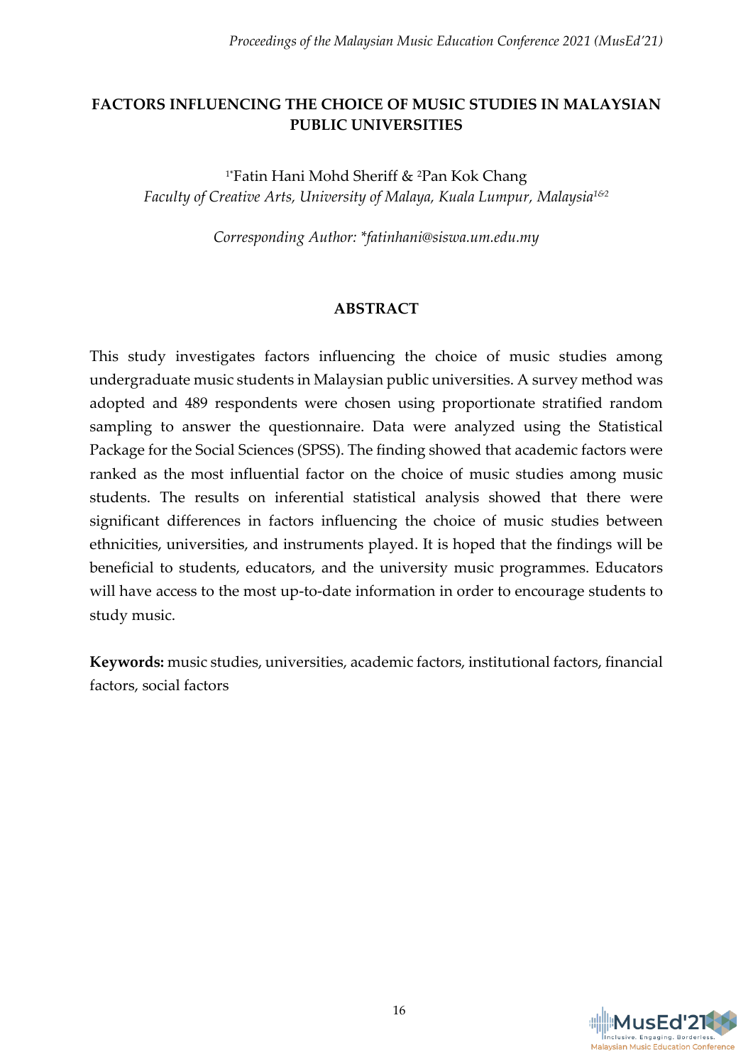# FACTORS INFLUENCING THE CHOICE OF MUSIC STUDIES IN MALAYSIAN PUBLIC UNIVERSITIES

[1*]Fatin Hani Mohd Sheriff & [2]Pan Kok Chang

*Faculty of Creative Arts, University of Malaya, Kuala Lumpur, Malaysia[1&2]*

*Corresponding Author: *fatinhani@siswa.um.edu.my*

## ABSTRACT

This study investigates factors influencing the choice of music studies among undergraduate music students in Malaysian public universities. A survey method was adopted and 489 respondents were chosen using proportionate stratified random sampling to answer the questionnaire. Data were analyzed using the Statistical Package for the Social Sciences (SPSS). The finding showed that academic factors were ranked as the most influential factor on the choice of music studies among music students. The results on inferential statistical analysis showed that there were significant differences in factors influencing the choice of music studies between ethnicities, universities, and instruments played. It is hoped that the findings will be beneficial to students, educators, and the university music programmes. Educators will have access to the most up-to-date information in order to encourage students to study music.

**Keywords:** music studies, universities, academic factors, institutional factors, financial factors, social factors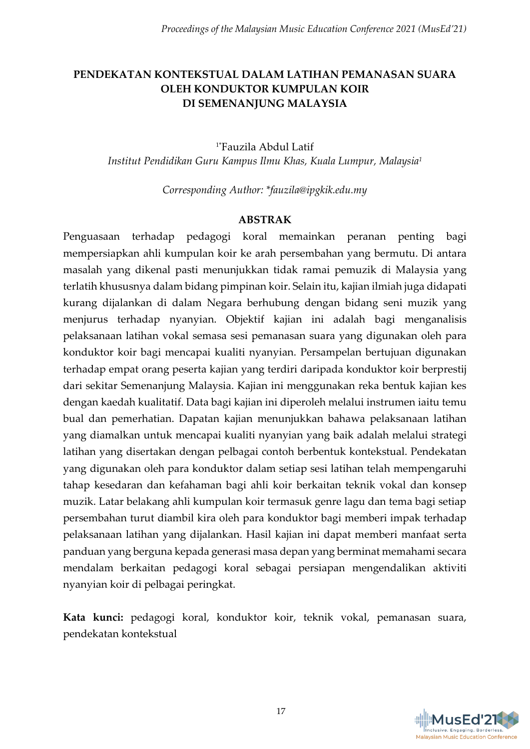# PENDEKATAN KONTEKSTUAL DALAM LATIHAN PEMANASAN SUARA OLEH KONDUKTOR KUMPULAN KOIR DI SEMENANJUNG MALAYSIA

[1*]Fauzila Abdul Latif

*Institut Pendidikan Guru Kampus Ilmu Khas, Kuala Lumpur, Malaysia[1]*

*Corresponding Author: *fauzila@ipgkik.edu.my*

## ABSTRAK

Penguasaan terhadap pedagogi koral memainkan peranan penting bagi mempersiapkan ahli kumpulan koir ke arah persembahan yang bermutu. Di antara masalah yang dikenal pasti menunjukkan tidak ramai pemuzik di Malaysia yang terlatih khususnya dalam bidang pimpinan koir. Selain itu, kajian ilmiah juga didapati kurang dijalankan di dalam Negara berhubung dengan bidang seni muzik yang menjurus terhadap nyanyian. Objektif kajian ini adalah bagi menganalisis pelaksanaan latihan vokal semasa sesi pemanasan suara yang digunakan oleh para konduktor koir bagi mencapai kualiti nyanyian. Persampelan bertujuan digunakan terhadap empat orang peserta kajian yang terdiri daripada konduktor koir berprestij dari sekitar Semenanjung Malaysia. Kajian ini menggunakan reka bentuk kajian kes dengan kaedah kualitatif. Data bagi kajian ini diperoleh melalui instrumen iaitu temu bual dan pemerhatian. Dapatan kajian menunjukkan bahawa pelaksanaan latihan yang diamalkan untuk mencapai kualiti nyanyian yang baik adalah melalui strategi latihan yang disertakan dengan pelbagai contoh berbentuk kontekstual. Pendekatan yang digunakan oleh para konduktor dalam setiap sesi latihan telah mempengaruhi tahap kesedaran dan kefahaman bagi ahli koir berkaitan teknik vokal dan konsep muzik. Latar belakang ahli kumpulan koir termasuk genre lagu dan tema bagi setiap persembahan turut diambil kira oleh para konduktor bagi memberi impak terhadap pelaksanaan latihan yang dijalankan. Hasil kajian ini dapat memberi manfaat serta panduan yang berguna kepada generasi masa depan yang berminat memahami secara mendalam berkaitan pedagogi koral sebagai persiapan mengendalikan aktiviti nyanyian koir di pelbagai peringkat.

**Kata kunci:** pedagogi koral, konduktor koir, teknik vokal, pemanasan suara, pendekatan kontekstual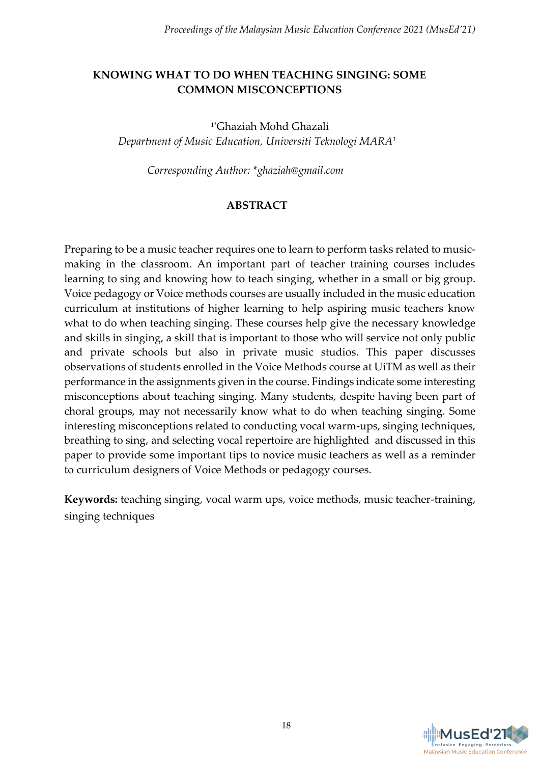# KNOWING WHAT TO DO WHEN TEACHING SINGING: SOME COMMON MISCONCEPTIONS

[1*]Ghaziah Mohd Ghazali

*Department of Music Education, Universiti Teknologi MARA*[1]

*Corresponding Author: *ghaziah@gmail.com*

## ABSTRACT

Preparing to be a music teacher requires one to learn to perform tasks related to music-making in the classroom. An important part of teacher training courses includes learning to sing and knowing how to teach singing, whether in a small or big group. Voice pedagogy or Voice methods courses are usually included in the music education curriculum at institutions of higher learning to help aspiring music teachers know what to do when teaching singing. These courses help give the necessary knowledge and skills in singing, a skill that is important to those who will service not only public and private schools but also in private music studios. This paper discusses observations of students enrolled in the Voice Methods course at UiTM as well as their performance in the assignments given in the course. Findings indicate some interesting misconceptions about teaching singing. Many students, despite having been part of choral groups, may not necessarily know what to do when teaching singing. Some interesting misconceptions related to conducting vocal warm-ups, singing techniques, breathing to sing, and selecting vocal repertoire are highlighted and discussed in this paper to provide some important tips to novice music teachers as well as a reminder to curriculum designers of Voice Methods or pedagogy courses.

**Keywords:** teaching singing, vocal warm ups, voice methods, music teacher-training, singing techniques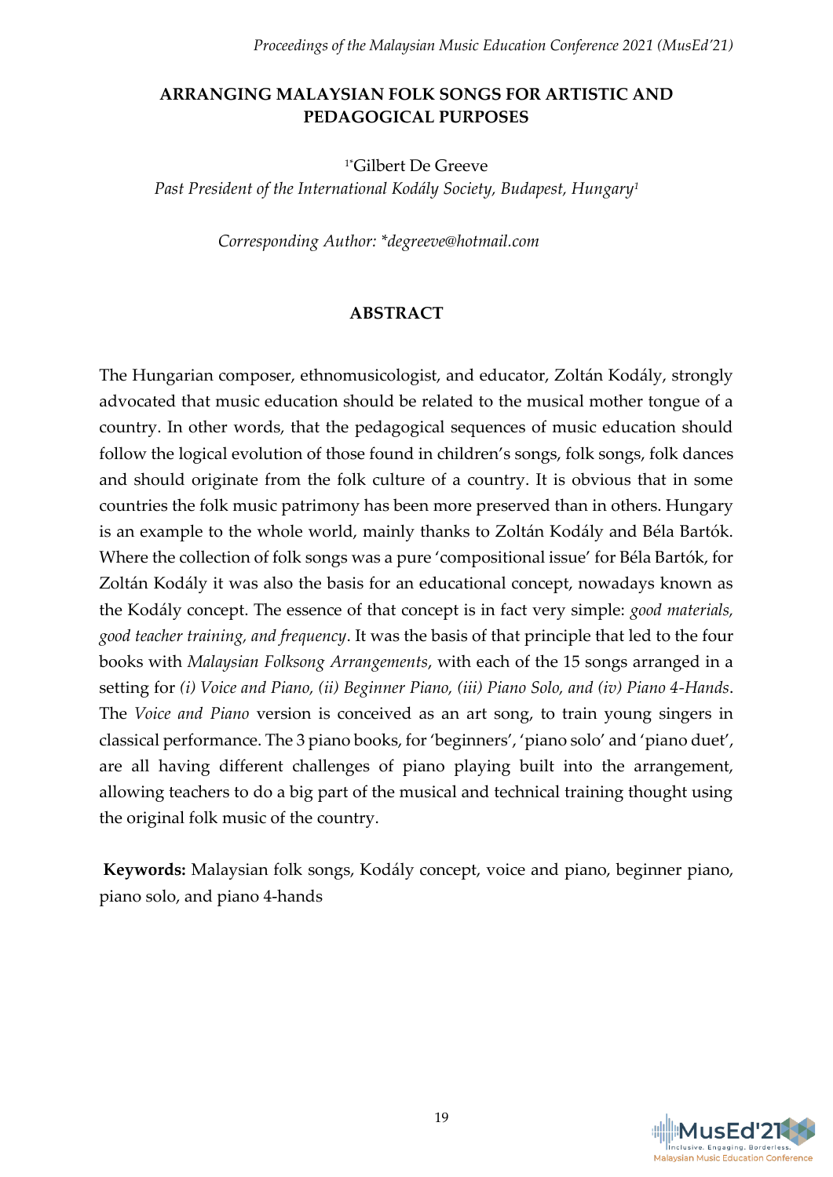# ARRANGING MALAYSIAN FOLK SONGS FOR ARTISTIC AND PEDAGOGICAL PURPOSES

[1*]Gilbert De Greeve

*Past President of the International Kodály Society, Budapest, Hungary*[1]

*Corresponding Author: *degreeve@hotmail.com*

## ABSTRACT

The Hungarian composer, ethnomusicologist, and educator, Zoltán Kodály, strongly advocated that music education should be related to the musical mother tongue of a country. In other words, that the pedagogical sequences of music education should follow the logical evolution of those found in children's songs, folk songs, folk dances and should originate from the folk culture of a country. It is obvious that in some countries the folk music patrimony has been more preserved than in others. Hungary is an example to the whole world, mainly thanks to Zoltán Kodály and Béla Bartók. Where the collection of folk songs was a pure 'compositional issue' for Béla Bartók, for Zoltán Kodály it was also the basis for an educational concept, nowadays known as the Kodály concept. The essence of that concept is in fact very simple: *good materials, good teacher training, and frequency*. It was the basis of that principle that led to the four books with *Malaysian Folksong Arrangements*, with each of the 15 songs arranged in a setting for *(i) Voice and Piano, (ii) Beginner Piano, (iii) Piano Solo, and (iv) Piano 4-Hands*. The *Voice and Piano* version is conceived as an art song, to train young singers in classical performance. The 3 piano books, for 'beginners', 'piano solo' and 'piano duet', are all having different challenges of piano playing built into the arrangement, allowing teachers to do a big part of the musical and technical training thought using the original folk music of the country.

**Keywords:** Malaysian folk songs, Kodály concept, voice and piano, beginner piano, piano solo, and piano 4-hands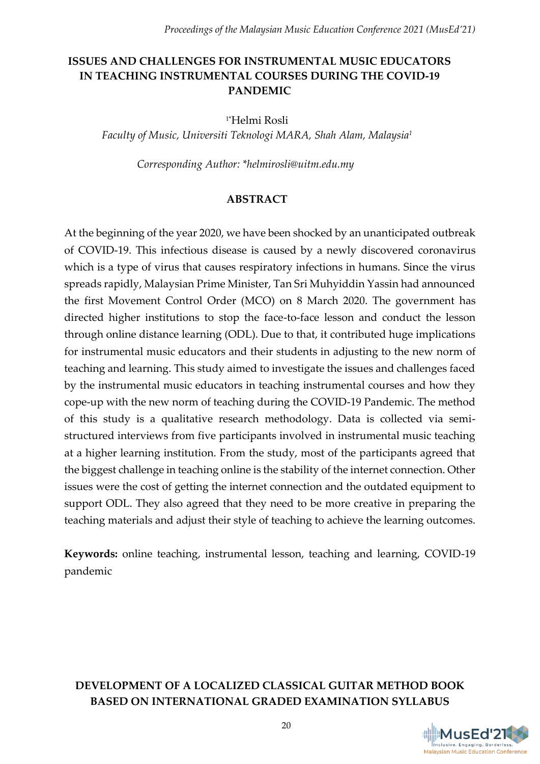## ISSUES AND CHALLENGES FOR INSTRUMENTAL MUSIC EDUCATORS IN TEACHING INSTRUMENTAL COURSES DURING THE COVID-19 PANDEMIC

[1*]Helmi Rosli

*Faculty of Music, Universiti Teknologi MARA, Shah Alam, Malaysia[1]*

*Corresponding Author: *helmirosli@uitm.edu.my*

### ABSTRACT

At the beginning of the year 2020, we have been shocked by an unanticipated outbreak of COVID-19. This infectious disease is caused by a newly discovered coronavirus which is a type of virus that causes respiratory infections in humans. Since the virus spreads rapidly, Malaysian Prime Minister, Tan Sri Muhyiddin Yassin had announced the first Movement Control Order (MCO) on 8 March 2020. The government has directed higher institutions to stop the face-to-face lesson and conduct the lesson through online distance learning (ODL). Due to that, it contributed huge implications for instrumental music educators and their students in adjusting to the new norm of teaching and learning. This study aimed to investigate the issues and challenges faced by the instrumental music educators in teaching instrumental courses and how they cope-up with the new norm of teaching during the COVID-19 Pandemic. The method of this study is a qualitative research methodology. Data is collected via semi-structured interviews from five participants involved in instrumental music teaching at a higher learning institution. From the study, most of the participants agreed that the biggest challenge in teaching online is the stability of the internet connection. Other issues were the cost of getting the internet connection and the outdated equipment to support ODL. They also agreed that they need to be more creative in preparing the teaching materials and adjust their style of teaching to achieve the learning outcomes.

**Keywords:** online teaching, instrumental lesson, teaching and learning, COVID-19 pandemic

## DEVELOPMENT OF A LOCALIZED CLASSICAL GUITAR METHOD BOOK BASED ON INTERNATIONAL GRADED EXAMINATION SYLLABUS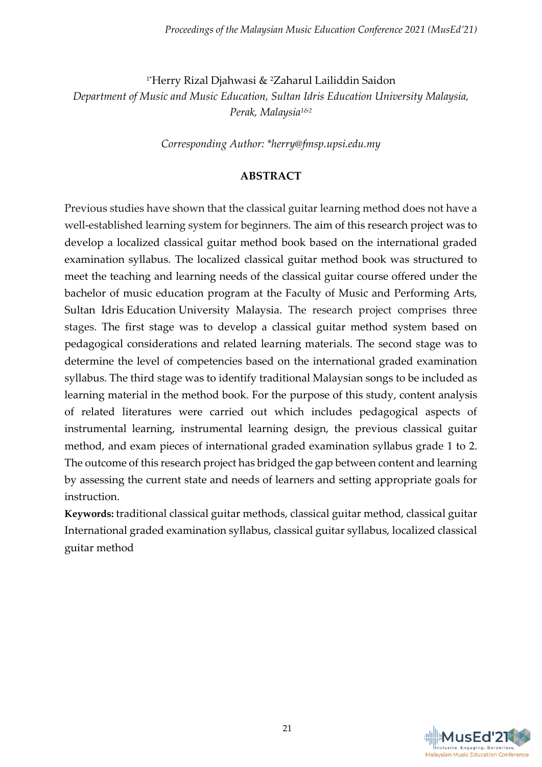[1*]Herry Rizal Djahwasi & [2]Zaharul Lailiddin Saidon

*Department of Music and Music Education, Sultan Idris Education University Malaysia, Perak, Malaysia[1&2]*

*Corresponding Author: *herry@fmsp.upsi.edu.my*

## ABSTRACT

Previous studies have shown that the classical guitar learning method does not have a well-established learning system for beginners. The aim of this research project was to develop a localized classical guitar method book based on the international graded examination syllabus. The localized classical guitar method book was structured to meet the teaching and learning needs of the classical guitar course offered under the bachelor of music education program at the Faculty of Music and Performing Arts, Sultan Idris Education University Malaysia. The research project comprises three stages. The first stage was to develop a classical guitar method system based on pedagogical considerations and related learning materials. The second stage was to determine the level of competencies based on the international graded examination syllabus. The third stage was to identify traditional Malaysian songs to be included as learning material in the method book. For the purpose of this study, content analysis of related literatures were carried out which includes pedagogical aspects of instrumental learning, instrumental learning design, the previous classical guitar method, and exam pieces of international graded examination syllabus grade 1 to 2. The outcome of this research project has bridged the gap between content and learning by assessing the current state and needs of learners and setting appropriate goals for instruction.

**Keywords:** traditional classical guitar methods, classical guitar method, classical guitar International graded examination syllabus, classical guitar syllabus, localized classical guitar method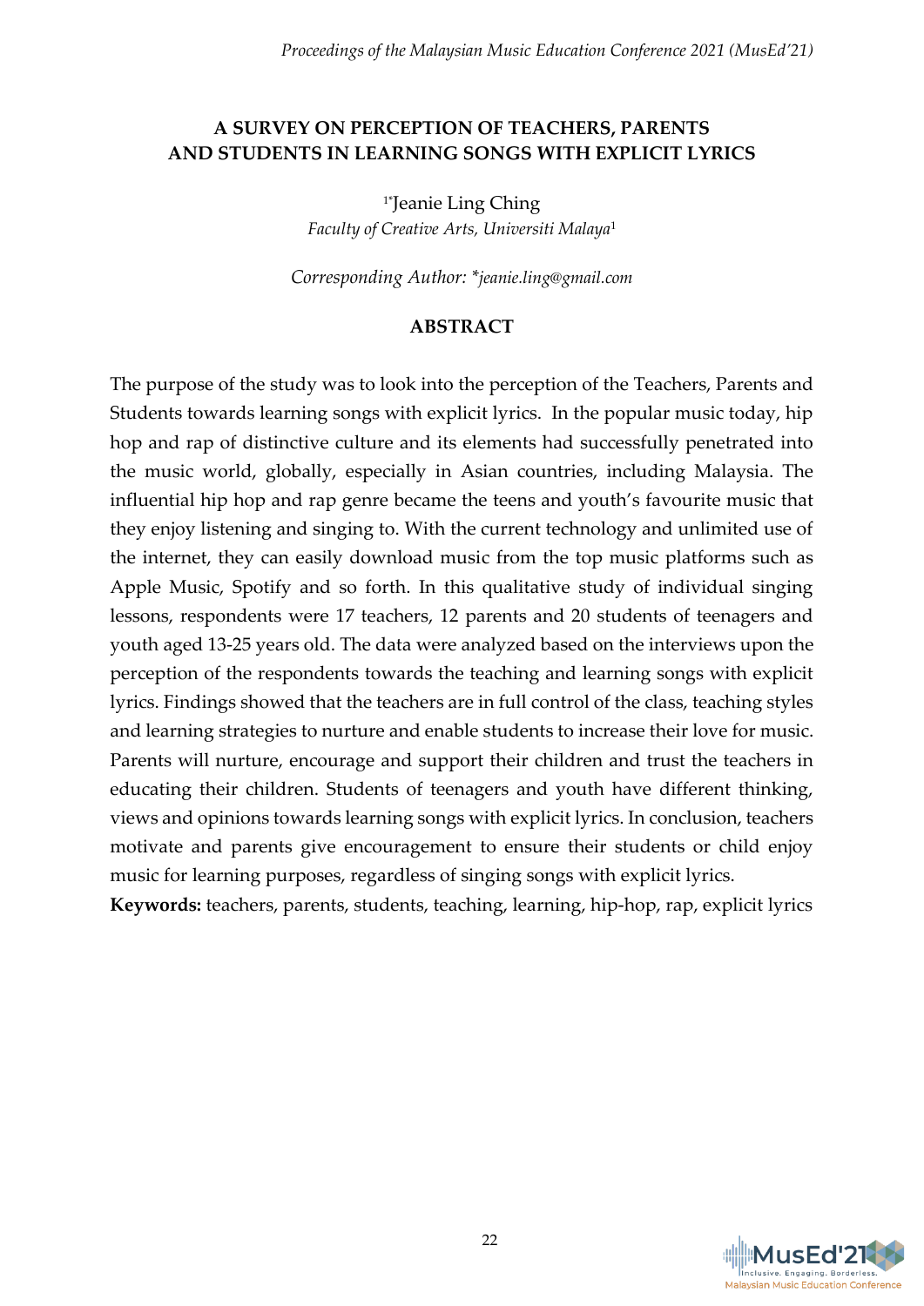# A SURVEY ON PERCEPTION OF TEACHERS, PARENTS AND STUDENTS IN LEARNING SONGS WITH EXPLICIT LYRICS

[1*]Jeanie Ling Ching

*Faculty of Creative Arts, Universiti Malaya*[1]

*Corresponding Author: \*jeanie.ling@gmail.com*

## ABSTRACT

The purpose of the study was to look into the perception of the Teachers, Parents and Students towards learning songs with explicit lyrics. In the popular music today, hip hop and rap of distinctive culture and its elements had successfully penetrated into the music world, globally, especially in Asian countries, including Malaysia. The influential hip hop and rap genre became the teens and youth's favourite music that they enjoy listening and singing to. With the current technology and unlimited use of the internet, they can easily download music from the top music platforms such as Apple Music, Spotify and so forth. In this qualitative study of individual singing lessons, respondents were 17 teachers, 12 parents and 20 students of teenagers and youth aged 13-25 years old. The data were analyzed based on the interviews upon the perception of the respondents towards the teaching and learning songs with explicit lyrics. Findings showed that the teachers are in full control of the class, teaching styles and learning strategies to nurture and enable students to increase their love for music. Parents will nurture, encourage and support their children and trust the teachers in educating their children. Students of teenagers and youth have different thinking, views and opinions towards learning songs with explicit lyrics. In conclusion, teachers motivate and parents give encouragement to ensure their students or child enjoy music for learning purposes, regardless of singing songs with explicit lyrics.

**Keywords:** teachers, parents, students, teaching, learning, hip-hop, rap, explicit lyrics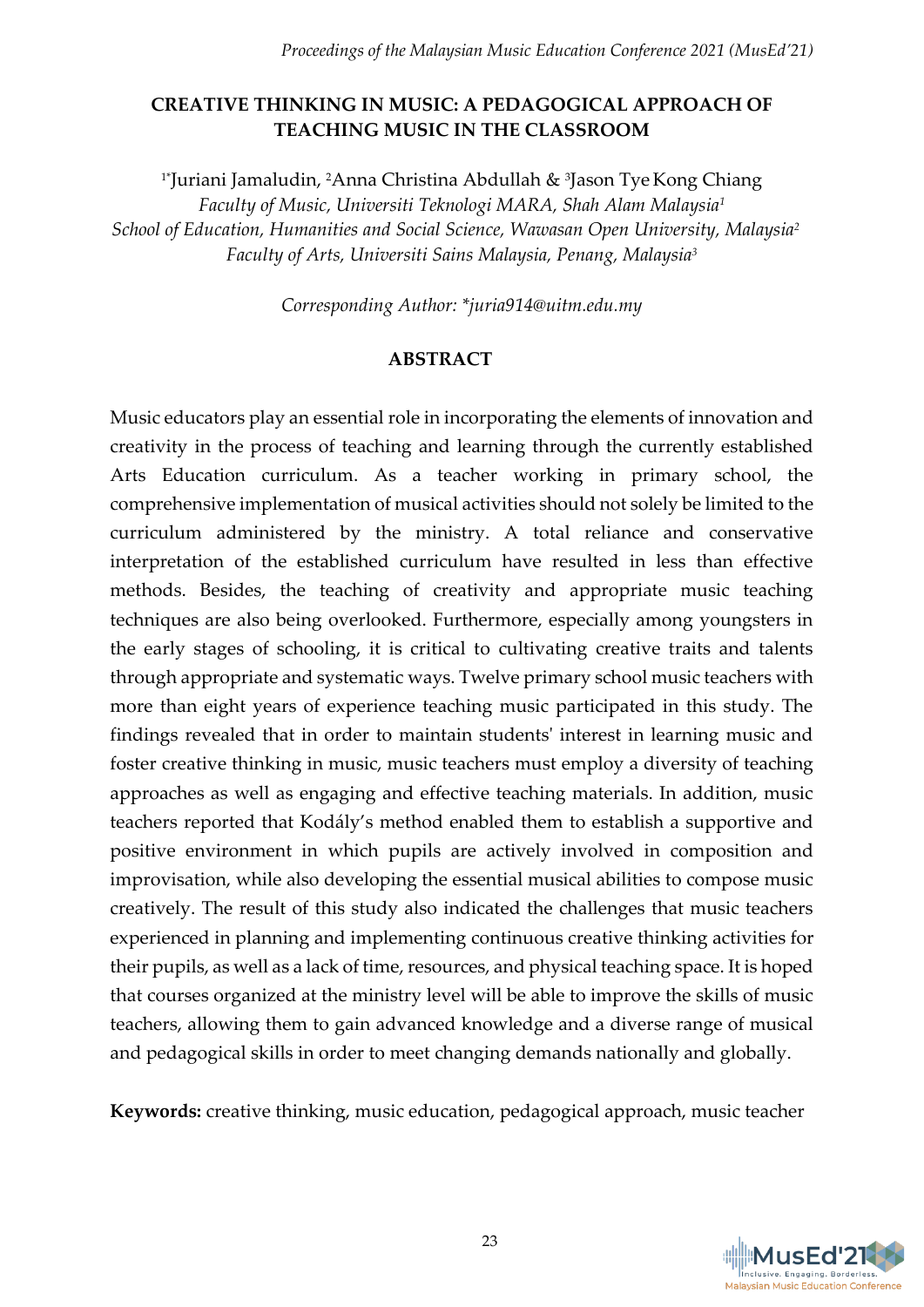# CREATIVE THINKING IN MUSIC: A PEDAGOGICAL APPROACH OF TEACHING MUSIC IN THE CLASSROOM

[1*]Juriani Jamaludin, [2]Anna Christina Abdullah & [3]Jason Tye Kong Chiang

*Faculty of Music, Universiti Teknologi MARA, Shah Alam Malaysia*[1]
*School of Education, Humanities and Social Science, Wawasan Open University, Malaysia*[2]
*Faculty of Arts, Universiti Sains Malaysia, Penang, Malaysia*[3]

*Corresponding Author: *juria914@uitm.edu.my*

## ABSTRACT

Music educators play an essential role in incorporating the elements of innovation and creativity in the process of teaching and learning through the currently established Arts Education curriculum. As a teacher working in primary school, the comprehensive implementation of musical activities should not solely be limited to the curriculum administered by the ministry. A total reliance and conservative interpretation of the established curriculum have resulted in less than effective methods. Besides, the teaching of creativity and appropriate music teaching techniques are also being overlooked. Furthermore, especially among youngsters in the early stages of schooling, it is critical to cultivating creative traits and talents through appropriate and systematic ways. Twelve primary school music teachers with more than eight years of experience teaching music participated in this study. The findings revealed that in order to maintain students' interest in learning music and foster creative thinking in music, music teachers must employ a diversity of teaching approaches as well as engaging and effective teaching materials. In addition, music teachers reported that Kodály's method enabled them to establish a supportive and positive environment in which pupils are actively involved in composition and improvisation, while also developing the essential musical abilities to compose music creatively. The result of this study also indicated the challenges that music teachers experienced in planning and implementing continuous creative thinking activities for their pupils, as well as a lack of time, resources, and physical teaching space. It is hoped that courses organized at the ministry level will be able to improve the skills of music teachers, allowing them to gain advanced knowledge and a diverse range of musical and pedagogical skills in order to meet changing demands nationally and globally.

**Keywords:** creative thinking, music education, pedagogical approach, music teacher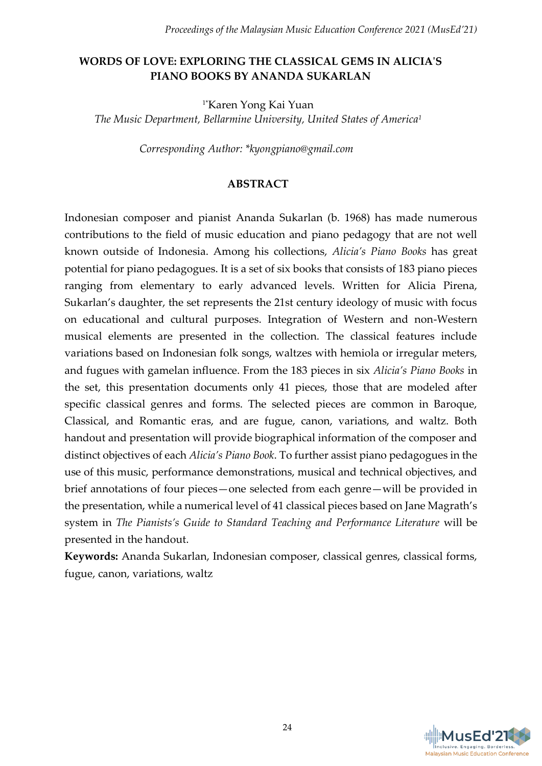# WORDS OF LOVE: EXPLORING THE CLASSICAL GEMS IN ALICIA'S PIANO BOOKS BY ANANDA SUKARLAN

[1*]Karen Yong Kai Yuan

*The Music Department, Bellarmine University, United States of America[1]*

*Corresponding Author: \*kyongpiano@gmail.com*

## ABSTRACT

Indonesian composer and pianist Ananda Sukarlan (b. 1968) has made numerous contributions to the field of music education and piano pedagogy that are not well known outside of Indonesia. Among his collections, *Alicia's Piano Books* has great potential for piano pedagogues. It is a set of six books that consists of 183 piano pieces ranging from elementary to early advanced levels. Written for Alicia Pirena, Sukarlan's daughter, the set represents the 21st century ideology of music with focus on educational and cultural purposes. Integration of Western and non-Western musical elements are presented in the collection. The classical features include variations based on Indonesian folk songs, waltzes with hemiola or irregular meters, and fugues with gamelan influence. From the 183 pieces in six *Alicia's Piano Books* in the set, this presentation documents only 41 pieces, those that are modeled after specific classical genres and forms. The selected pieces are common in Baroque, Classical, and Romantic eras, and are fugue, canon, variations, and waltz. Both handout and presentation will provide biographical information of the composer and distinct objectives of each *Alicia's Piano Book*. To further assist piano pedagogues in the use of this music, performance demonstrations, musical and technical objectives, and brief annotations of four pieces—one selected from each genre—will be provided in the presentation, while a numerical level of 41 classical pieces based on Jane Magrath's system in *The Pianists's Guide to Standard Teaching and Performance Literature* will be presented in the handout.

**Keywords:** Ananda Sukarlan, Indonesian composer, classical genres, classical forms, fugue, canon, variations, waltz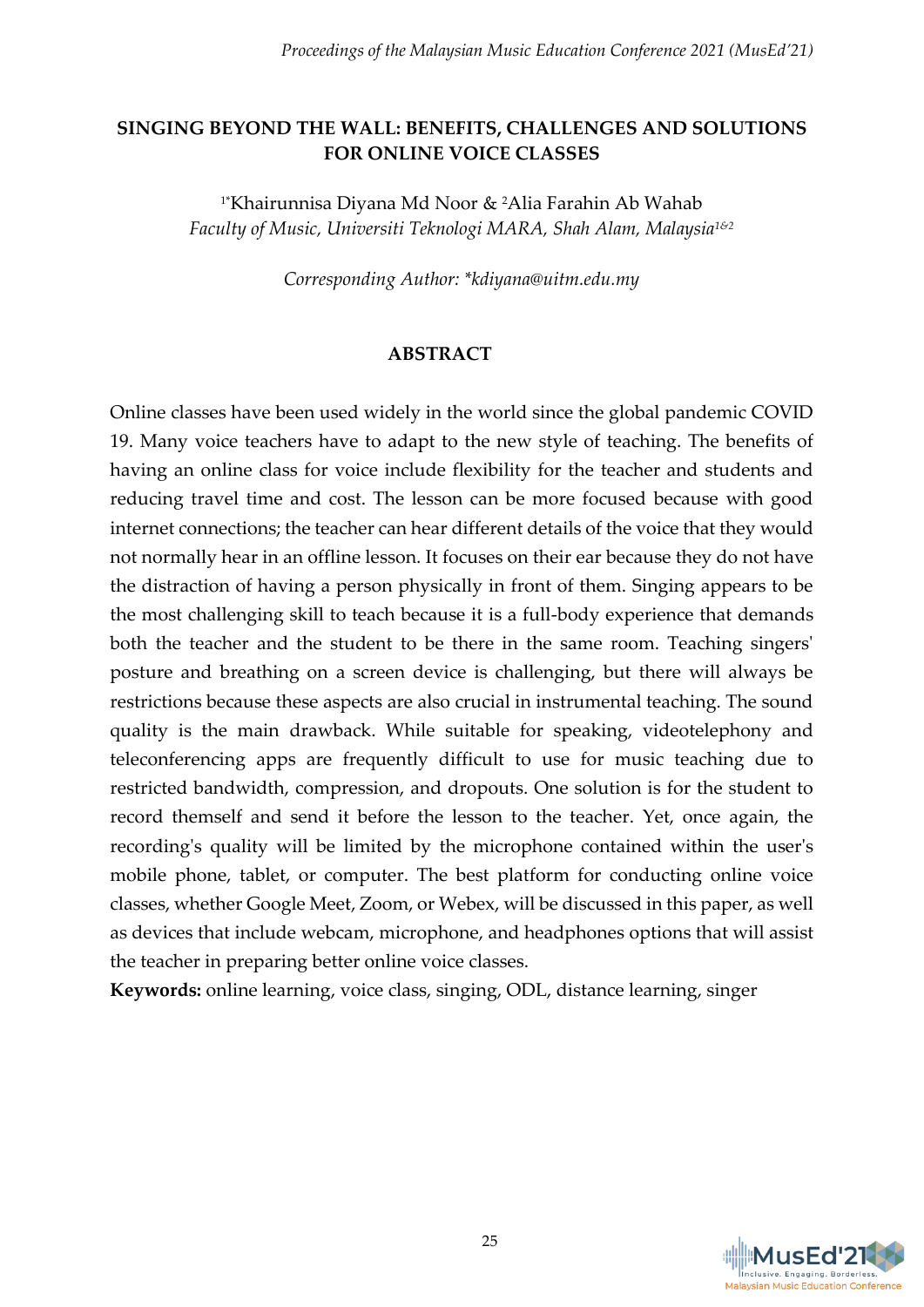# SINGING BEYOND THE WALL: BENEFITS, CHALLENGES AND SOLUTIONS FOR ONLINE VOICE CLASSES

[1*]Khairunnisa Diyana Md Noor & [2]Alia Farahin Ab Wahab

*Faculty of Music, Universiti Teknologi MARA, Shah Alam, Malaysia*[1&2]

*Corresponding Author: *kdiyana@uitm.edu.my*

## ABSTRACT

Online classes have been used widely in the world since the global pandemic COVID 19. Many voice teachers have to adapt to the new style of teaching. The benefits of having an online class for voice include flexibility for the teacher and students and reducing travel time and cost. The lesson can be more focused because with good internet connections; the teacher can hear different details of the voice that they would not normally hear in an offline lesson. It focuses on their ear because they do not have the distraction of having a person physically in front of them. Singing appears to be the most challenging skill to teach because it is a full-body experience that demands both the teacher and the student to be there in the same room. Teaching singers' posture and breathing on a screen device is challenging, but there will always be restrictions because these aspects are also crucial in instrumental teaching. The sound quality is the main drawback. While suitable for speaking, videotelephony and teleconferencing apps are frequently difficult to use for music teaching due to restricted bandwidth, compression, and dropouts. One solution is for the student to record themself and send it before the lesson to the teacher. Yet, once again, the recording's quality will be limited by the microphone contained within the user's mobile phone, tablet, or computer. The best platform for conducting online voice classes, whether Google Meet, Zoom, or Webex, will be discussed in this paper, as well as devices that include webcam, microphone, and headphones options that will assist the teacher in preparing better online voice classes.

**Keywords:** online learning, voice class, singing, ODL, distance learning, singer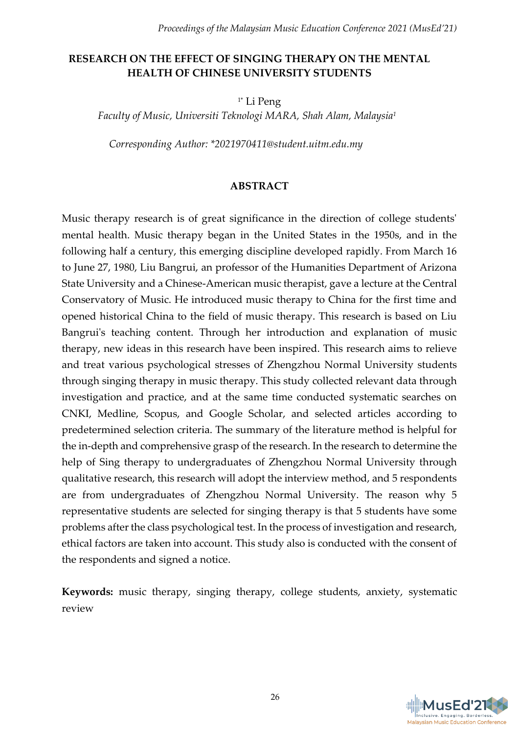# RESEARCH ON THE EFFECT OF SINGING THERAPY ON THE MENTAL HEALTH OF CHINESE UNIVERSITY STUDENTS

[1*] Li Peng

*Faculty of Music, Universiti Teknologi MARA, Shah Alam, Malaysia*[1]

*Corresponding Author: *2021970411@student.uitm.edu.my*

## ABSTRACT

Music therapy research is of great significance in the direction of college students' mental health. Music therapy began in the United States in the 1950s, and in the following half a century, this emerging discipline developed rapidly. From March 16 to June 27, 1980, Liu Bangrui, an professor of the Humanities Department of Arizona State University and a Chinese-American music therapist, gave a lecture at the Central Conservatory of Music. He introduced music therapy to China for the first time and opened historical China to the field of music therapy. This research is based on Liu Bangrui's teaching content. Through her introduction and explanation of music therapy, new ideas in this research have been inspired. This research aims to relieve and treat various psychological stresses of Zhengzhou Normal University students through singing therapy in music therapy. This study collected relevant data through investigation and practice, and at the same time conducted systematic searches on CNKI, Medline, Scopus, and Google Scholar, and selected articles according to predetermined selection criteria. The summary of the literature method is helpful for the in-depth and comprehensive grasp of the research. In the research to determine the help of Sing therapy to undergraduates of Zhengzhou Normal University through qualitative research, this research will adopt the interview method, and 5 respondents are from undergraduates of Zhengzhou Normal University. The reason why 5 representative students are selected for singing therapy is that 5 students have some problems after the class psychological test. In the process of investigation and research, ethical factors are taken into account. This study also is conducted with the consent of the respondents and signed a notice.

**Keywords:** music therapy, singing therapy, college students, anxiety, systematic review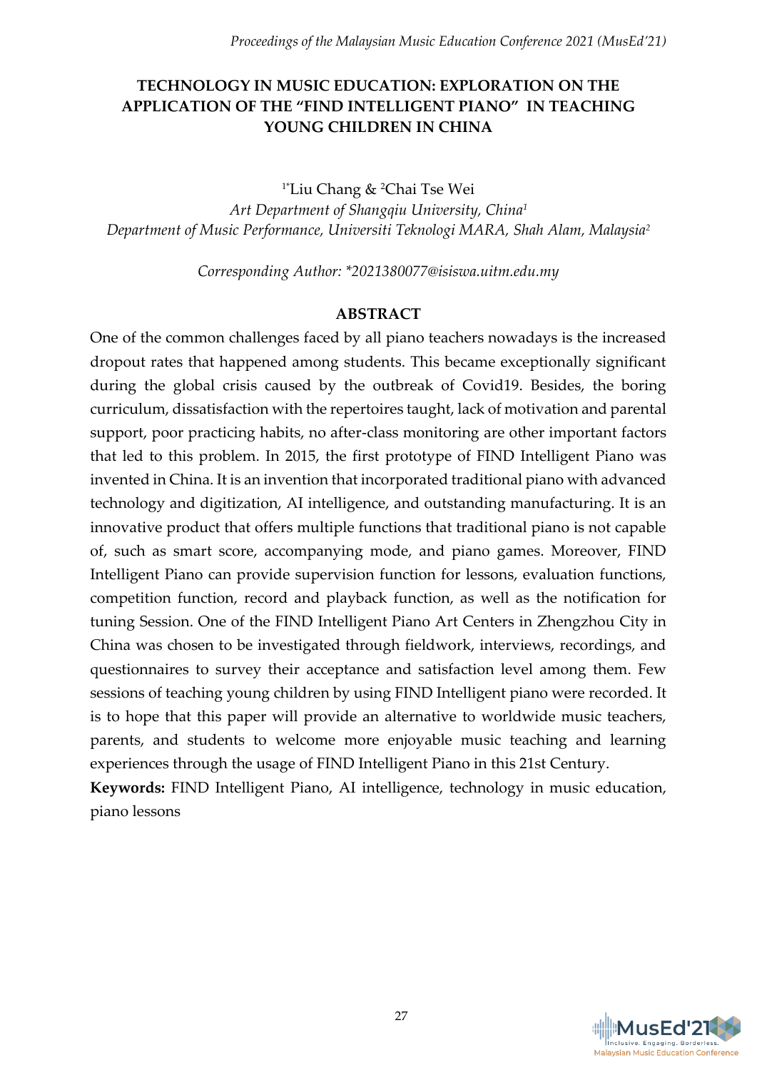# TECHNOLOGY IN MUSIC EDUCATION: EXPLORATION ON THE APPLICATION OF THE "FIND INTELLIGENT PIANO" IN TEACHING YOUNG CHILDREN IN CHINA

[1*]Liu Chang & [2]Chai Tse Wei

*Art Department of Shangqiu University, China*[1]

*Department of Music Performance, Universiti Teknologi MARA, Shah Alam, Malaysia*[2]

*Corresponding Author: *2021380077@isiswa.uitm.edu.my*

## ABSTRACT

One of the common challenges faced by all piano teachers nowadays is the increased dropout rates that happened among students. This became exceptionally significant during the global crisis caused by the outbreak of Covid19. Besides, the boring curriculum, dissatisfaction with the repertoires taught, lack of motivation and parental support, poor practicing habits, no after-class monitoring are other important factors that led to this problem. In 2015, the first prototype of FIND Intelligent Piano was invented in China. It is an invention that incorporated traditional piano with advanced technology and digitization, AI intelligence, and outstanding manufacturing. It is an innovative product that offers multiple functions that traditional piano is not capable of, such as smart score, accompanying mode, and piano games. Moreover, FIND Intelligent Piano can provide supervision function for lessons, evaluation functions, competition function, record and playback function, as well as the notification for tuning Session. One of the FIND Intelligent Piano Art Centers in Zhengzhou City in China was chosen to be investigated through fieldwork, interviews, recordings, and questionnaires to survey their acceptance and satisfaction level among them. Few sessions of teaching young children by using FIND Intelligent piano were recorded. It is to hope that this paper will provide an alternative to worldwide music teachers, parents, and students to welcome more enjoyable music teaching and learning experiences through the usage of FIND Intelligent Piano in this 21st Century.

**Keywords:** FIND Intelligent Piano, AI intelligence, technology in music education, piano lessons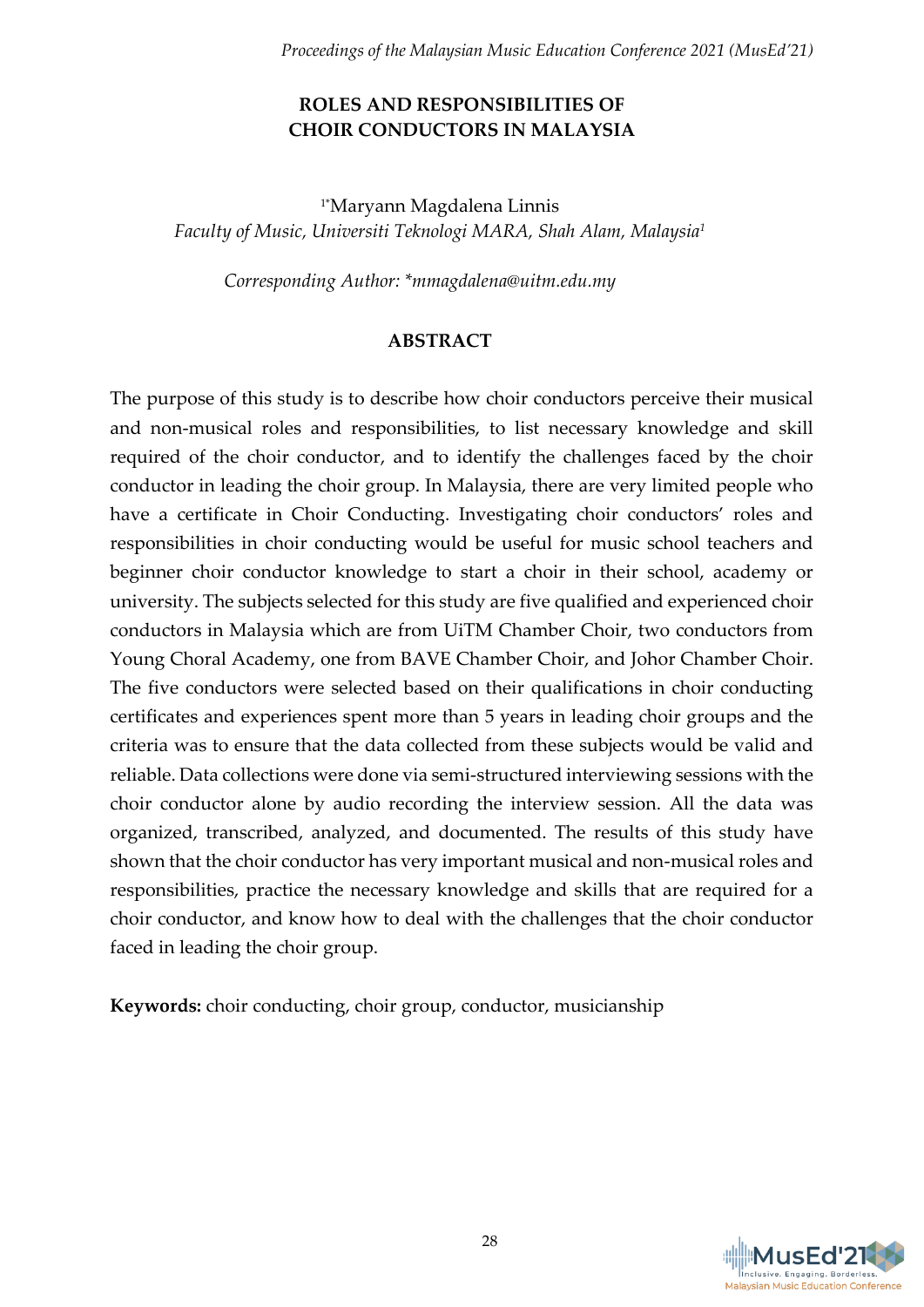# ROLES AND RESPONSIBILITIES OF CHOIR CONDUCTORS IN MALAYSIA

[1*]Maryann Magdalena Linnis
*Faculty of Music, Universiti Teknologi MARA, Shah Alam, Malaysia*[1]

*Corresponding Author: *mmagdalena@uitm.edu.my*

## ABSTRACT

The purpose of this study is to describe how choir conductors perceive their musical and non-musical roles and responsibilities, to list necessary knowledge and skill required of the choir conductor, and to identify the challenges faced by the choir conductor in leading the choir group. In Malaysia, there are very limited people who have a certificate in Choir Conducting. Investigating choir conductors' roles and responsibilities in choir conducting would be useful for music school teachers and beginner choir conductor knowledge to start a choir in their school, academy or university. The subjects selected for this study are five qualified and experienced choir conductors in Malaysia which are from UiTM Chamber Choir, two conductors from Young Choral Academy, one from BAVE Chamber Choir, and Johor Chamber Choir. The five conductors were selected based on their qualifications in choir conducting certificates and experiences spent more than 5 years in leading choir groups and the criteria was to ensure that the data collected from these subjects would be valid and reliable. Data collections were done via semi-structured interviewing sessions with the choir conductor alone by audio recording the interview session. All the data was organized, transcribed, analyzed, and documented. The results of this study have shown that the choir conductor has very important musical and non-musical roles and responsibilities, practice the necessary knowledge and skills that are required for a choir conductor, and know how to deal with the challenges that the choir conductor faced in leading the choir group.

**Keywords:** choir conducting, choir group, conductor, musicianship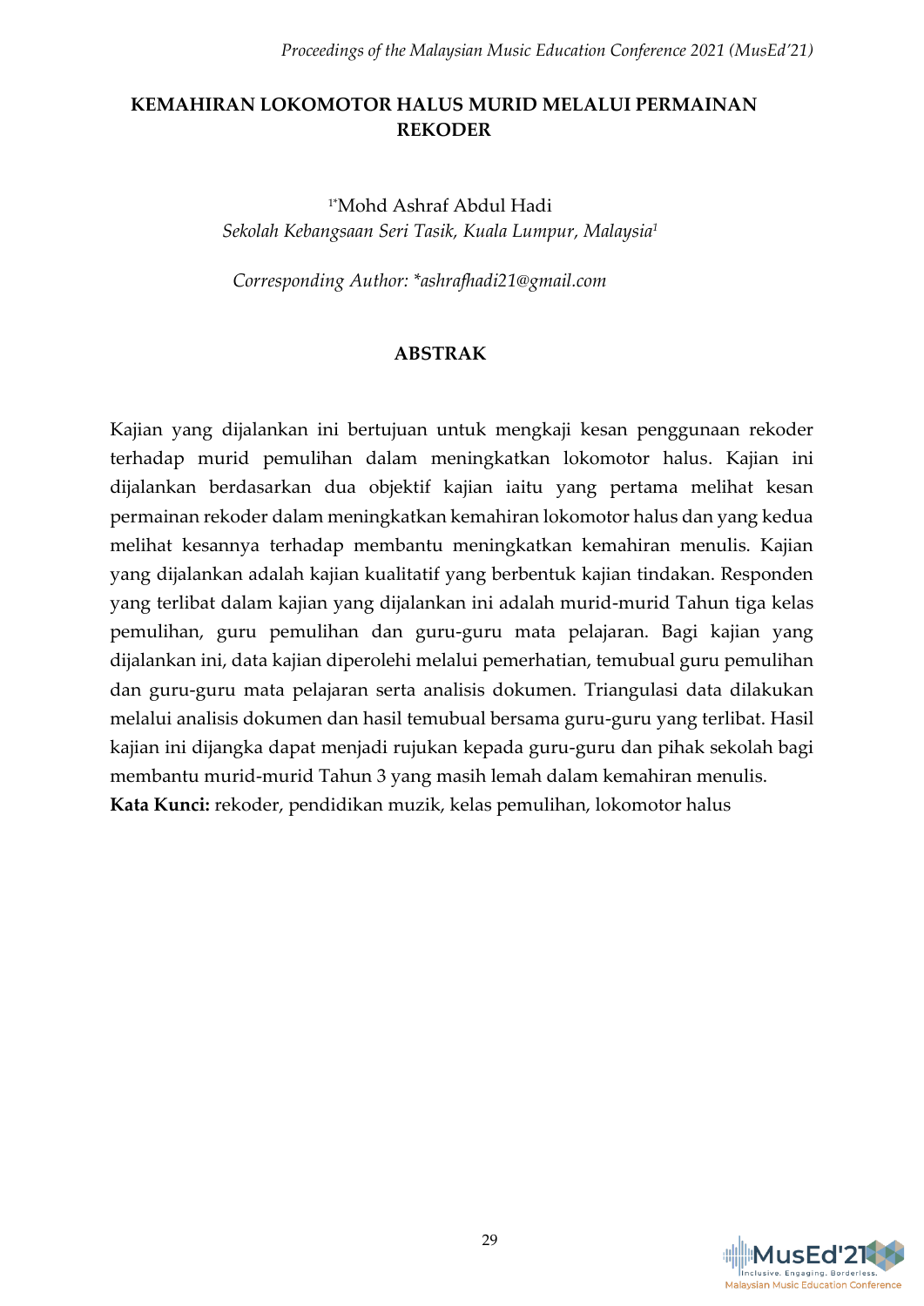# KEMAHIRAN LOKOMOTOR HALUS MURID MELALUI PERMAINAN REKODER

[1*]Mohd Ashraf Abdul Hadi

*Sekolah Kebangsaan Seri Tasik, Kuala Lumpur, Malaysia[1]*

*Corresponding Author: *ashrafhadi21@gmail.com*

## ABSTRAK

Kajian yang dijalankan ini bertujuan untuk mengkaji kesan penggunaan rekoder terhadap murid pemulihan dalam meningkatkan lokomotor halus. Kajian ini dijalankan berdasarkan dua objektif kajian iaitu yang pertama melihat kesan permainan rekoder dalam meningkatkan kemahiran lokomotor halus dan yang kedua melihat kesannya terhadap membantu meningkatkan kemahiran menulis. Kajian yang dijalankan adalah kajian kualitatif yang berbentuk kajian tindakan. Responden yang terlibat dalam kajian yang dijalankan ini adalah murid-murid Tahun tiga kelas pemulihan, guru pemulihan dan guru-guru mata pelajaran. Bagi kajian yang dijalankan ini, data kajian diperolehi melalui pemerhatian, temubual guru pemulihan dan guru-guru mata pelajaran serta analisis dokumen. Triangulasi data dilakukan melalui analisis dokumen dan hasil temubual bersama guru-guru yang terlibat. Hasil kajian ini dijangka dapat menjadi rujukan kepada guru-guru dan pihak sekolah bagi membantu murid-murid Tahun 3 yang masih lemah dalam kemahiran menulis.

**Kata Kunci:** rekoder, pendidikan muzik, kelas pemulihan, lokomotor halus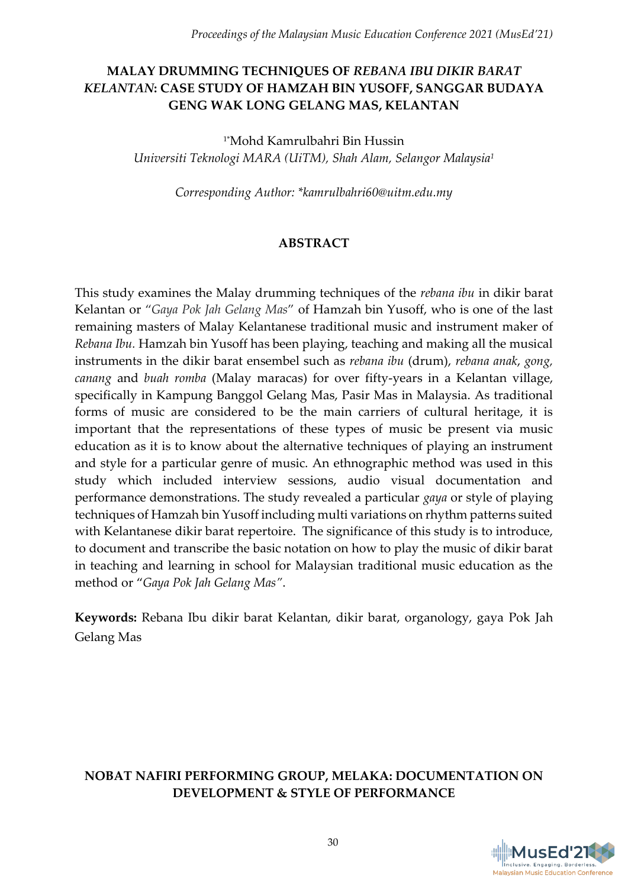## MALAY DRUMMING TECHNIQUES OF *REBANA IBU DIKIR BARAT KELANTAN*: CASE STUDY OF HAMZAH BIN YUSOFF, SANGGAR BUDAYA GENG WAK LONG GELANG MAS, KELANTAN

[1*]Mohd Kamrulbahri Bin Hussin

*Universiti Teknologi MARA (UiTM), Shah Alam, Selangor Malaysia*[1]

*Corresponding Author: *kamrulbahri60@uitm.edu.my*

### ABSTRACT

This study examines the Malay drumming techniques of the *rebana ibu* in dikir barat Kelantan or "*Gaya Pok Jah Gelang Mas*" of Hamzah bin Yusoff, who is one of the last remaining masters of Malay Kelantanese traditional music and instrument maker of *Rebana Ibu.* Hamzah bin Yusoff has been playing, teaching and making all the musical instruments in the dikir barat ensembel such as *rebana ibu* (drum), *rebana anak*, *gong, canang* and *buah romba* (Malay maracas) for over fifty-years in a Kelantan village, specifically in Kampung Banggol Gelang Mas, Pasir Mas in Malaysia. As traditional forms of music are considered to be the main carriers of cultural heritage, it is important that the representations of these types of music be present via music education as it is to know about the alternative techniques of playing an instrument and style for a particular genre of music. An ethnographic method was used in this study which included interview sessions, audio visual documentation and performance demonstrations. The study revealed a particular *gaya* or style of playing techniques of Hamzah bin Yusoff including multi variations on rhythm patterns suited with Kelantanese dikir barat repertoire. The significance of this study is to introduce, to document and transcribe the basic notation on how to play the music of dikir barat in teaching and learning in school for Malaysian traditional music education as the method or "*Gaya Pok Jah Gelang Mas"*.

**Keywords:** Rebana Ibu dikir barat Kelantan, dikir barat, organology, gaya Pok Jah Gelang Mas

## NOBAT NAFIRI PERFORMING GROUP, MELAKA: DOCUMENTATION ON DEVELOPMENT & STYLE OF PERFORMANCE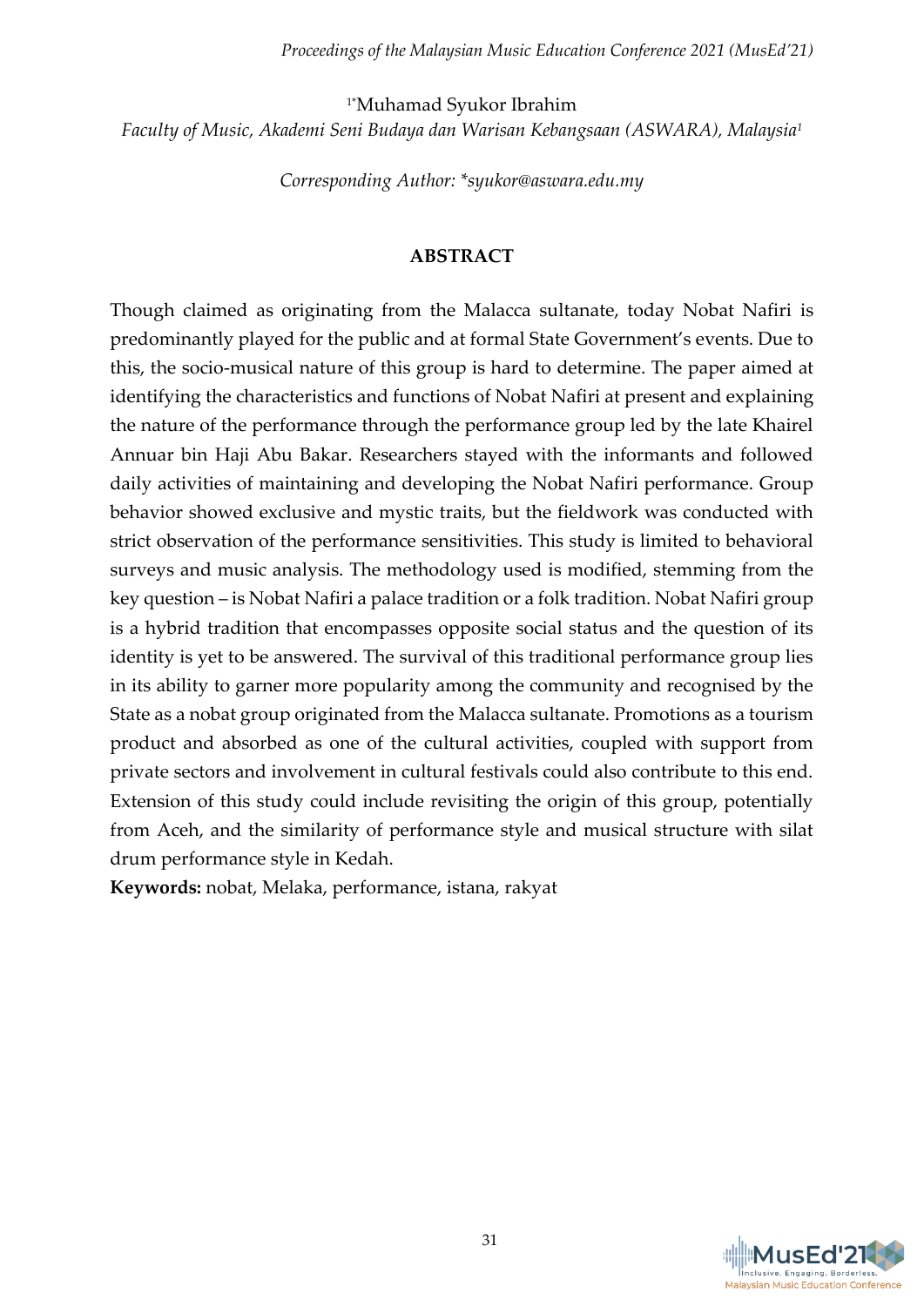[1*]Muhamad Syukor Ibrahim

*Faculty of Music, Akademi Seni Budaya dan Warisan Kebangsaan (ASWARA), Malaysia[1]*

*Corresponding Author: *syukor@aswara.edu.my*

## ABSTRACT

Though claimed as originating from the Malacca sultanate, today Nobat Nafiri is predominantly played for the public and at formal State Government's events. Due to this, the socio-musical nature of this group is hard to determine. The paper aimed at identifying the characteristics and functions of Nobat Nafiri at present and explaining the nature of the performance through the performance group led by the late Khairel Annuar bin Haji Abu Bakar. Researchers stayed with the informants and followed daily activities of maintaining and developing the Nobat Nafiri performance. Group behavior showed exclusive and mystic traits, but the fieldwork was conducted with strict observation of the performance sensitivities. This study is limited to behavioral surveys and music analysis. The methodology used is modified, stemming from the key question – is Nobat Nafiri a palace tradition or a folk tradition. Nobat Nafiri group is a hybrid tradition that encompasses opposite social status and the question of its identity is yet to be answered. The survival of this traditional performance group lies in its ability to garner more popularity among the community and recognised by the State as a nobat group originated from the Malacca sultanate. Promotions as a tourism product and absorbed as one of the cultural activities, coupled with support from private sectors and involvement in cultural festivals could also contribute to this end. Extension of this study could include revisiting the origin of this group, potentially from Aceh, and the similarity of performance style and musical structure with silat drum performance style in Kedah.

**Keywords:** nobat, Melaka, performance, istana, rakyat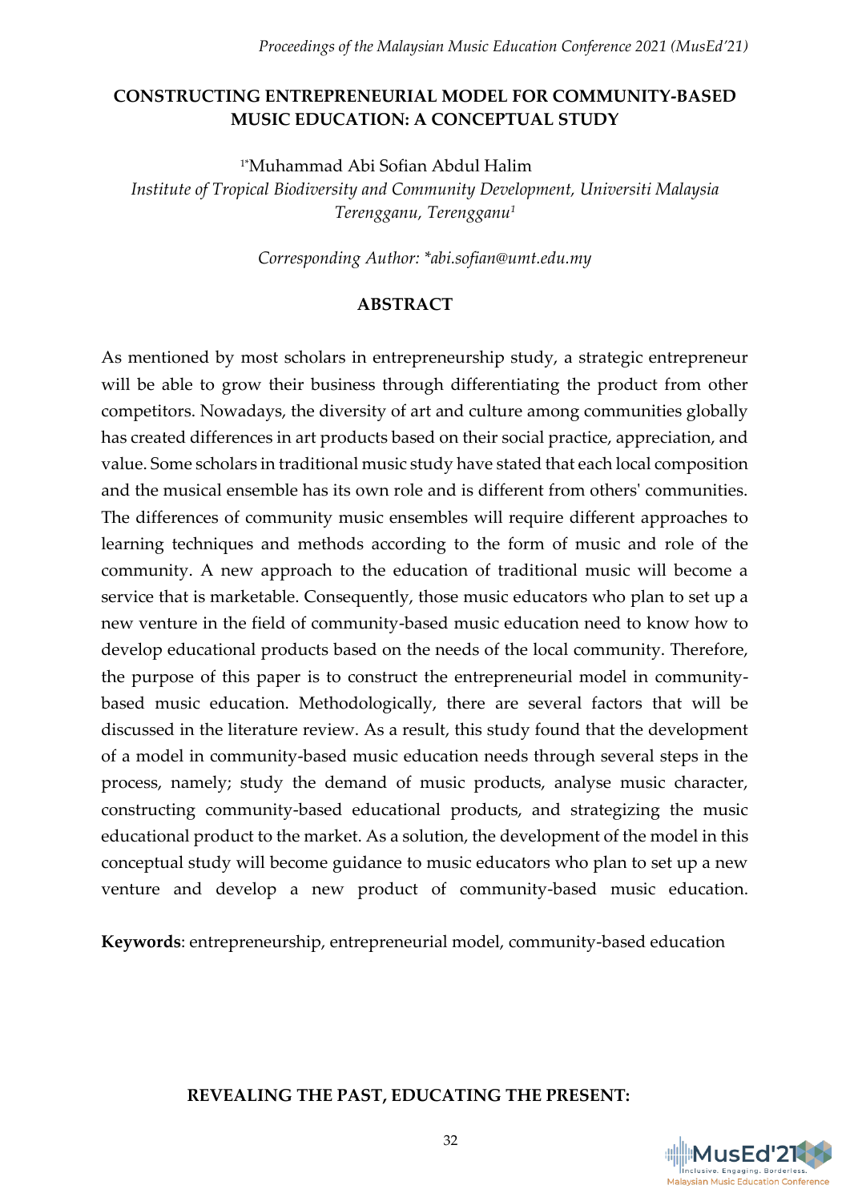## CONSTRUCTING ENTREPRENEURIAL MODEL FOR COMMUNITY-BASED MUSIC EDUCATION: A CONCEPTUAL STUDY

[1*]Muhammad Abi Sofian Abdul Halim

*Institute of Tropical Biodiversity and Community Development, Universiti Malaysia Terengganu, Terengganu[1]*

*Corresponding Author: *abi.sofian@umt.edu.my*

### ABSTRACT

As mentioned by most scholars in entrepreneurship study, a strategic entrepreneur will be able to grow their business through differentiating the product from other competitors. Nowadays, the diversity of art and culture among communities globally has created differences in art products based on their social practice, appreciation, and value. Some scholars in traditional music study have stated that each local composition and the musical ensemble has its own role and is different from others' communities. The differences of community music ensembles will require different approaches to learning techniques and methods according to the form of music and role of the community. A new approach to the education of traditional music will become a service that is marketable. Consequently, those music educators who plan to set up a new venture in the field of community-based music education need to know how to develop educational products based on the needs of the local community. Therefore, the purpose of this paper is to construct the entrepreneurial model in community-based music education. Methodologically, there are several factors that will be discussed in the literature review. As a result, this study found that the development of a model in community-based music education needs through several steps in the process, namely; study the demand of music products, analyse music character, constructing community-based educational products, and strategizing the music educational product to the market. As a solution, the development of the model in this conceptual study will become guidance to music educators who plan to set up a new venture and develop a new product of community-based music education.

**Keywords**: entrepreneurship, entrepreneurial model, community-based education

## REVEALING THE PAST, EDUCATING THE PRESENT: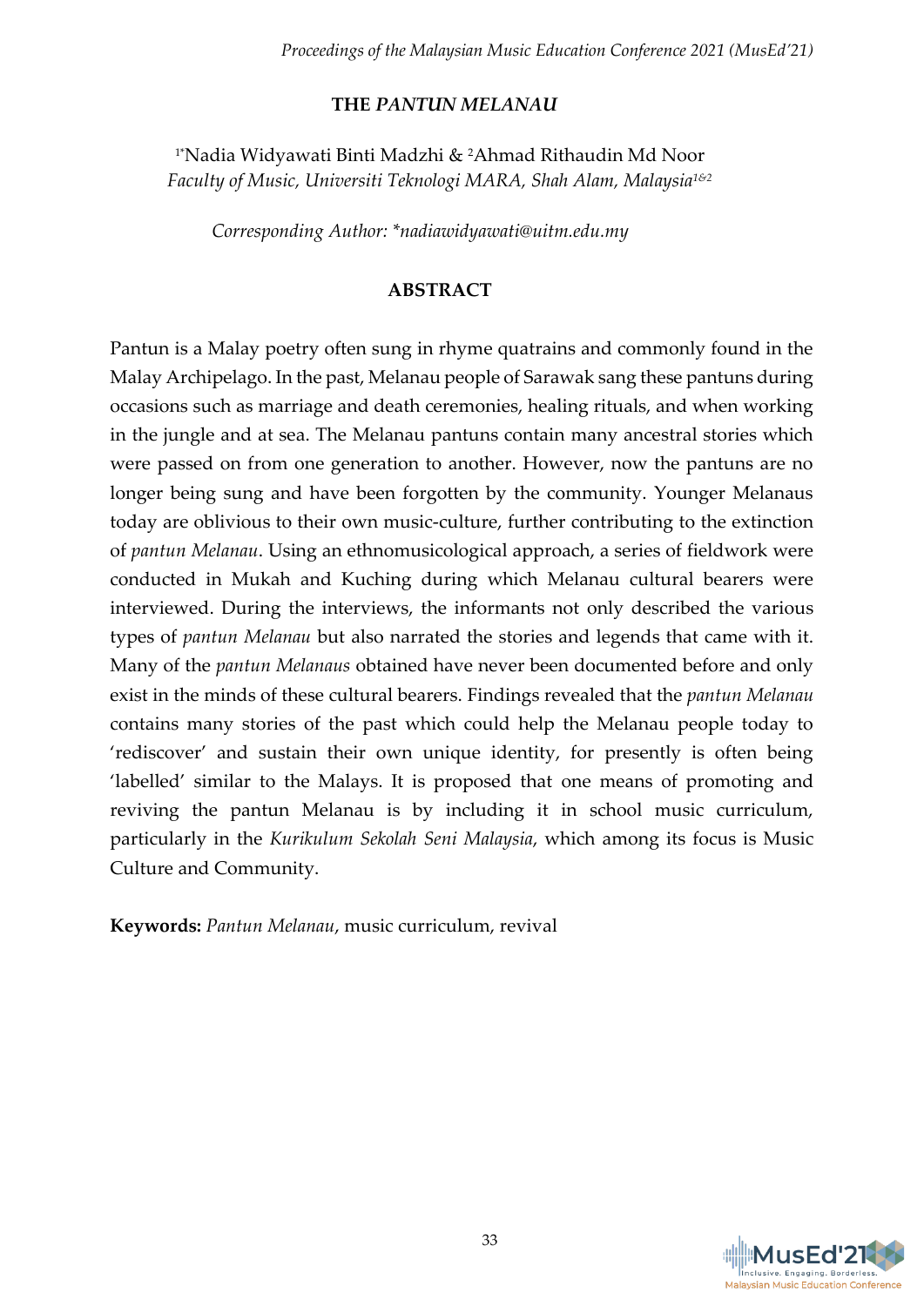# THE *PANTUN MELANAU*

[1*]Nadia Widyawati Binti Madzhi & [2]Ahmad Rithaudin Md Noor
*Faculty of Music, Universiti Teknologi MARA, Shah Alam, Malaysia[1&2]*

*Corresponding Author: *nadiawidyawati@uitm.edu.my*

## ABSTRACT

Pantun is a Malay poetry often sung in rhyme quatrains and commonly found in the Malay Archipelago. In the past, Melanau people of Sarawak sang these pantuns during occasions such as marriage and death ceremonies, healing rituals, and when working in the jungle and at sea. The Melanau pantuns contain many ancestral stories which were passed on from one generation to another. However, now the pantuns are no longer being sung and have been forgotten by the community. Younger Melanaus today are oblivious to their own music-culture, further contributing to the extinction of *pantun Melanau*. Using an ethnomusicological approach, a series of fieldwork were conducted in Mukah and Kuching during which Melanau cultural bearers were interviewed. During the interviews, the informants not only described the various types of *pantun Melanau* but also narrated the stories and legends that came with it. Many of the *pantun Melanaus* obtained have never been documented before and only exist in the minds of these cultural bearers. Findings revealed that the *pantun Melanau* contains many stories of the past which could help the Melanau people today to 'rediscover' and sustain their own unique identity, for presently is often being 'labelled' similar to the Malays. It is proposed that one means of promoting and reviving the pantun Melanau is by including it in school music curriculum, particularly in the *Kurikulum Sekolah Seni Malaysia*, which among its focus is Music Culture and Community.

**Keywords:** *Pantun Melanau*, music curriculum, revival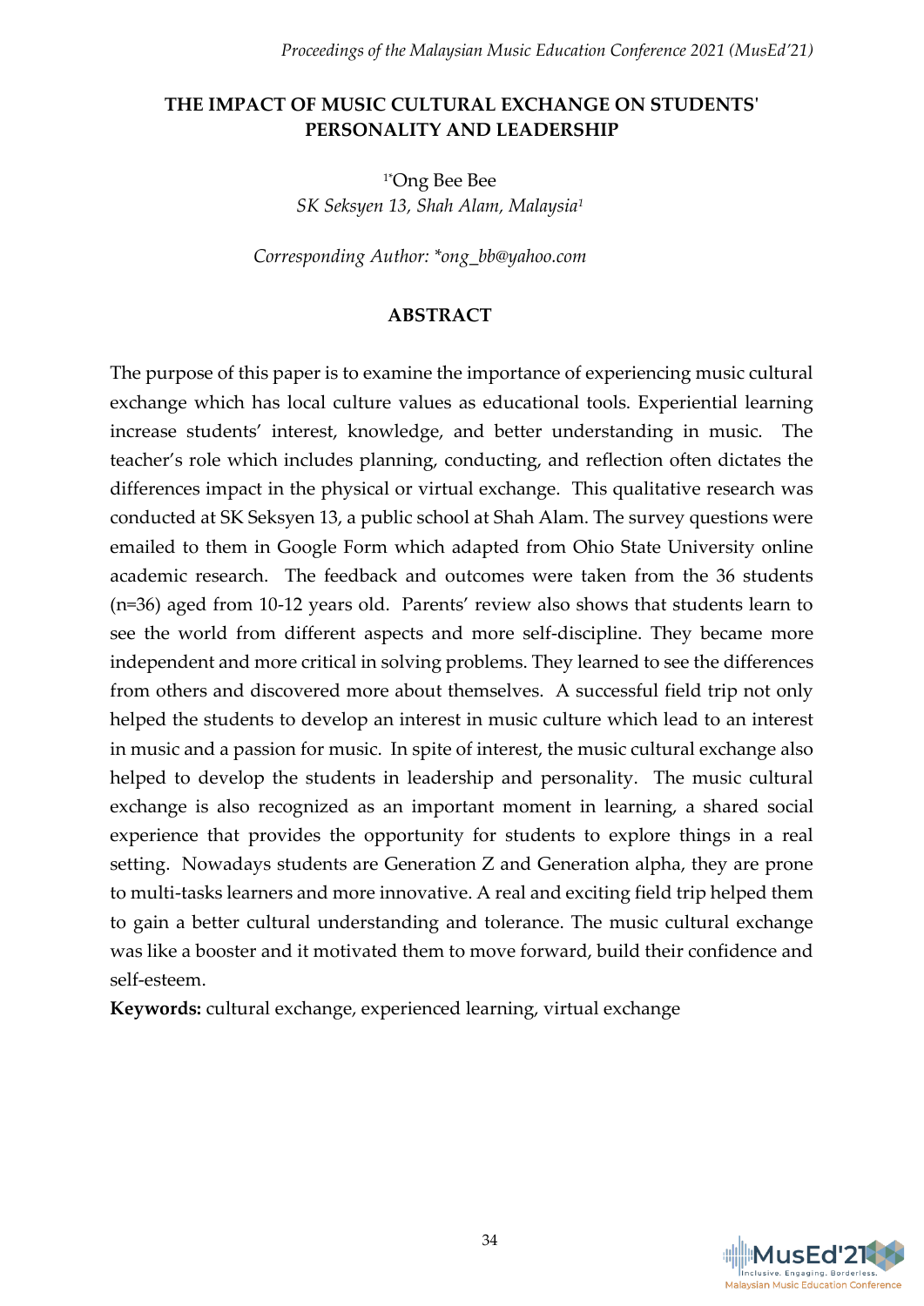# THE IMPACT OF MUSIC CULTURAL EXCHANGE ON STUDENTS' PERSONALITY AND LEADERSHIP

[1*]Ong Bee Bee

*SK Seksyen 13, Shah Alam, Malaysia[1]*

*Corresponding Author: \*ong_bb@yahoo.com*

## ABSTRACT

The purpose of this paper is to examine the importance of experiencing music cultural exchange which has local culture values as educational tools. Experiential learning increase students' interest, knowledge, and better understanding in music. The teacher's role which includes planning, conducting, and reflection often dictates the differences impact in the physical or virtual exchange. This qualitative research was conducted at SK Seksyen 13, a public school at Shah Alam. The survey questions were emailed to them in Google Form which adapted from Ohio State University online academic research. The feedback and outcomes were taken from the 36 students (n=36) aged from 10-12 years old. Parents' review also shows that students learn to see the world from different aspects and more self-discipline. They became more independent and more critical in solving problems. They learned to see the differences from others and discovered more about themselves. A successful field trip not only helped the students to develop an interest in music culture which lead to an interest in music and a passion for music. In spite of interest, the music cultural exchange also helped to develop the students in leadership and personality. The music cultural exchange is also recognized as an important moment in learning, a shared social experience that provides the opportunity for students to explore things in a real setting. Nowadays students are Generation Z and Generation alpha, they are prone to multi-tasks learners and more innovative. A real and exciting field trip helped them to gain a better cultural understanding and tolerance. The music cultural exchange was like a booster and it motivated them to move forward, build their confidence and self-esteem.

**Keywords:** cultural exchange, experienced learning, virtual exchange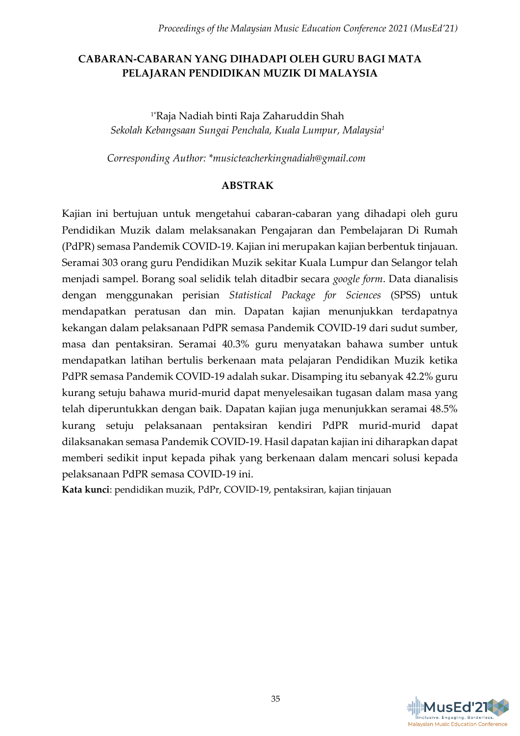# CABARAN-CABARAN YANG DIHADAPI OLEH GURU BAGI MATA PELAJARAN PENDIDIKAN MUZIK DI MALAYSIA

[1*]Raja Nadiah binti Raja Zaharuddin Shah
*Sekolah Kebangsaan Sungai Penchala, Kuala Lumpur, Malaysia*[1]

*Corresponding Author: \*musicteacherkingnadiah@gmail.com*

## ABSTRAK

Kajian ini bertujuan untuk mengetahui cabaran-cabaran yang dihadapi oleh guru Pendidikan Muzik dalam melaksanakan Pengajaran dan Pembelajaran Di Rumah (PdPR) semasa Pandemik COVID-19. Kajian ini merupakan kajian berbentuk tinjauan. Seramai 303 orang guru Pendidikan Muzik sekitar Kuala Lumpur dan Selangor telah menjadi sampel. Borang soal selidik telah ditadbir secara *google form*. Data dianalisis dengan menggunakan perisian *Statistical Package for Sciences* (SPSS) untuk mendapatkan peratusan dan min. Dapatan kajian menunjukkan terdapatnya kekangan dalam pelaksanaan PdPR semasa Pandemik COVID-19 dari sudut sumber, masa dan pentaksiran. Seramai 40.3% guru menyatakan bahawa sumber untuk mendapatkan latihan bertulis berkenaan mata pelajaran Pendidikan Muzik ketika PdPR semasa Pandemik COVID-19 adalah sukar. Disamping itu sebanyak 42.2% guru kurang setuju bahawa murid-murid dapat menyelesaikan tugasan dalam masa yang telah diperuntukkan dengan baik. Dapatan kajian juga menunjukkan seramai 48.5% kurang setuju pelaksanaan pentaksiran kendiri PdPR murid-murid dapat dilaksanakan semasa Pandemik COVID-19. Hasil dapatan kajian ini diharapkan dapat memberi sedikit input kepada pihak yang berkenaan dalam mencari solusi kepada pelaksanaan PdPR semasa COVID-19 ini.

**Kata kunci**: pendidikan muzik, PdPr, COVID-19, pentaksiran, kajian tinjauan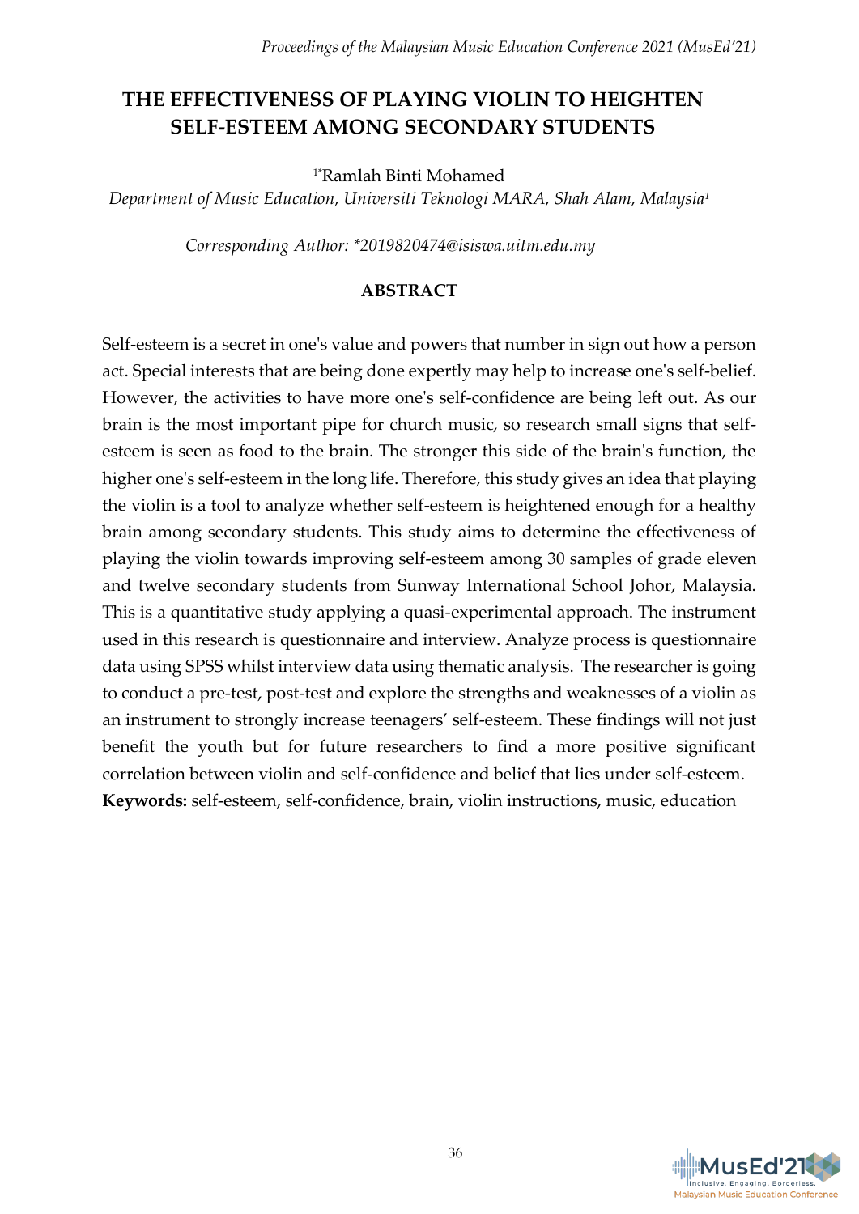# THE EFFECTIVENESS OF PLAYING VIOLIN TO HEIGHTEN SELF-ESTEEM AMONG SECONDARY STUDENTS

[1*]Ramlah Binti Mohamed

*Department of Music Education, Universiti Teknologi MARA, Shah Alam, Malaysia*[1]

*Corresponding Author: \*2019820474@isiswa.uitm.edu.my*

## ABSTRACT

Self-esteem is a secret in one's value and powers that number in sign out how a person act. Special interests that are being done expertly may help to increase one's self-belief. However, the activities to have more one's self-confidence are being left out. As our brain is the most important pipe for church music, so research small signs that self-esteem is seen as food to the brain. The stronger this side of the brain's function, the higher one's self-esteem in the long life. Therefore, this study gives an idea that playing the violin is a tool to analyze whether self-esteem is heightened enough for a healthy brain among secondary students. This study aims to determine the effectiveness of playing the violin towards improving self-esteem among 30 samples of grade eleven and twelve secondary students from Sunway International School Johor, Malaysia. This is a quantitative study applying a quasi-experimental approach. The instrument used in this research is questionnaire and interview. Analyze process is questionnaire data using SPSS whilst interview data using thematic analysis. The researcher is going to conduct a pre-test, post-test and explore the strengths and weaknesses of a violin as an instrument to strongly increase teenagers' self-esteem. These findings will not just benefit the youth but for future researchers to find a more positive significant correlation between violin and self-confidence and belief that lies under self-esteem.

**Keywords:** self-esteem, self-confidence, brain, violin instructions, music, education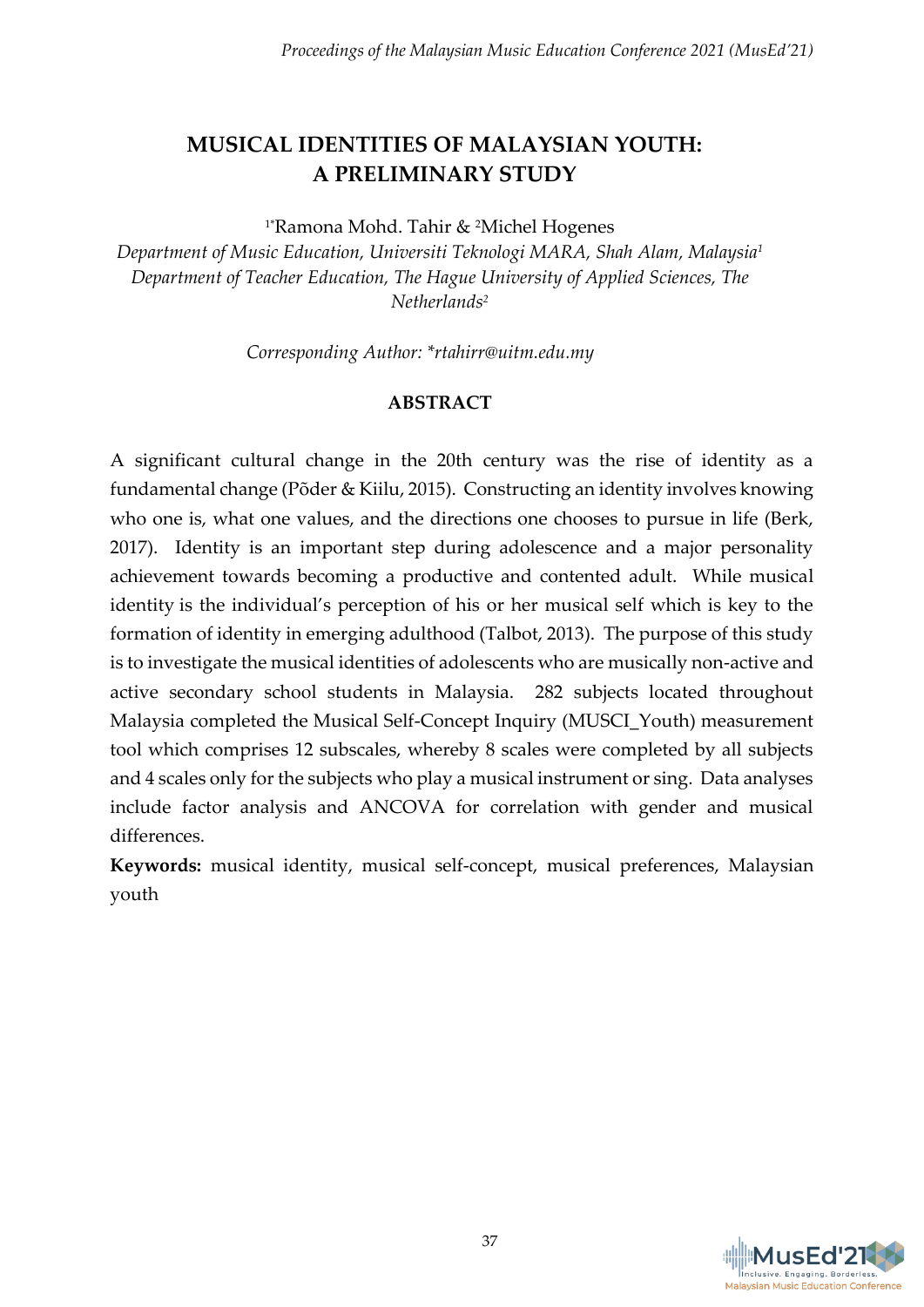# MUSICAL IDENTITIES OF MALAYSIAN YOUTH: A PRELIMINARY STUDY

[1*]Ramona Mohd. Tahir & [2]Michel Hogenes

*Department of Music Education, Universiti Teknologi MARA, Shah Alam, Malaysia*[1]
*Department of Teacher Education, The Hague University of Applied Sciences, The Netherlands*[2]

*Corresponding Author: *rtahirr@uitm.edu.my*

## ABSTRACT

A significant cultural change in the 20th century was the rise of identity as a fundamental change (Põder & Kiilu, 2015). Constructing an identity involves knowing who one is, what one values, and the directions one chooses to pursue in life (Berk, 2017). Identity is an important step during adolescence and a major personality achievement towards becoming a productive and contented adult. While musical identity is the individual's perception of his or her musical self which is key to the formation of identity in emerging adulthood (Talbot, 2013). The purpose of this study is to investigate the musical identities of adolescents who are musically non-active and active secondary school students in Malaysia. 282 subjects located throughout Malaysia completed the Musical Self-Concept Inquiry (MUSCI_Youth) measurement tool which comprises 12 subscales, whereby 8 scales were completed by all subjects and 4 scales only for the subjects who play a musical instrument or sing. Data analyses include factor analysis and ANCOVA for correlation with gender and musical differences.

**Keywords:** musical identity, musical self-concept, musical preferences, Malaysian youth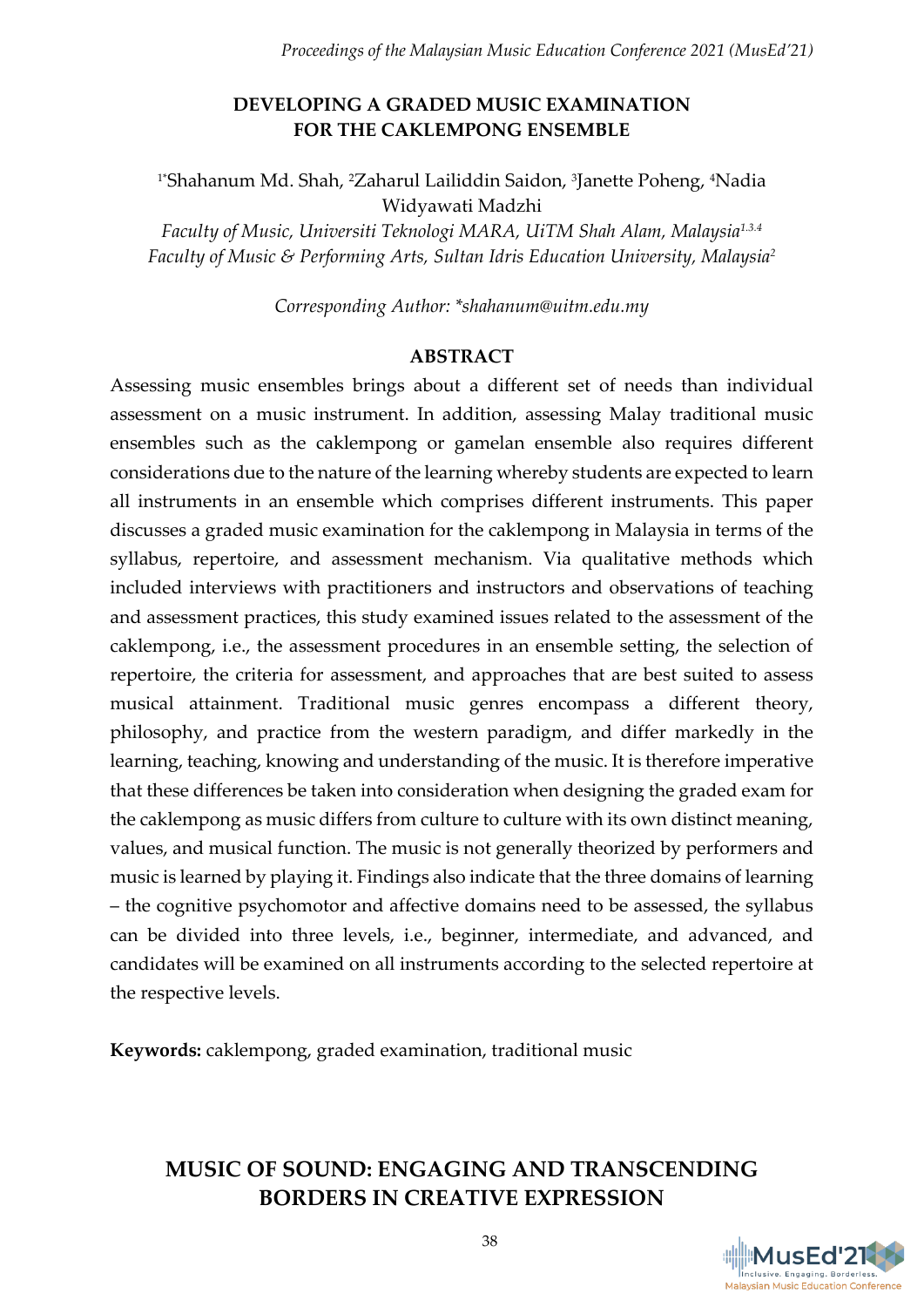# DEVELOPING A GRADED MUSIC EXAMINATION FOR THE CAKLEMPONG ENSEMBLE

[1*]Shahanum Md. Shah, [2]Zaharul Lailiddin Saidon, [3]Janette Poheng, [4]Nadia Widyawati Madzhi

*Faculty of Music, Universiti Teknologi MARA, UiTM Shah Alam, Malaysia[1,3,4]*
*Faculty of Music & Performing Arts, Sultan Idris Education University, Malaysia[2]*

*Corresponding Author: *shahanum@uitm.edu.my*

## ABSTRACT

Assessing music ensembles brings about a different set of needs than individual assessment on a music instrument. In addition, assessing Malay traditional music ensembles such as the caklempong or gamelan ensemble also requires different considerations due to the nature of the learning whereby students are expected to learn all instruments in an ensemble which comprises different instruments. This paper discusses a graded music examination for the caklempong in Malaysia in terms of the syllabus, repertoire, and assessment mechanism. Via qualitative methods which included interviews with practitioners and instructors and observations of teaching and assessment practices, this study examined issues related to the assessment of the caklempong, i.e., the assessment procedures in an ensemble setting, the selection of repertoire, the criteria for assessment, and approaches that are best suited to assess musical attainment. Traditional music genres encompass a different theory, philosophy, and practice from the western paradigm, and differ markedly in the learning, teaching, knowing and understanding of the music. It is therefore imperative that these differences be taken into consideration when designing the graded exam for the caklempong as music differs from culture to culture with its own distinct meaning, values, and musical function. The music is not generally theorized by performers and music is learned by playing it. Findings also indicate that the three domains of learning – the cognitive psychomotor and affective domains need to be assessed, the syllabus can be divided into three levels, i.e., beginner, intermediate, and advanced, and candidates will be examined on all instruments according to the selected repertoire at the respective levels.

**Keywords:** caklempong, graded examination, traditional music

# MUSIC OF SOUND: ENGAGING AND TRANSCENDING BORDERS IN CREATIVE EXPRESSION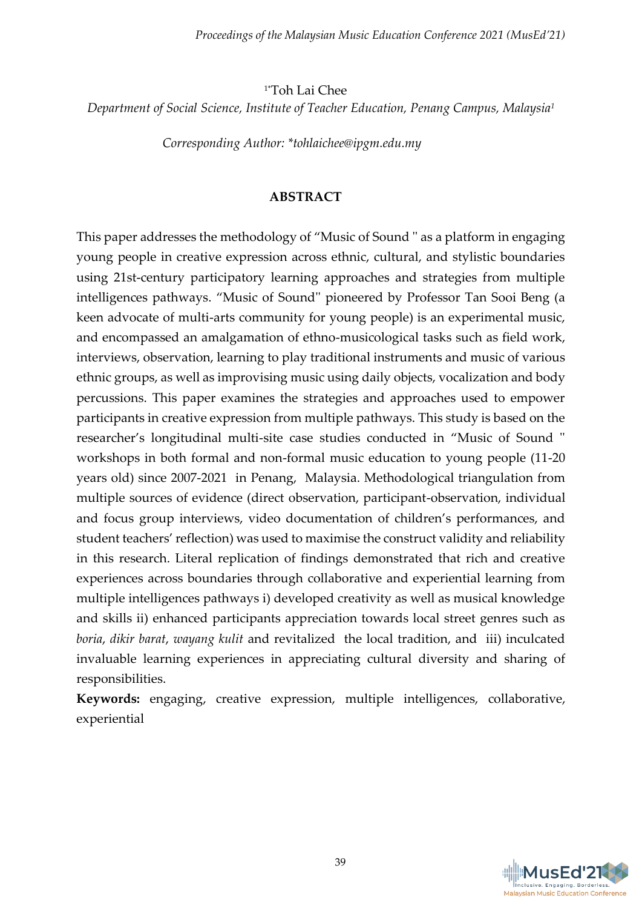[1*]Toh Lai Chee

*Department of Social Science, Institute of Teacher Education, Penang Campus, Malaysia[1]*

*Corresponding Author: *tohlaichee@ipgm.edu.my*

**ABSTRACT**

This paper addresses the methodology of "Music of Sound " as a platform in engaging young people in creative expression across ethnic, cultural, and stylistic boundaries using 21st-century participatory learning approaches and strategies from multiple intelligences pathways. "Music of Sound" pioneered by Professor Tan Sooi Beng (a keen advocate of multi-arts community for young people) is an experimental music, and encompassed an amalgamation of ethno-musicological tasks such as field work, interviews, observation, learning to play traditional instruments and music of various ethnic groups, as well as improvising music using daily objects, vocalization and body percussions. This paper examines the strategies and approaches used to empower participants in creative expression from multiple pathways. This study is based on the researcher's longitudinal multi-site case studies conducted in "Music of Sound " workshops in both formal and non-formal music education to young people (11-20 years old) since 2007-2021 in Penang, Malaysia. Methodological triangulation from multiple sources of evidence (direct observation, participant-observation, individual and focus group interviews, video documentation of children's performances, and student teachers' reflection) was used to maximise the construct validity and reliability in this research. Literal replication of findings demonstrated that rich and creative experiences across boundaries through collaborative and experiential learning from multiple intelligences pathways i) developed creativity as well as musical knowledge and skills ii) enhanced participants appreciation towards local street genres such as *boria*, *dikir barat*, *wayang kulit* and revitalized the local tradition, and iii) inculcated invaluable learning experiences in appreciating cultural diversity and sharing of responsibilities.

**Keywords:** engaging, creative expression, multiple intelligences, collaborative, experiential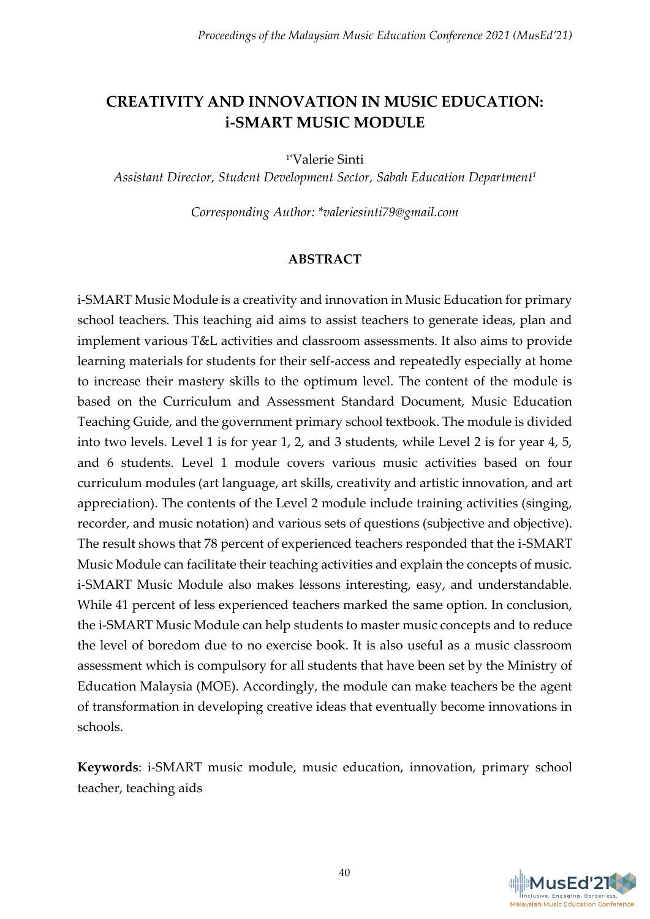# CREATIVITY AND INNOVATION IN MUSIC EDUCATION: i-SMART MUSIC MODULE

[1*]Valerie Sinti

*Assistant Director, Student Development Sector, Sabah Education Department[1]*

*Corresponding Author: *valeriesinti79@gmail.com*

## ABSTRACT

i-SMART Music Module is a creativity and innovation in Music Education for primary school teachers. This teaching aid aims to assist teachers to generate ideas, plan and implement various T&L activities and classroom assessments. It also aims to provide learning materials for students for their self-access and repeatedly especially at home to increase their mastery skills to the optimum level. The content of the module is based on the Curriculum and Assessment Standard Document, Music Education Teaching Guide, and the government primary school textbook. The module is divided into two levels. Level 1 is for year 1, 2, and 3 students, while Level 2 is for year 4, 5, and 6 students. Level 1 module covers various music activities based on four curriculum modules (art language, art skills, creativity and artistic innovation, and art appreciation). The contents of the Level 2 module include training activities (singing, recorder, and music notation) and various sets of questions (subjective and objective). The result shows that 78 percent of experienced teachers responded that the i-SMART Music Module can facilitate their teaching activities and explain the concepts of music. i-SMART Music Module also makes lessons interesting, easy, and understandable. While 41 percent of less experienced teachers marked the same option. In conclusion, the i-SMART Music Module can help students to master music concepts and to reduce the level of boredom due to no exercise book. It is also useful as a music classroom assessment which is compulsory for all students that have been set by the Ministry of Education Malaysia (MOE). Accordingly, the module can make teachers be the agent of transformation in developing creative ideas that eventually become innovations in schools.

**Keywords**: i-SMART music module, music education, innovation, primary school teacher, teaching aids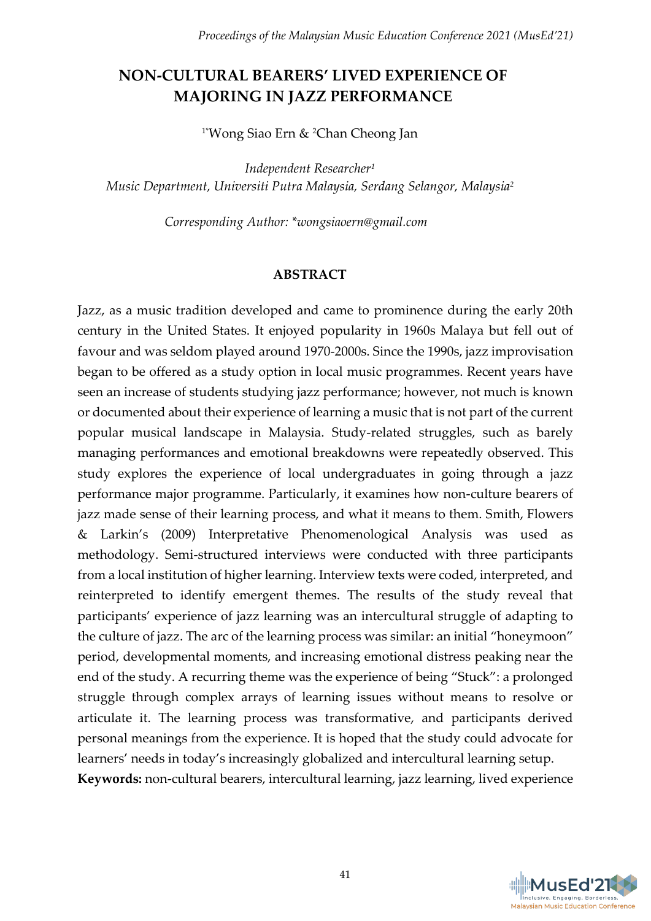# NON-CULTURAL BEARERS' LIVED EXPERIENCE OF MAJORING IN JAZZ PERFORMANCE

[1*]Wong Siao Ern & [2]Chan Cheong Jan

*Independent Researcher[1]*
*Music Department, Universiti Putra Malaysia, Serdang Selangor, Malaysia[2]*

*Corresponding Author: \*wongsiaoern@gmail.com*

## ABSTRACT

Jazz, as a music tradition developed and came to prominence during the early 20th century in the United States. It enjoyed popularity in 1960s Malaya but fell out of favour and was seldom played around 1970-2000s. Since the 1990s, jazz improvisation began to be offered as a study option in local music programmes. Recent years have seen an increase of students studying jazz performance; however, not much is known or documented about their experience of learning a music that is not part of the current popular musical landscape in Malaysia. Study-related struggles, such as barely managing performances and emotional breakdowns were repeatedly observed. This study explores the experience of local undergraduates in going through a jazz performance major programme. Particularly, it examines how non-culture bearers of jazz made sense of their learning process, and what it means to them. Smith, Flowers & Larkin's (2009) Interpretative Phenomenological Analysis was used as methodology. Semi-structured interviews were conducted with three participants from a local institution of higher learning. Interview texts were coded, interpreted, and reinterpreted to identify emergent themes. The results of the study reveal that participants' experience of jazz learning was an intercultural struggle of adapting to the culture of jazz. The arc of the learning process was similar: an initial "honeymoon" period, developmental moments, and increasing emotional distress peaking near the end of the study. A recurring theme was the experience of being "Stuck": a prolonged struggle through complex arrays of learning issues without means to resolve or articulate it. The learning process was transformative, and participants derived personal meanings from the experience. It is hoped that the study could advocate for learners' needs in today's increasingly globalized and intercultural learning setup.

**Keywords:** non-cultural bearers, intercultural learning, jazz learning, lived experience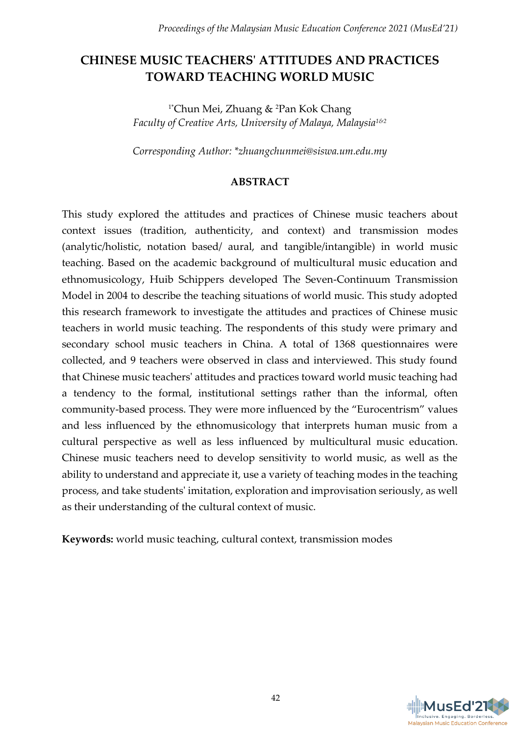# CHINESE MUSIC TEACHERS' ATTITUDES AND PRACTICES TOWARD TEACHING WORLD MUSIC

[1*]Chun Mei, Zhuang & [2]Pan Kok Chang

*Faculty of Creative Arts, University of Malaya, Malaysia[1&2]*

*Corresponding Author: *zhuangchunmei@siswa.um.edu.my*

## ABSTRACT

This study explored the attitudes and practices of Chinese music teachers about context issues (tradition, authenticity, and context) and transmission modes (analytic/holistic, notation based/ aural, and tangible/intangible) in world music teaching. Based on the academic background of multicultural music education and ethnomusicology, Huib Schippers developed The Seven-Continuum Transmission Model in 2004 to describe the teaching situations of world music. This study adopted this research framework to investigate the attitudes and practices of Chinese music teachers in world music teaching. The respondents of this study were primary and secondary school music teachers in China. A total of 1368 questionnaires were collected, and 9 teachers were observed in class and interviewed. This study found that Chinese music teachers' attitudes and practices toward world music teaching had a tendency to the formal, institutional settings rather than the informal, often community-based process. They were more influenced by the "Eurocentrism" values and less influenced by the ethnomusicology that interprets human music from a cultural perspective as well as less influenced by multicultural music education. Chinese music teachers need to develop sensitivity to world music, as well as the ability to understand and appreciate it, use a variety of teaching modes in the teaching process, and take students' imitation, exploration and improvisation seriously, as well as their understanding of the cultural context of music.

**Keywords:** world music teaching, cultural context, transmission modes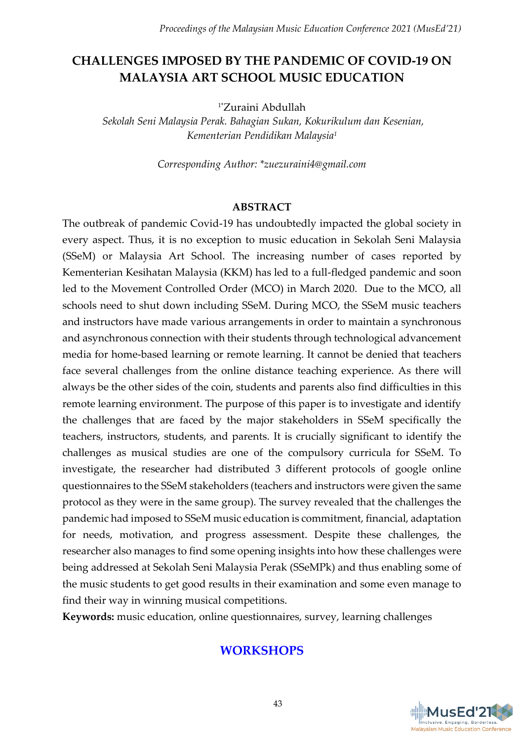# CHALLENGES IMPOSED BY THE PANDEMIC OF COVID-19 ON MALAYSIA ART SCHOOL MUSIC EDUCATION

[1*]Zuraini Abdullah

*Sekolah Seni Malaysia Perak. Bahagian Sukan, Kokurikulum dan Kesenian, Kementerian Pendidikan Malaysia[1]*

*Corresponding Author: *zuezuraini4@gmail.com*

## ABSTRACT

The outbreak of pandemic Covid-19 has undoubtedly impacted the global society in every aspect. Thus, it is no exception to music education in Sekolah Seni Malaysia (SSeM) or Malaysia Art School. The increasing number of cases reported by Kementerian Kesihatan Malaysia (KKM) has led to a full-fledged pandemic and soon led to the Movement Controlled Order (MCO) in March 2020. Due to the MCO, all schools need to shut down including SSeM. During MCO, the SSeM music teachers and instructors have made various arrangements in order to maintain a synchronous and asynchronous connection with their students through technological advancement media for home-based learning or remote learning. It cannot be denied that teachers face several challenges from the online distance teaching experience. As there will always be the other sides of the coin, students and parents also find difficulties in this remote learning environment. The purpose of this paper is to investigate and identify the challenges that are faced by the major stakeholders in SSeM specifically the teachers, instructors, students, and parents. It is crucially significant to identify the challenges as musical studies are one of the compulsory curricula for SSeM. To investigate, the researcher had distributed 3 different protocols of google online questionnaires to the SSeM stakeholders (teachers and instructors were given the same protocol as they were in the same group). The survey revealed that the challenges the pandemic had imposed to SSeM music education is commitment, financial, adaptation for needs, motivation, and progress assessment. Despite these challenges, the researcher also manages to find some opening insights into how these challenges were being addressed at Sekolah Seni Malaysia Perak (SSeMPk) and thus enabling some of the music students to get good results in their examination and some even manage to find their way in winning musical competitions.

**Keywords:** music education, online questionnaires, survey, learning challenges

## WORKSHOPS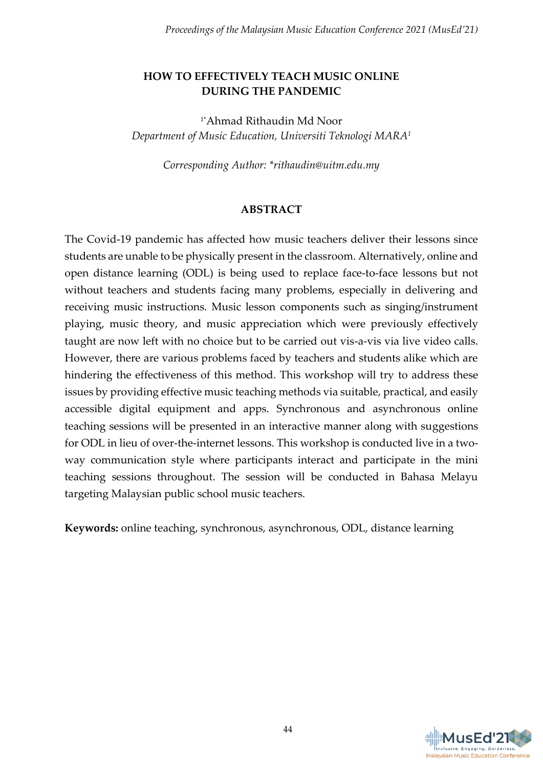# HOW TO EFFECTIVELY TEACH MUSIC ONLINE DURING THE PANDEMIC

[1*]Ahmad Rithaudin Md Noor

*Department of Music Education, Universiti Teknologi MARA[1]*

*Corresponding Author: *rithaudin@uitm.edu.my*

## ABSTRACT

The Covid-19 pandemic has affected how music teachers deliver their lessons since students are unable to be physically present in the classroom. Alternatively, online and open distance learning (ODL) is being used to replace face-to-face lessons but not without teachers and students facing many problems, especially in delivering and receiving music instructions. Music lesson components such as singing/instrument playing, music theory, and music appreciation which were previously effectively taught are now left with no choice but to be carried out vis-a-vis via live video calls. However, there are various problems faced by teachers and students alike which are hindering the effectiveness of this method. This workshop will try to address these issues by providing effective music teaching methods via suitable, practical, and easily accessible digital equipment and apps. Synchronous and asynchronous online teaching sessions will be presented in an interactive manner along with suggestions for ODL in lieu of over-the-internet lessons. This workshop is conducted live in a two-way communication style where participants interact and participate in the mini teaching sessions throughout. The session will be conducted in Bahasa Melayu targeting Malaysian public school music teachers.

**Keywords:** online teaching, synchronous, asynchronous, ODL, distance learning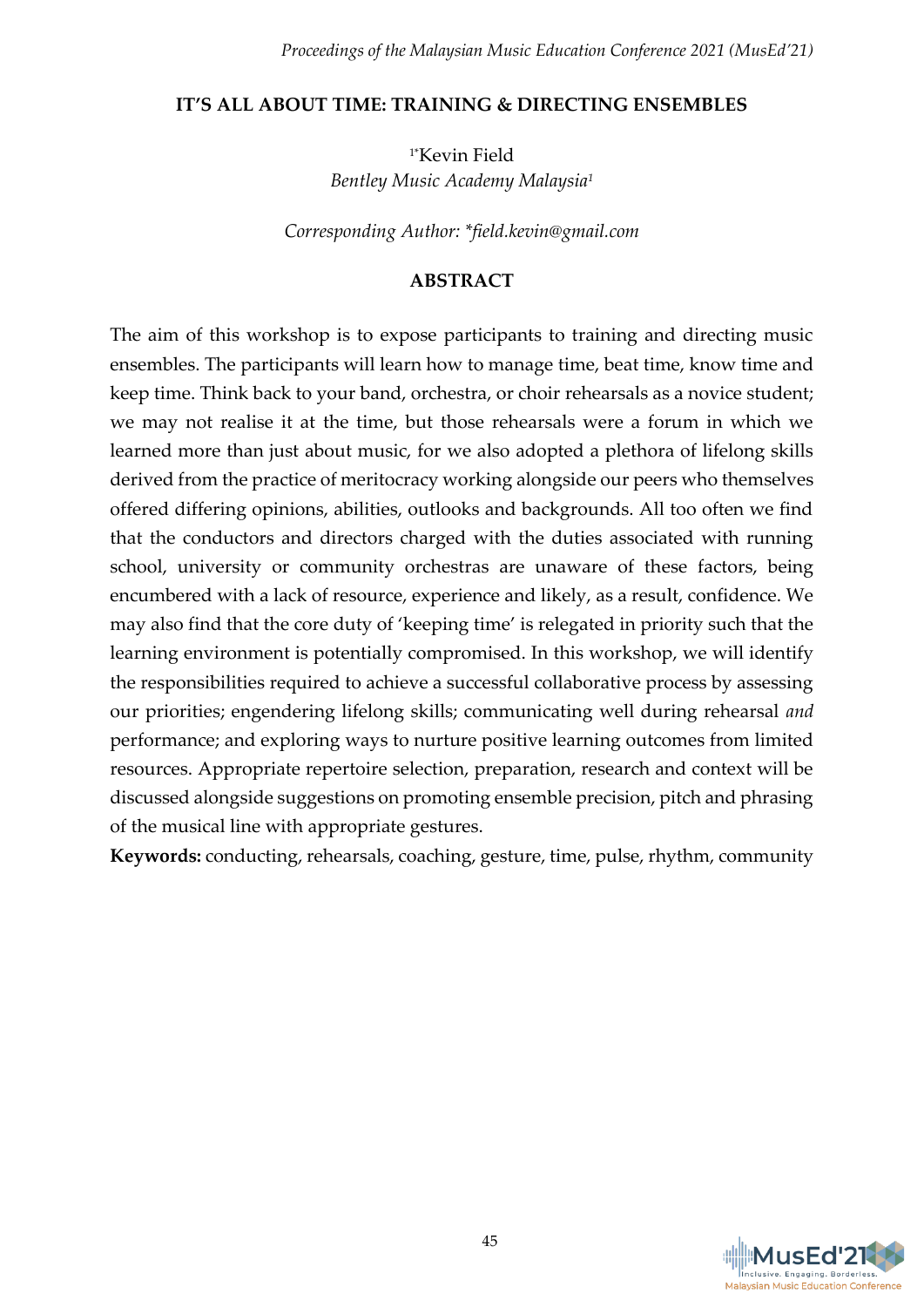# IT'S ALL ABOUT TIME: TRAINING & DIRECTING ENSEMBLES

[1*]Kevin Field

*Bentley Music Academy Malaysia*[1]

*Corresponding Author: *field.kevin@gmail.com*

## ABSTRACT

The aim of this workshop is to expose participants to training and directing music ensembles. The participants will learn how to manage time, beat time, know time and keep time. Think back to your band, orchestra, or choir rehearsals as a novice student; we may not realise it at the time, but those rehearsals were a forum in which we learned more than just about music, for we also adopted a plethora of lifelong skills derived from the practice of meritocracy working alongside our peers who themselves offered differing opinions, abilities, outlooks and backgrounds. All too often we find that the conductors and directors charged with the duties associated with running school, university or community orchestras are unaware of these factors, being encumbered with a lack of resource, experience and likely, as a result, confidence. We may also find that the core duty of 'keeping time' is relegated in priority such that the learning environment is potentially compromised. In this workshop, we will identify the responsibilities required to achieve a successful collaborative process by assessing our priorities; engendering lifelong skills; communicating well during rehearsal *and* performance; and exploring ways to nurture positive learning outcomes from limited resources. Appropriate repertoire selection, preparation, research and context will be discussed alongside suggestions on promoting ensemble precision, pitch and phrasing of the musical line with appropriate gestures.

**Keywords:** conducting, rehearsals, coaching, gesture, time, pulse, rhythm, community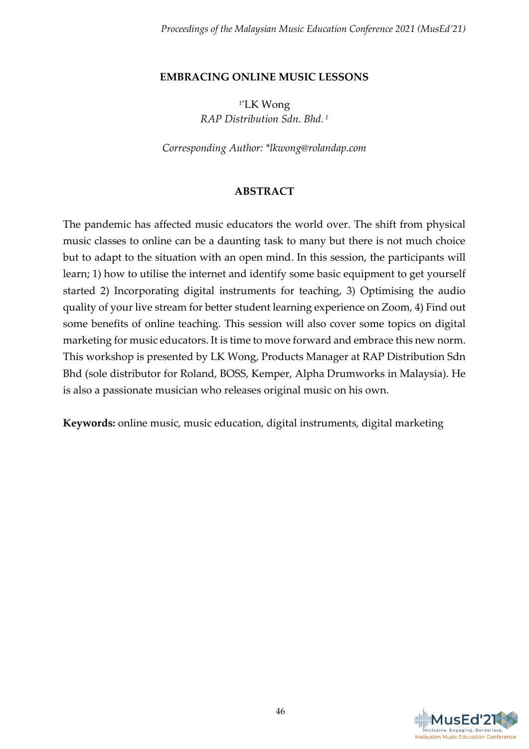# EMBRACING ONLINE MUSIC LESSONS

[1*]LK Wong
*RAP Distribution Sdn. Bhd.* [1]

*Corresponding Author: \*lkwong@rolandap.com*

## ABSTRACT

The pandemic has affected music educators the world over. The shift from physical music classes to online can be a daunting task to many but there is not much choice but to adapt to the situation with an open mind. In this session, the participants will learn; 1) how to utilise the internet and identify some basic equipment to get yourself started 2) Incorporating digital instruments for teaching, 3) Optimising the audio quality of your live stream for better student learning experience on Zoom, 4) Find out some benefits of online teaching. This session will also cover some topics on digital marketing for music educators. It is time to move forward and embrace this new norm. This workshop is presented by LK Wong, Products Manager at RAP Distribution Sdn Bhd (sole distributor for Roland, BOSS, Kemper, Alpha Drumworks in Malaysia). He is also a passionate musician who releases original music on his own.

**Keywords:** online music, music education, digital instruments, digital marketing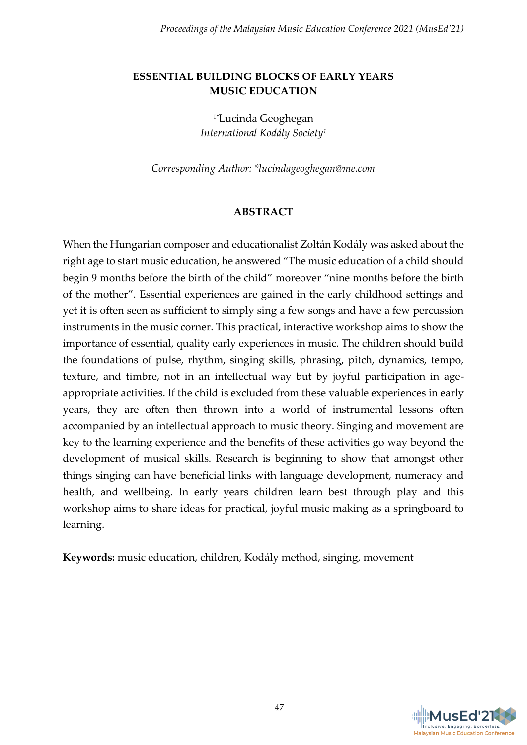# ESSENTIAL BUILDING BLOCKS OF EARLY YEARS MUSIC EDUCATION

[1*]Lucinda Geoghegan
*International Kodály Society*[1]

*Corresponding Author: \*lucindageoghegan@me.com*

## ABSTRACT

When the Hungarian composer and educationalist Zoltán Kodály was asked about the right age to start music education, he answered "The music education of a child should begin 9 months before the birth of the child" moreover "nine months before the birth of the mother". Essential experiences are gained in the early childhood settings and yet it is often seen as sufficient to simply sing a few songs and have a few percussion instruments in the music corner. This practical, interactive workshop aims to show the importance of essential, quality early experiences in music. The children should build the foundations of pulse, rhythm, singing skills, phrasing, pitch, dynamics, tempo, texture, and timbre, not in an intellectual way but by joyful participation in age-appropriate activities. If the child is excluded from these valuable experiences in early years, they are often then thrown into a world of instrumental lessons often accompanied by an intellectual approach to music theory. Singing and movement are key to the learning experience and the benefits of these activities go way beyond the development of musical skills. Research is beginning to show that amongst other things singing can have beneficial links with language development, numeracy and health, and wellbeing. In early years children learn best through play and this workshop aims to share ideas for practical, joyful music making as a springboard to learning.

**Keywords:** music education, children, Kodály method, singing, movement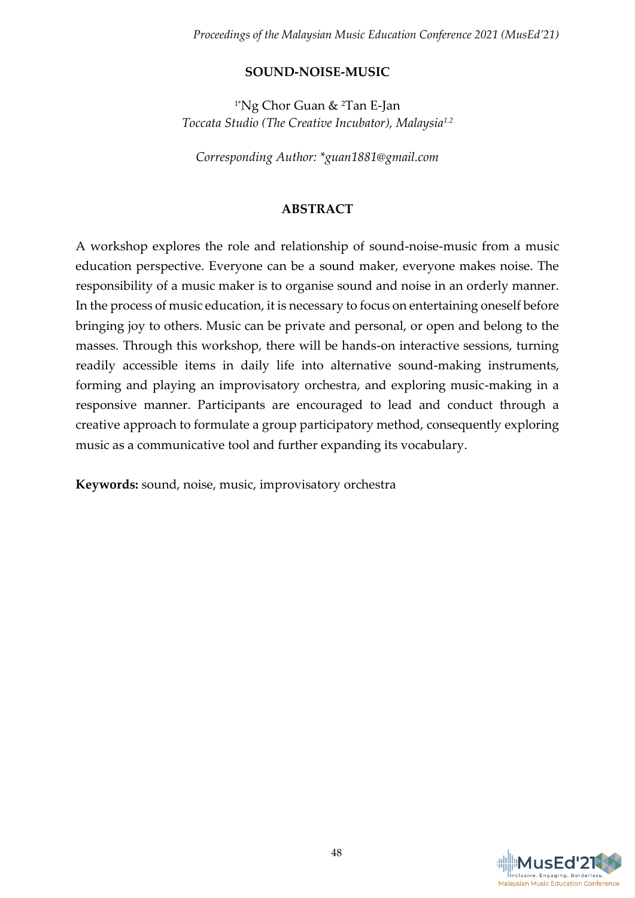# SOUND-NOISE-MUSIC

[1*]Ng Chor Guan & [2]Tan E-Jan
*Toccata Studio (The Creative Incubator), Malaysia[1,2]*

*Corresponding Author: *guan1881@gmail.com*

## ABSTRACT

A workshop explores the role and relationship of sound-noise-music from a music education perspective. Everyone can be a sound maker, everyone makes noise. The responsibility of a music maker is to organise sound and noise in an orderly manner. In the process of music education, it is necessary to focus on entertaining oneself before bringing joy to others. Music can be private and personal, or open and belong to the masses. Through this workshop, there will be hands-on interactive sessions, turning readily accessible items in daily life into alternative sound-making instruments, forming and playing an improvisatory orchestra, and exploring music-making in a responsive manner. Participants are encouraged to lead and conduct through a creative approach to formulate a group participatory method, consequently exploring music as a communicative tool and further expanding its vocabulary.

**Keywords:** sound, noise, music, improvisatory orchestra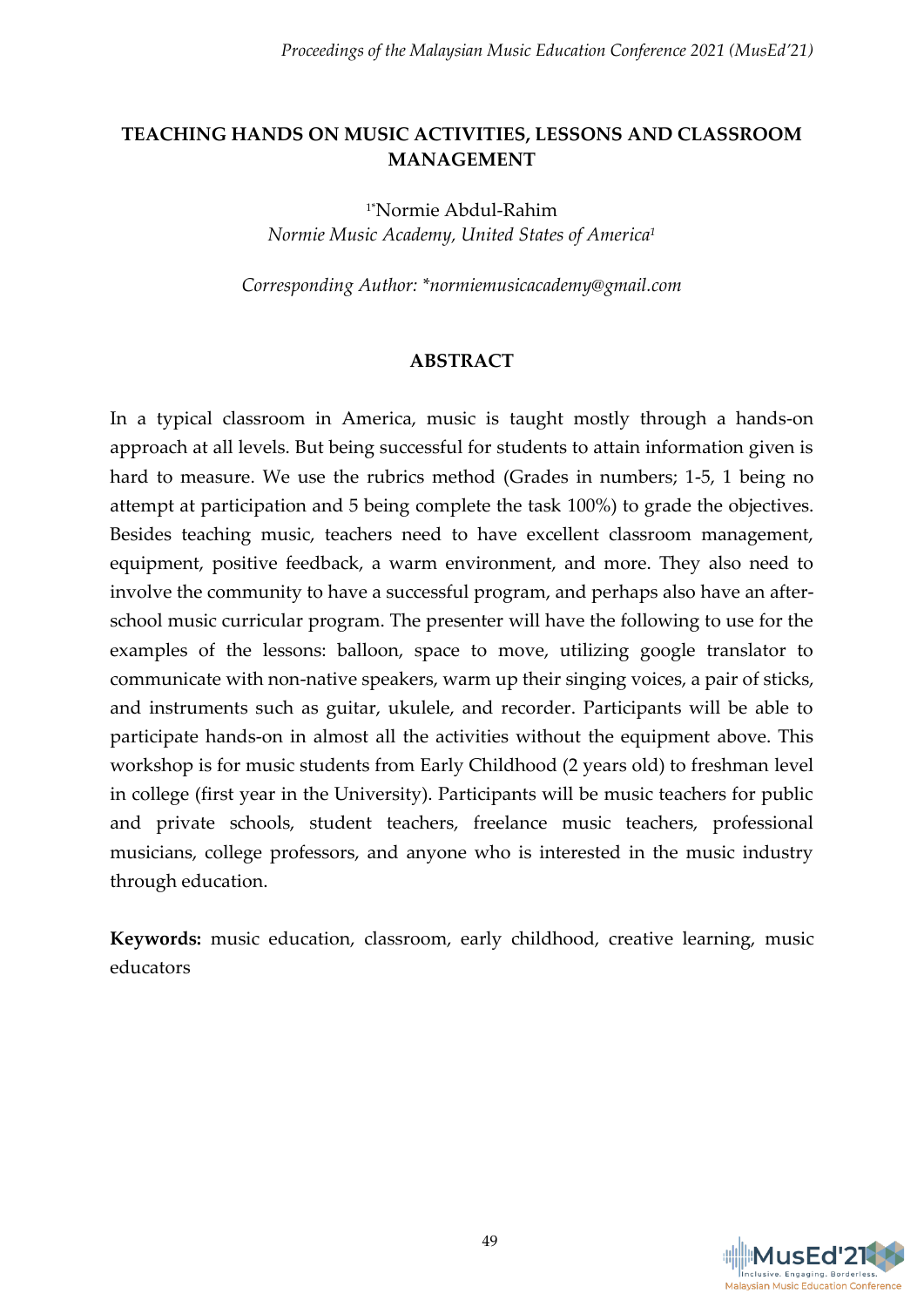# TEACHING HANDS ON MUSIC ACTIVITIES, LESSONS AND CLASSROOM MANAGEMENT

[1*]Normie Abdul-Rahim
*Normie Music Academy, United States of America[1]*

*Corresponding Author: \*normiemusicacademy@gmail.com*

## ABSTRACT

In a typical classroom in America, music is taught mostly through a hands-on approach at all levels. But being successful for students to attain information given is hard to measure. We use the rubrics method (Grades in numbers; 1-5, 1 being no attempt at participation and 5 being complete the task 100%) to grade the objectives. Besides teaching music, teachers need to have excellent classroom management, equipment, positive feedback, a warm environment, and more. They also need to involve the community to have a successful program, and perhaps also have an after-school music curricular program. The presenter will have the following to use for the examples of the lessons: balloon, space to move, utilizing google translator to communicate with non-native speakers, warm up their singing voices, a pair of sticks, and instruments such as guitar, ukulele, and recorder. Participants will be able to participate hands-on in almost all the activities without the equipment above. This workshop is for music students from Early Childhood (2 years old) to freshman level in college (first year in the University). Participants will be music teachers for public and private schools, student teachers, freelance music teachers, professional musicians, college professors, and anyone who is interested in the music industry through education.

**Keywords:** music education, classroom, early childhood, creative learning, music educators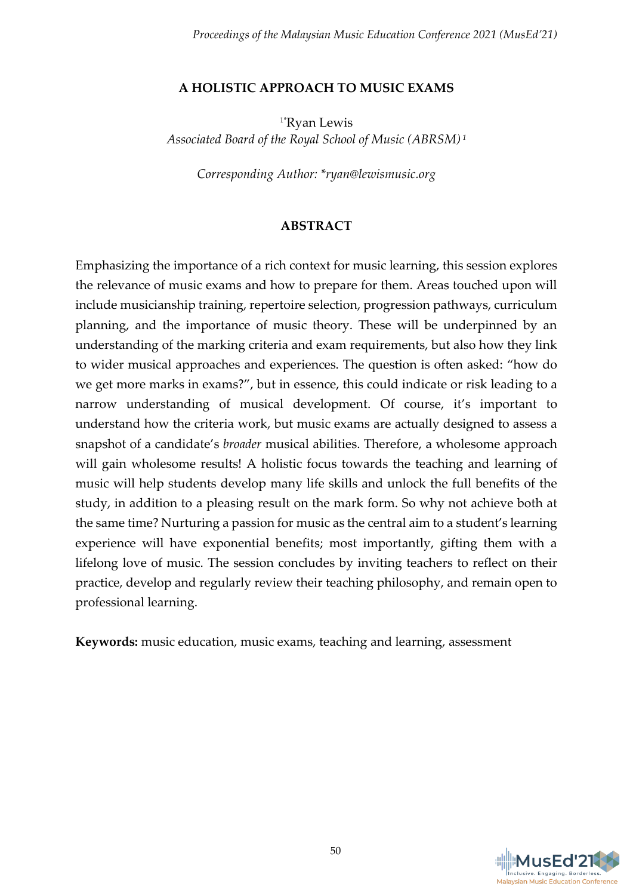# A HOLISTIC APPROACH TO MUSIC EXAMS

[1*]Ryan Lewis
*Associated Board of the Royal School of Music (ABRSM)* [1]

*Corresponding Author: \*ryan@lewismusic.org*

## ABSTRACT

Emphasizing the importance of a rich context for music learning, this session explores the relevance of music exams and how to prepare for them. Areas touched upon will include musicianship training, repertoire selection, progression pathways, curriculum planning, and the importance of music theory. These will be underpinned by an understanding of the marking criteria and exam requirements, but also how they link to wider musical approaches and experiences. The question is often asked: "how do we get more marks in exams?", but in essence, this could indicate or risk leading to a narrow understanding of musical development. Of course, it's important to understand how the criteria work, but music exams are actually designed to assess a snapshot of a candidate's *broader* musical abilities. Therefore, a wholesome approach will gain wholesome results! A holistic focus towards the teaching and learning of music will help students develop many life skills and unlock the full benefits of the study, in addition to a pleasing result on the mark form. So why not achieve both at the same time? Nurturing a passion for music as the central aim to a student's learning experience will have exponential benefits; most importantly, gifting them with a lifelong love of music. The session concludes by inviting teachers to reflect on their practice, develop and regularly review their teaching philosophy, and remain open to professional learning.

**Keywords:** music education, music exams, teaching and learning, assessment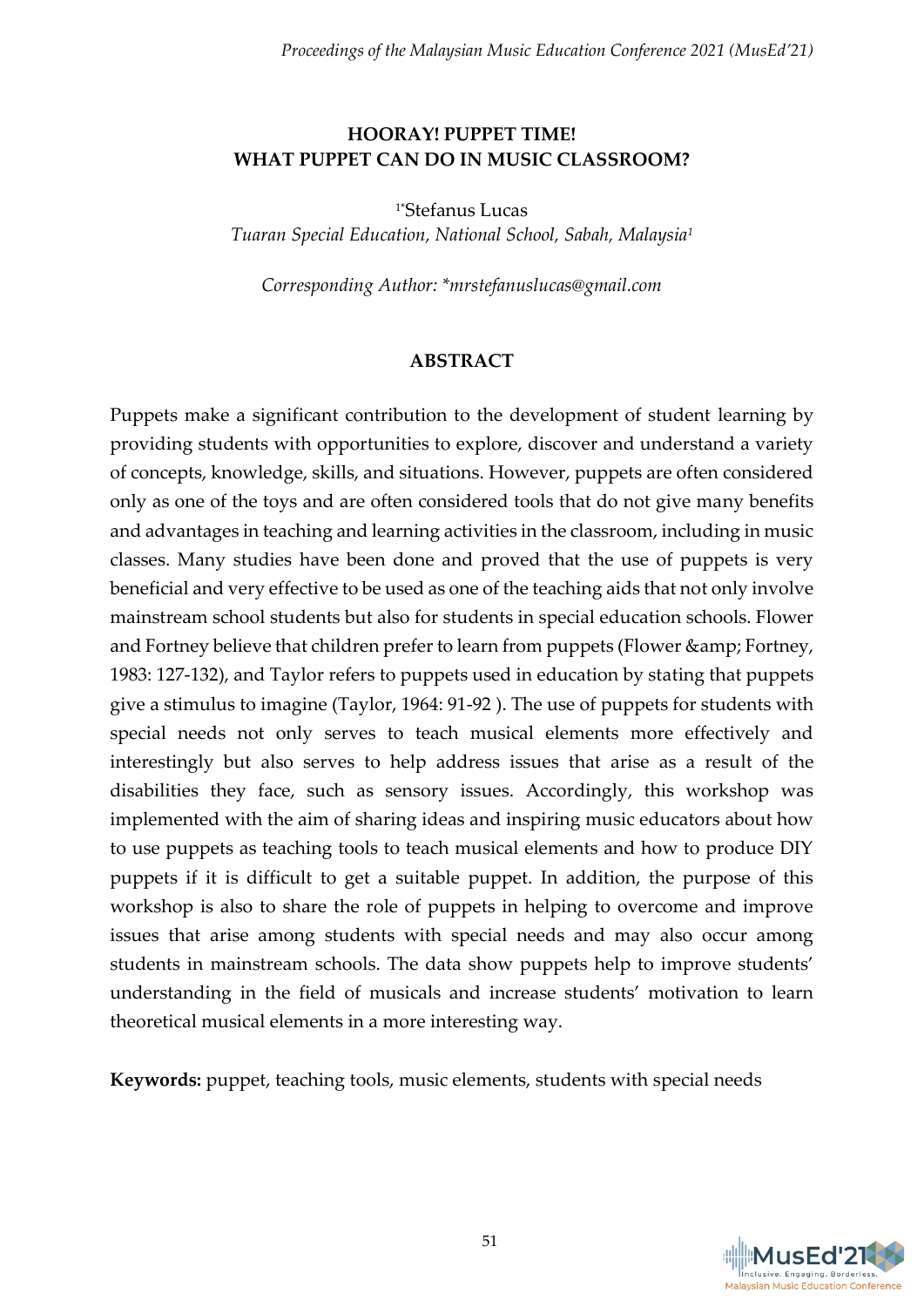# HOORAY! PUPPET TIME!
# WHAT PUPPET CAN DO IN MUSIC CLASSROOM?

[1*]Stefanus Lucas

*Tuaran Special Education, National School, Sabah, Malaysia[1]*

*Corresponding Author: *mrstefanuslucas@gmail.com*

## ABSTRACT

Puppets make a significant contribution to the development of student learning by providing students with opportunities to explore, discover and understand a variety of concepts, knowledge, skills, and situations. However, puppets are often considered only as one of the toys and are often considered tools that do not give many benefits and advantages in teaching and learning activities in the classroom, including in music classes. Many studies have been done and proved that the use of puppets is very beneficial and very effective to be used as one of the teaching aids that not only involve mainstream school students but also for students in special education schools. Flower and Fortney believe that children prefer to learn from puppets (Flower &amp; Fortney, 1983: 127-132), and Taylor refers to puppets used in education by stating that puppets give a stimulus to imagine (Taylor, 1964: 91-92 ). The use of puppets for students with special needs not only serves to teach musical elements more effectively and interestingly but also serves to help address issues that arise as a result of the disabilities they face, such as sensory issues. Accordingly, this workshop was implemented with the aim of sharing ideas and inspiring music educators about how to use puppets as teaching tools to teach musical elements and how to produce DIY puppets if it is difficult to get a suitable puppet. In addition, the purpose of this workshop is also to share the role of puppets in helping to overcome and improve issues that arise among students with special needs and may also occur among students in mainstream schools. The data show puppets help to improve students' understanding in the field of musicals and increase students' motivation to learn theoretical musical elements in a more interesting way.

**Keywords:** puppet, teaching tools, music elements, students with special needs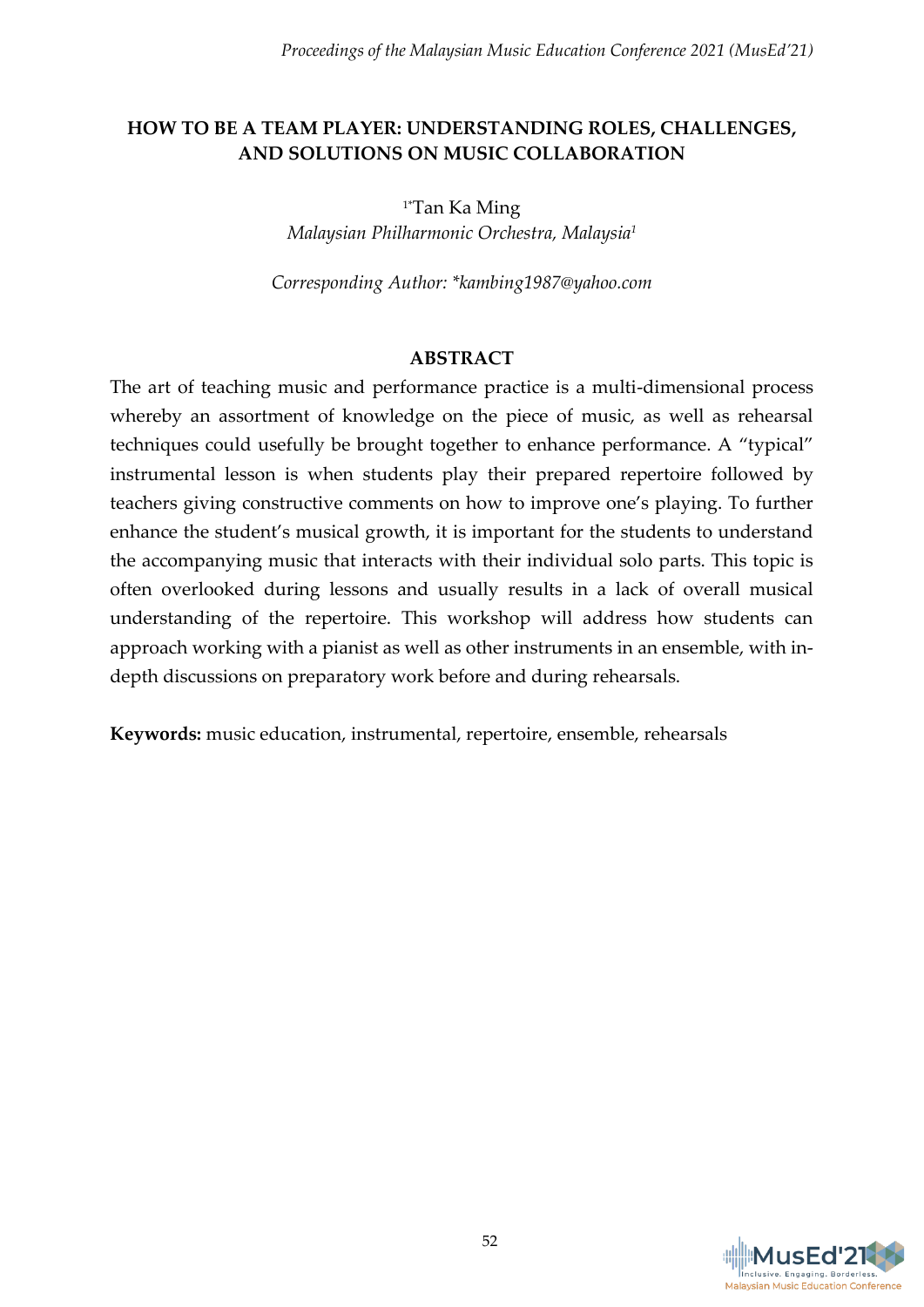# HOW TO BE A TEAM PLAYER: UNDERSTANDING ROLES, CHALLENGES, AND SOLUTIONS ON MUSIC COLLABORATION

[1*]Tan Ka Ming

*Malaysian Philharmonic Orchestra, Malaysia*[1]

*Corresponding Author: \*kambing1987@yahoo.com*

## ABSTRACT

The art of teaching music and performance practice is a multi-dimensional process whereby an assortment of knowledge on the piece of music, as well as rehearsal techniques could usefully be brought together to enhance performance. A "typical" instrumental lesson is when students play their prepared repertoire followed by teachers giving constructive comments on how to improve one's playing. To further enhance the student's musical growth, it is important for the students to understand the accompanying music that interacts with their individual solo parts. This topic is often overlooked during lessons and usually results in a lack of overall musical understanding of the repertoire. This workshop will address how students can approach working with a pianist as well as other instruments in an ensemble, with in-depth discussions on preparatory work before and during rehearsals.

**Keywords:** music education, instrumental, repertoire, ensemble, rehearsals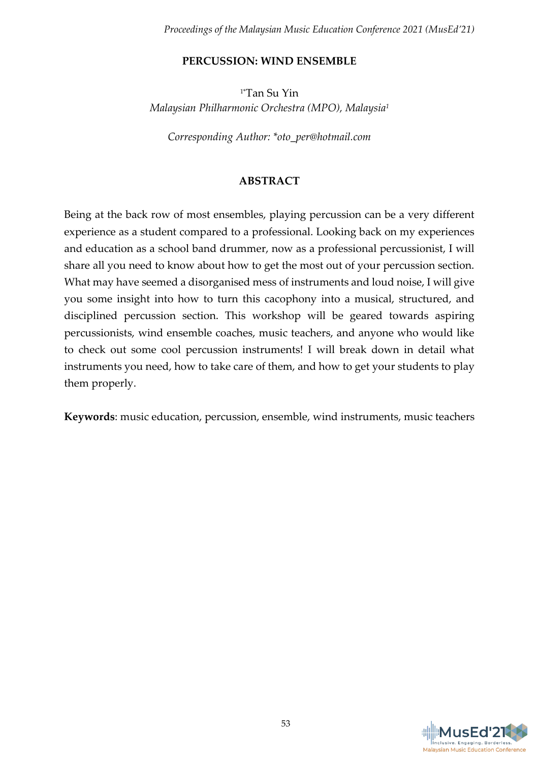# PERCUSSION: WIND ENSEMBLE

[1*]Tan Su Yin

*Malaysian Philharmonic Orchestra (MPO), Malaysia*[1]

*Corresponding Author: *oto_per@hotmail.com*

## ABSTRACT

Being at the back row of most ensembles, playing percussion can be a very different experience as a student compared to a professional. Looking back on my experiences and education as a school band drummer, now as a professional percussionist, I will share all you need to know about how to get the most out of your percussion section. What may have seemed a disorganised mess of instruments and loud noise, I will give you some insight into how to turn this cacophony into a musical, structured, and disciplined percussion section. This workshop will be geared towards aspiring percussionists, wind ensemble coaches, music teachers, and anyone who would like to check out some cool percussion instruments! I will break down in detail what instruments you need, how to take care of them, and how to get your students to play them properly.

**Keywords**: music education, percussion, ensemble, wind instruments, music teachers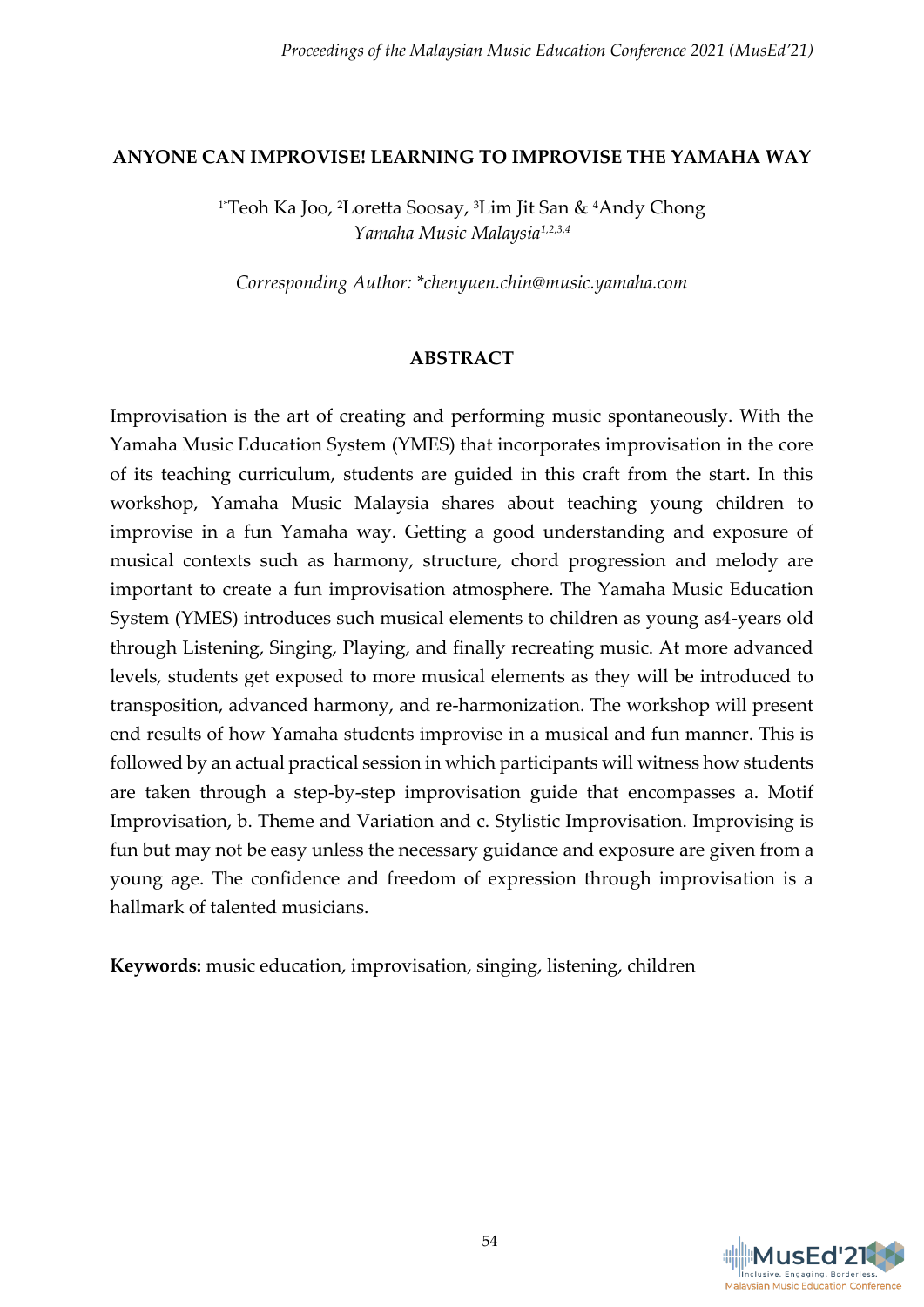## ANYONE CAN IMPROVISE! LEARNING TO IMPROVISE THE YAMAHA WAY

[1*]Teoh Ka Joo, [2]Loretta Soosay, [3]Lim Jit San & [4]Andy Chong
*Yamaha Music Malaysia*[1,2,3,4]

*Corresponding Author: *chenyuen.chin@music.yamaha.com*

### ABSTRACT

Improvisation is the art of creating and performing music spontaneously. With the Yamaha Music Education System (YMES) that incorporates improvisation in the core of its teaching curriculum, students are guided in this craft from the start. In this workshop, Yamaha Music Malaysia shares about teaching young children to improvise in a fun Yamaha way. Getting a good understanding and exposure of musical contexts such as harmony, structure, chord progression and melody are important to create a fun improvisation atmosphere. The Yamaha Music Education System (YMES) introduces such musical elements to children as young as4-years old through Listening, Singing, Playing, and finally recreating music. At more advanced levels, students get exposed to more musical elements as they will be introduced to transposition, advanced harmony, and re-harmonization. The workshop will present end results of how Yamaha students improvise in a musical and fun manner. This is followed by an actual practical session in which participants will witness how students are taken through a step-by-step improvisation guide that encompasses a. Motif Improvisation, b. Theme and Variation and c. Stylistic Improvisation. Improvising is fun but may not be easy unless the necessary guidance and exposure are given from a young age. The confidence and freedom of expression through improvisation is a hallmark of talented musicians.

**Keywords:** music education, improvisation, singing, listening, children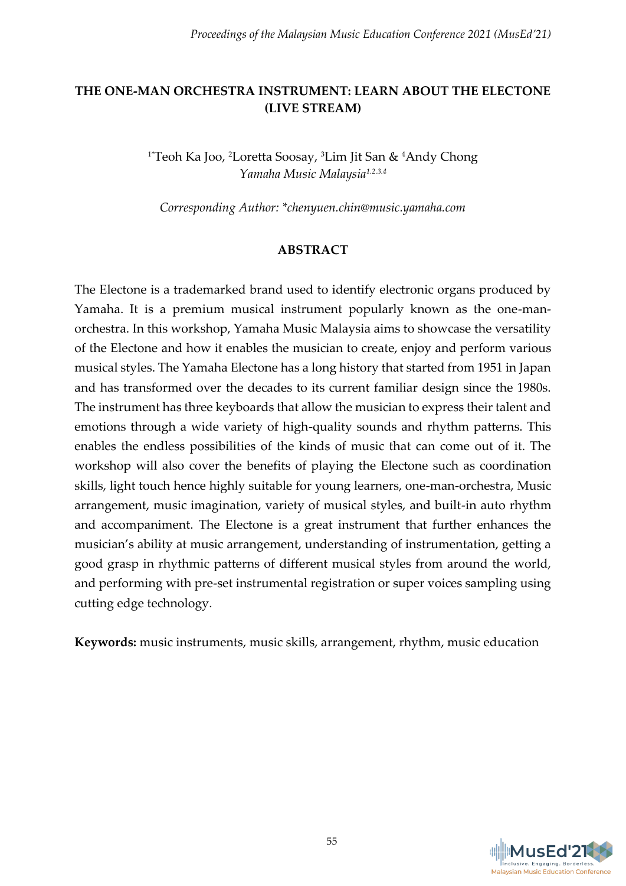# THE ONE-MAN ORCHESTRA INSTRUMENT: LEARN ABOUT THE ELECTONE (LIVE STREAM)

[1*]Teoh Ka Joo, [2]Loretta Soosay, [3]Lim Jit San & [4]Andy Chong
*Yamaha Music Malaysia[1,2,3,4]*

*Corresponding Author: *chenyuen.chin@music.yamaha.com*

## ABSTRACT

The Electone is a trademarked brand used to identify electronic organs produced by Yamaha. It is a premium musical instrument popularly known as the one-man-orchestra. In this workshop, Yamaha Music Malaysia aims to showcase the versatility of the Electone and how it enables the musician to create, enjoy and perform various musical styles. The Yamaha Electone has a long history that started from 1951 in Japan and has transformed over the decades to its current familiar design since the 1980s. The instrument has three keyboards that allow the musician to express their talent and emotions through a wide variety of high-quality sounds and rhythm patterns. This enables the endless possibilities of the kinds of music that can come out of it. The workshop will also cover the benefits of playing the Electone such as coordination skills, light touch hence highly suitable for young learners, one-man-orchestra, Music arrangement, music imagination, variety of musical styles, and built-in auto rhythm and accompaniment. The Electone is a great instrument that further enhances the musician's ability at music arrangement, understanding of instrumentation, getting a good grasp in rhythmic patterns of different musical styles from around the world, and performing with pre-set instrumental registration or super voices sampling using cutting edge technology.

**Keywords:** music instruments, music skills, arrangement, rhythm, music education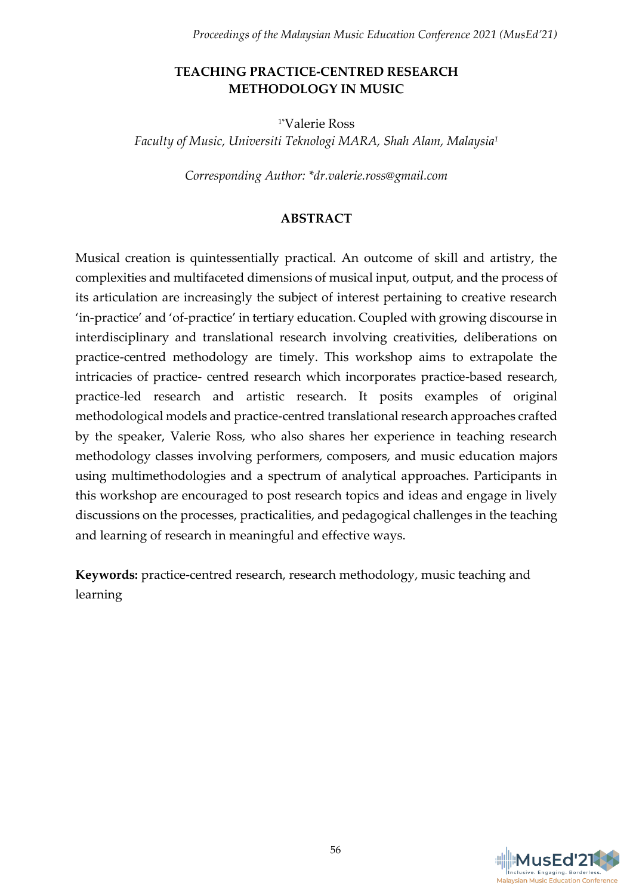# TEACHING PRACTICE-CENTRED RESEARCH METHODOLOGY IN MUSIC

[1*]Valerie Ross

*Faculty of Music, Universiti Teknologi MARA, Shah Alam, Malaysia*[1]

*Corresponding Author: \*dr.valerie.ross@gmail.com*

## ABSTRACT

Musical creation is quintessentially practical. An outcome of skill and artistry, the complexities and multifaceted dimensions of musical input, output, and the process of its articulation are increasingly the subject of interest pertaining to creative research 'in-practice' and 'of-practice' in tertiary education. Coupled with growing discourse in interdisciplinary and translational research involving creativities, deliberations on practice-centred methodology are timely. This workshop aims to extrapolate the intricacies of practice- centred research which incorporates practice-based research, practice-led research and artistic research. It posits examples of original methodological models and practice-centred translational research approaches crafted by the speaker, Valerie Ross, who also shares her experience in teaching research methodology classes involving performers, composers, and music education majors using multimethodologies and a spectrum of analytical approaches. Participants in this workshop are encouraged to post research topics and ideas and engage in lively discussions on the processes, practicalities, and pedagogical challenges in the teaching and learning of research in meaningful and effective ways.

**Keywords:** practice-centred research, research methodology, music teaching and learning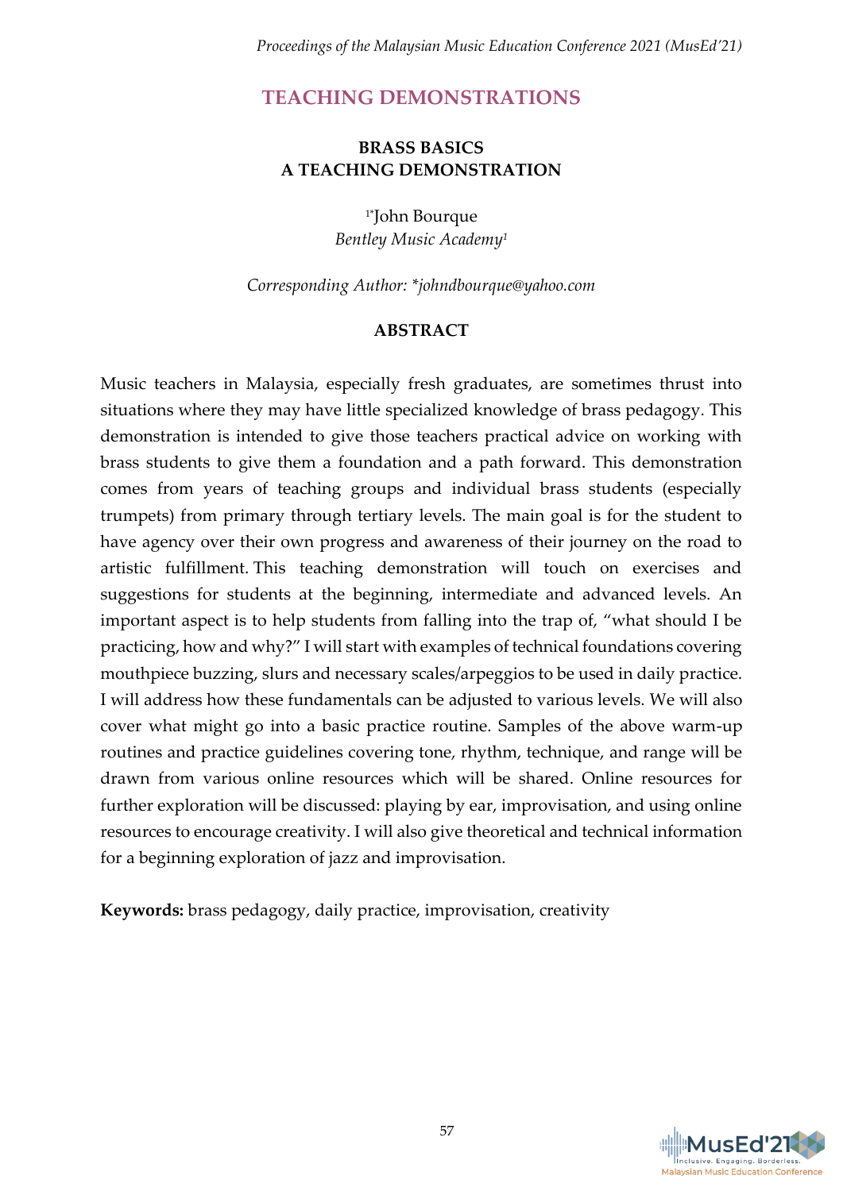# TEACHING DEMONSTRATIONS

## BRASS BASICS
## A TEACHING DEMONSTRATION

[1*]John Bourque
*Bentley Music Academy*[1]

*Corresponding Author: *johndbourque@yahoo.com*

### ABSTRACT

Music teachers in Malaysia, especially fresh graduates, are sometimes thrust into situations where they may have little specialized knowledge of brass pedagogy. This demonstration is intended to give those teachers practical advice on working with brass students to give them a foundation and a path forward. This demonstration comes from years of teaching groups and individual brass students (especially trumpets) from primary through tertiary levels. The main goal is for the student to have agency over their own progress and awareness of their journey on the road to artistic fulfillment. This teaching demonstration will touch on exercises and suggestions for students at the beginning, intermediate and advanced levels. An important aspect is to help students from falling into the trap of, "what should I be practicing, how and why?" I will start with examples of technical foundations covering mouthpiece buzzing, slurs and necessary scales/arpeggios to be used in daily practice. I will address how these fundamentals can be adjusted to various levels. We will also cover what might go into a basic practice routine. Samples of the above warm-up routines and practice guidelines covering tone, rhythm, technique, and range will be drawn from various online resources which will be shared. Online resources for further exploration will be discussed: playing by ear, improvisation, and using online resources to encourage creativity. I will also give theoretical and technical information for a beginning exploration of jazz and improvisation.

**Keywords:** brass pedagogy, daily practice, improvisation, creativity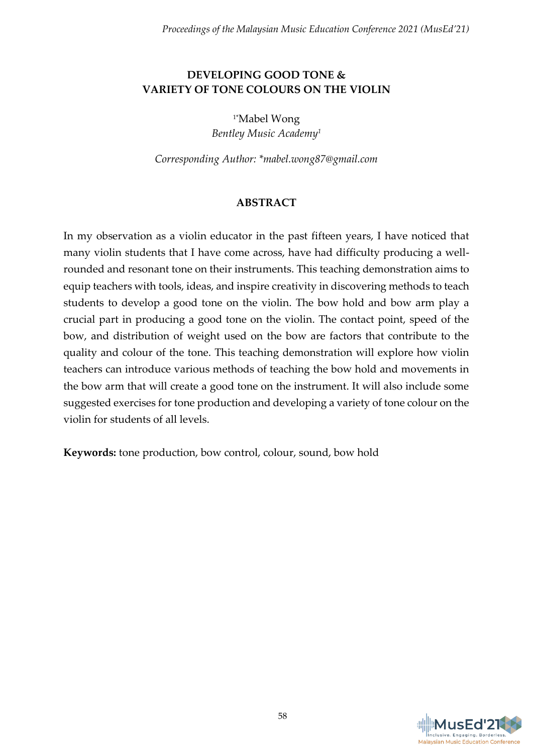# DEVELOPING GOOD TONE & VARIETY OF TONE COLOURS ON THE VIOLIN

[1*]Mabel Wong
*Bentley Music Academy[1]*

*Corresponding Author: *mabel.wong87@gmail.com*

## ABSTRACT

In my observation as a violin educator in the past fifteen years, I have noticed that many violin students that I have come across, have had difficulty producing a well-rounded and resonant tone on their instruments. This teaching demonstration aims to equip teachers with tools, ideas, and inspire creativity in discovering methods to teach students to develop a good tone on the violin. The bow hold and bow arm play a crucial part in producing a good tone on the violin. The contact point, speed of the bow, and distribution of weight used on the bow are factors that contribute to the quality and colour of the tone. This teaching demonstration will explore how violin teachers can introduce various methods of teaching the bow hold and movements in the bow arm that will create a good tone on the instrument. It will also include some suggested exercises for tone production and developing a variety of tone colour on the violin for students of all levels.

**Keywords:** tone production, bow control, colour, sound, bow hold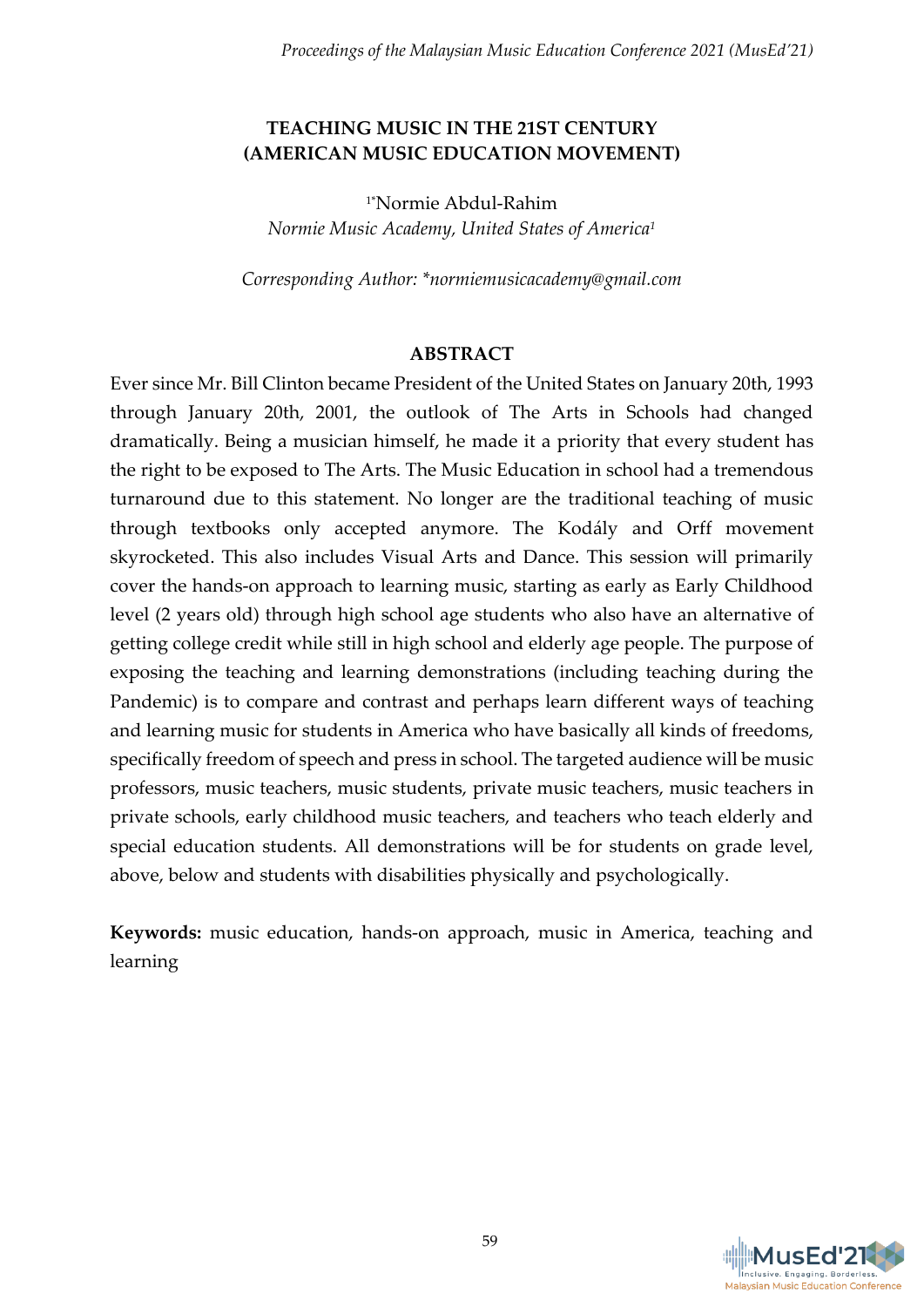# TEACHING MUSIC IN THE 21ST CENTURY (AMERICAN MUSIC EDUCATION MOVEMENT)

[1*]Normie Abdul-Rahim
*Normie Music Academy, United States of America[1]*

*Corresponding Author: \*normiemusicacademy@gmail.com*

## ABSTRACT

Ever since Mr. Bill Clinton became President of the United States on January 20th, 1993 through January 20th, 2001, the outlook of The Arts in Schools had changed dramatically. Being a musician himself, he made it a priority that every student has the right to be exposed to The Arts. The Music Education in school had a tremendous turnaround due to this statement. No longer are the traditional teaching of music through textbooks only accepted anymore. The Kodály and Orff movement skyrocketed. This also includes Visual Arts and Dance. This session will primarily cover the hands-on approach to learning music, starting as early as Early Childhood level (2 years old) through high school age students who also have an alternative of getting college credit while still in high school and elderly age people. The purpose of exposing the teaching and learning demonstrations (including teaching during the Pandemic) is to compare and contrast and perhaps learn different ways of teaching and learning music for students in America who have basically all kinds of freedoms, specifically freedom of speech and press in school. The targeted audience will be music professors, music teachers, music students, private music teachers, music teachers in private schools, early childhood music teachers, and teachers who teach elderly and special education students. All demonstrations will be for students on grade level, above, below and students with disabilities physically and psychologically.

**Keywords:** music education, hands-on approach, music in America, teaching and learning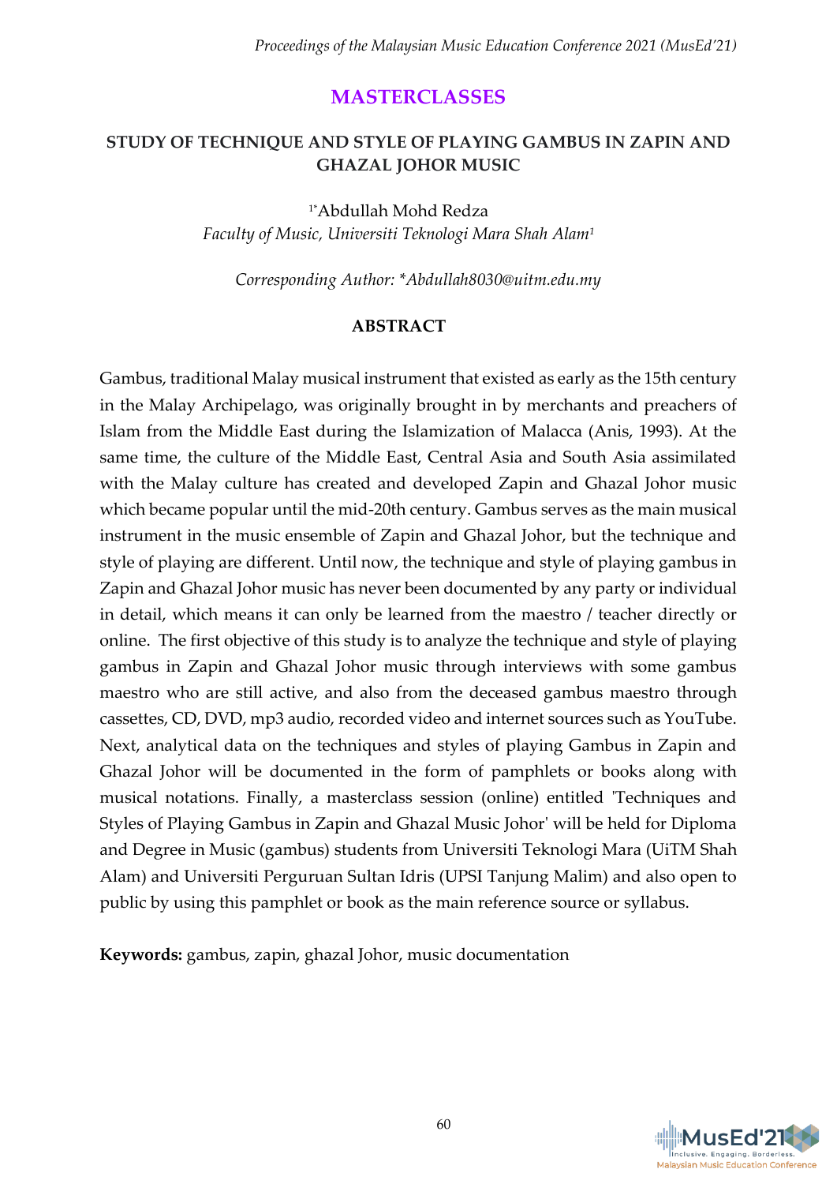# MASTERCLASSES

## STUDY OF TECHNIQUE AND STYLE OF PLAYING GAMBUS IN ZAPIN AND GHAZAL JOHOR MUSIC

[1*]Abdullah Mohd Redza
*Faculty of Music, Universiti Teknologi Mara Shah Alam[1]*

*Corresponding Author: *Abdullah8030@uitm.edu.my*

### ABSTRACT

Gambus, traditional Malay musical instrument that existed as early as the 15th century in the Malay Archipelago, was originally brought in by merchants and preachers of Islam from the Middle East during the Islamization of Malacca (Anis, 1993). At the same time, the culture of the Middle East, Central Asia and South Asia assimilated with the Malay culture has created and developed Zapin and Ghazal Johor music which became popular until the mid-20th century. Gambus serves as the main musical instrument in the music ensemble of Zapin and Ghazal Johor, but the technique and style of playing are different. Until now, the technique and style of playing gambus in Zapin and Ghazal Johor music has never been documented by any party or individual in detail, which means it can only be learned from the maestro / teacher directly or online. The first objective of this study is to analyze the technique and style of playing gambus in Zapin and Ghazal Johor music through interviews with some gambus maestro who are still active, and also from the deceased gambus maestro through cassettes, CD, DVD, mp3 audio, recorded video and internet sources such as YouTube. Next, analytical data on the techniques and styles of playing Gambus in Zapin and Ghazal Johor will be documented in the form of pamphlets or books along with musical notations. Finally, a masterclass session (online) entitled 'Techniques and Styles of Playing Gambus in Zapin and Ghazal Music Johor' will be held for Diploma and Degree in Music (gambus) students from Universiti Teknologi Mara (UiTM Shah Alam) and Universiti Perguruan Sultan Idris (UPSI Tanjung Malim) and also open to public by using this pamphlet or book as the main reference source or syllabus.

**Keywords:** gambus, zapin, ghazal Johor, music documentation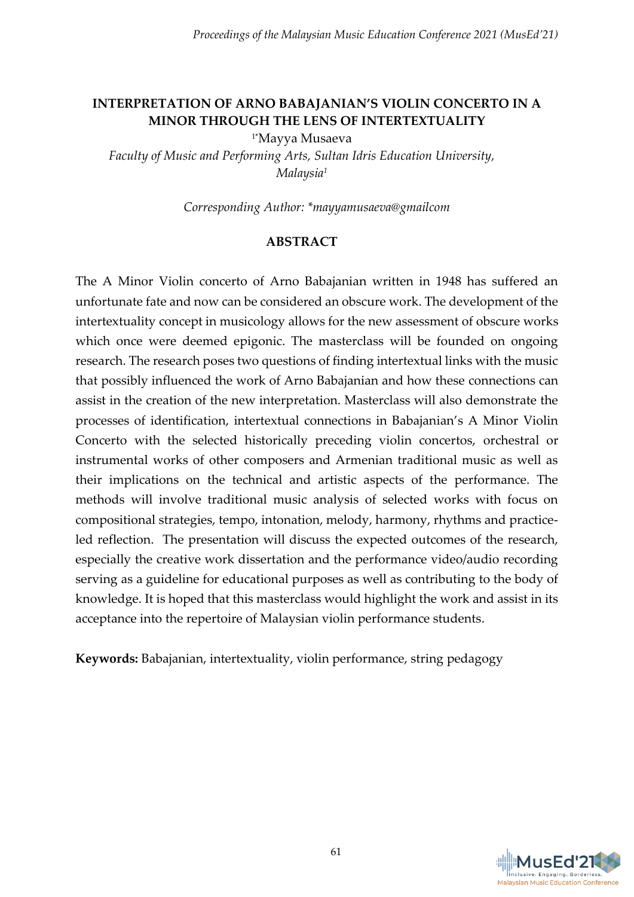# INTERPRETATION OF ARNO BABAJANIAN'S VIOLIN CONCERTO IN A MINOR THROUGH THE LENS OF INTERTEXTUALITY

[1*]Mayya Musaeva

*Faculty of Music and Performing Arts, Sultan Idris Education University, Malaysia*[1]

*Corresponding Author: *mayyamusaeva@gmailcom*

## ABSTRACT

The A Minor Violin concerto of Arno Babajanian written in 1948 has suffered an unfortunate fate and now can be considered an obscure work. The development of the intertextuality concept in musicology allows for the new assessment of obscure works which once were deemed epigonic. The masterclass will be founded on ongoing research. The research poses two questions of finding intertextual links with the music that possibly influenced the work of Arno Babajanian and how these connections can assist in the creation of the new interpretation. Masterclass will also demonstrate the processes of identification, intertextual connections in Babajanian's A Minor Violin Concerto with the selected historically preceding violin concertos, orchestral or instrumental works of other composers and Armenian traditional music as well as their implications on the technical and artistic aspects of the performance. The methods will involve traditional music analysis of selected works with focus on compositional strategies, tempo, intonation, melody, harmony, rhythms and practice-led reflection. The presentation will discuss the expected outcomes of the research, especially the creative work dissertation and the performance video/audio recording serving as a guideline for educational purposes as well as contributing to the body of knowledge. It is hoped that this masterclass would highlight the work and assist in its acceptance into the repertoire of Malaysian violin performance students.

**Keywords:** Babajanian, intertextuality, violin performance, string pedagogy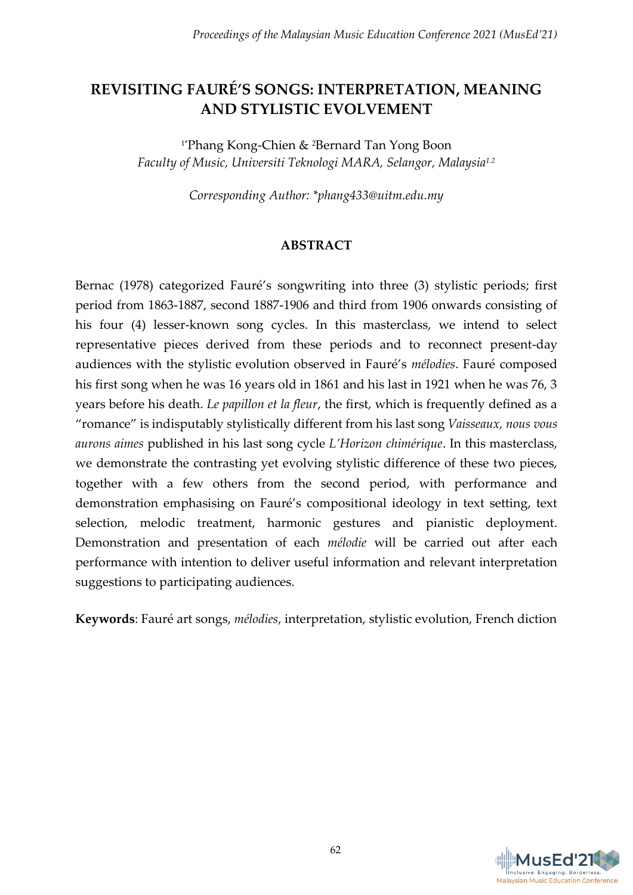# REVISITING FAURÉ'S SONGS: INTERPRETATION, MEANING AND STYLISTIC EVOLVEMENT

[1*]Phang Kong-Chien & [2]Bernard Tan Yong Boon

*Faculty of Music, Universiti Teknologi MARA, Selangor, Malaysia[1,2]*

*Corresponding Author: \*phang433@uitm.edu.my*

## ABSTRACT

Bernac (1978) categorized Fauré's songwriting into three (3) stylistic periods; first period from 1863-1887, second 1887-1906 and third from 1906 onwards consisting of his four (4) lesser-known song cycles. In this masterclass, we intend to select representative pieces derived from these periods and to reconnect present-day audiences with the stylistic evolution observed in Fauré's *mélodies*. Fauré composed his first song when he was 16 years old in 1861 and his last in 1921 when he was 76, 3 years before his death. *Le papillon et la fleur*, the first, which is frequently defined as a "romance" is indisputably stylistically different from his last song *Vaisseaux, nous vous aurons aimes* published in his last song cycle *L'Horizon chimérique*. In this masterclass, we demonstrate the contrasting yet evolving stylistic difference of these two pieces, together with a few others from the second period, with performance and demonstration emphasising on Fauré's compositional ideology in text setting, text selection, melodic treatment, harmonic gestures and pianistic deployment. Demonstration and presentation of each *mélodie* will be carried out after each performance with intention to deliver useful information and relevant interpretation suggestions to participating audiences.

**Keywords**: Fauré art songs, *mélodies*, interpretation, stylistic evolution, French diction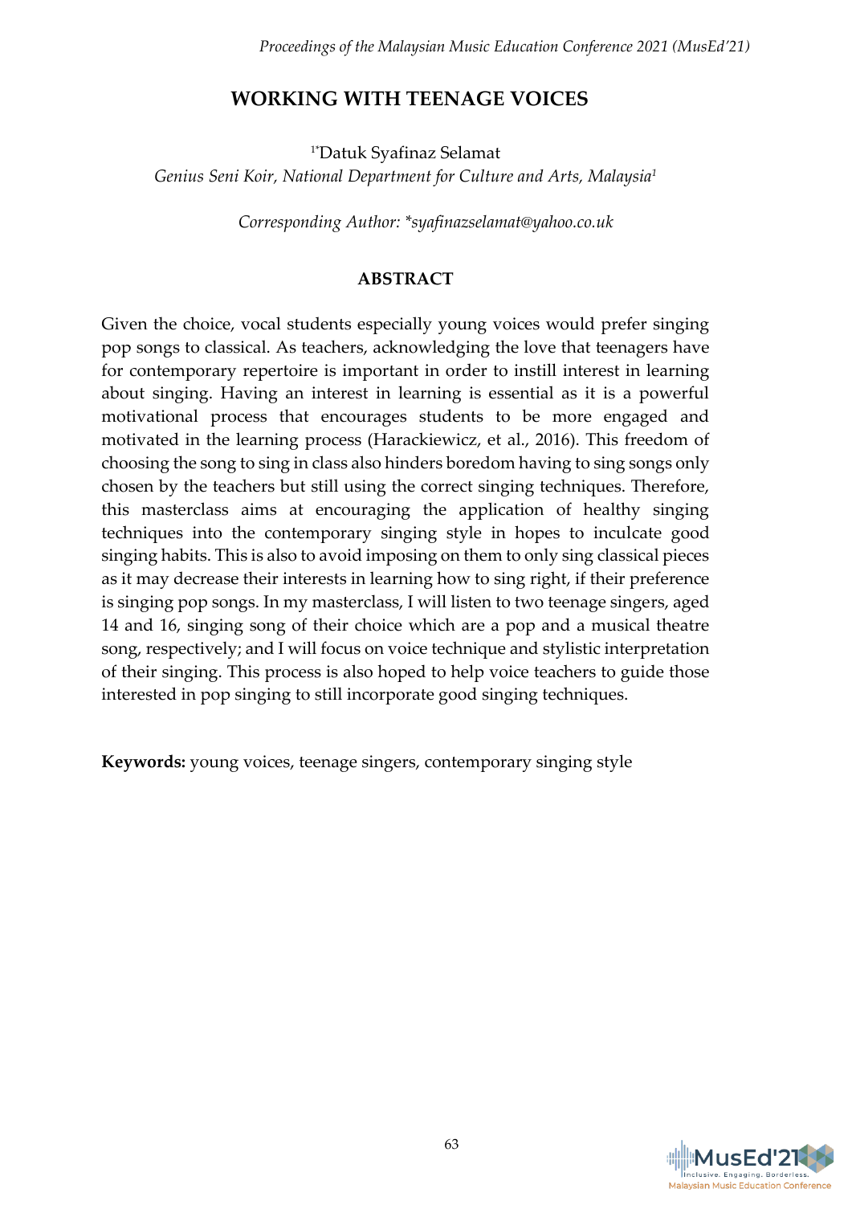# WORKING WITH TEENAGE VOICES

[1*]Datuk Syafinaz Selamat

*Genius Seni Koir, National Department for Culture and Arts, Malaysia[1]*

*Corresponding Author: *syafinazselamat@yahoo.co.uk*

## ABSTRACT

Given the choice, vocal students especially young voices would prefer singing pop songs to classical. As teachers, acknowledging the love that teenagers have for contemporary repertoire is important in order to instill interest in learning about singing. Having an interest in learning is essential as it is a powerful motivational process that encourages students to be more engaged and motivated in the learning process (Harackiewicz, et al., 2016). This freedom of choosing the song to sing in class also hinders boredom having to sing songs only chosen by the teachers but still using the correct singing techniques. Therefore, this masterclass aims at encouraging the application of healthy singing techniques into the contemporary singing style in hopes to inculcate good singing habits. This is also to avoid imposing on them to only sing classical pieces as it may decrease their interests in learning how to sing right, if their preference is singing pop songs. In my masterclass, I will listen to two teenage singers, aged 14 and 16, singing song of their choice which are a pop and a musical theatre song, respectively; and I will focus on voice technique and stylistic interpretation of their singing. This process is also hoped to help voice teachers to guide those interested in pop singing to still incorporate good singing techniques.

**Keywords:** young voices, teenage singers, contemporary singing style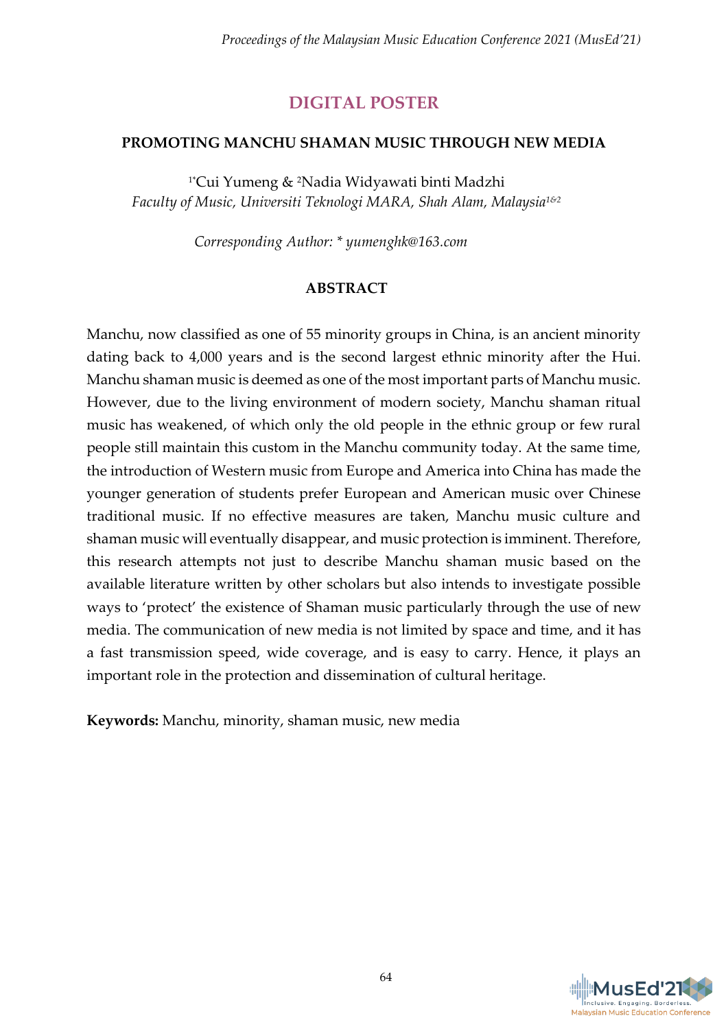## DIGITAL POSTER

### PROMOTING MANCHU SHAMAN MUSIC THROUGH NEW MEDIA

[1*]Cui Yumeng & [2]Nadia Widyawati binti Madzhi
*Faculty of Music, Universiti Teknologi MARA, Shah Alam, Malaysia[1&2]*

*Corresponding Author: * yumenghk@163.com*

### ABSTRACT

Manchu, now classified as one of 55 minority groups in China, is an ancient minority dating back to 4,000 years and is the second largest ethnic minority after the Hui. Manchu shaman music is deemed as one of the most important parts of Manchu music. However, due to the living environment of modern society, Manchu shaman ritual music has weakened, of which only the old people in the ethnic group or few rural people still maintain this custom in the Manchu community today. At the same time, the introduction of Western music from Europe and America into China has made the younger generation of students prefer European and American music over Chinese traditional music. If no effective measures are taken, Manchu music culture and shaman music will eventually disappear, and music protection is imminent. Therefore, this research attempts not just to describe Manchu shaman music based on the available literature written by other scholars but also intends to investigate possible ways to 'protect' the existence of Shaman music particularly through the use of new media. The communication of new media is not limited by space and time, and it has a fast transmission speed, wide coverage, and is easy to carry. Hence, it plays an important role in the protection and dissemination of cultural heritage.

**Keywords:** Manchu, minority, shaman music, new media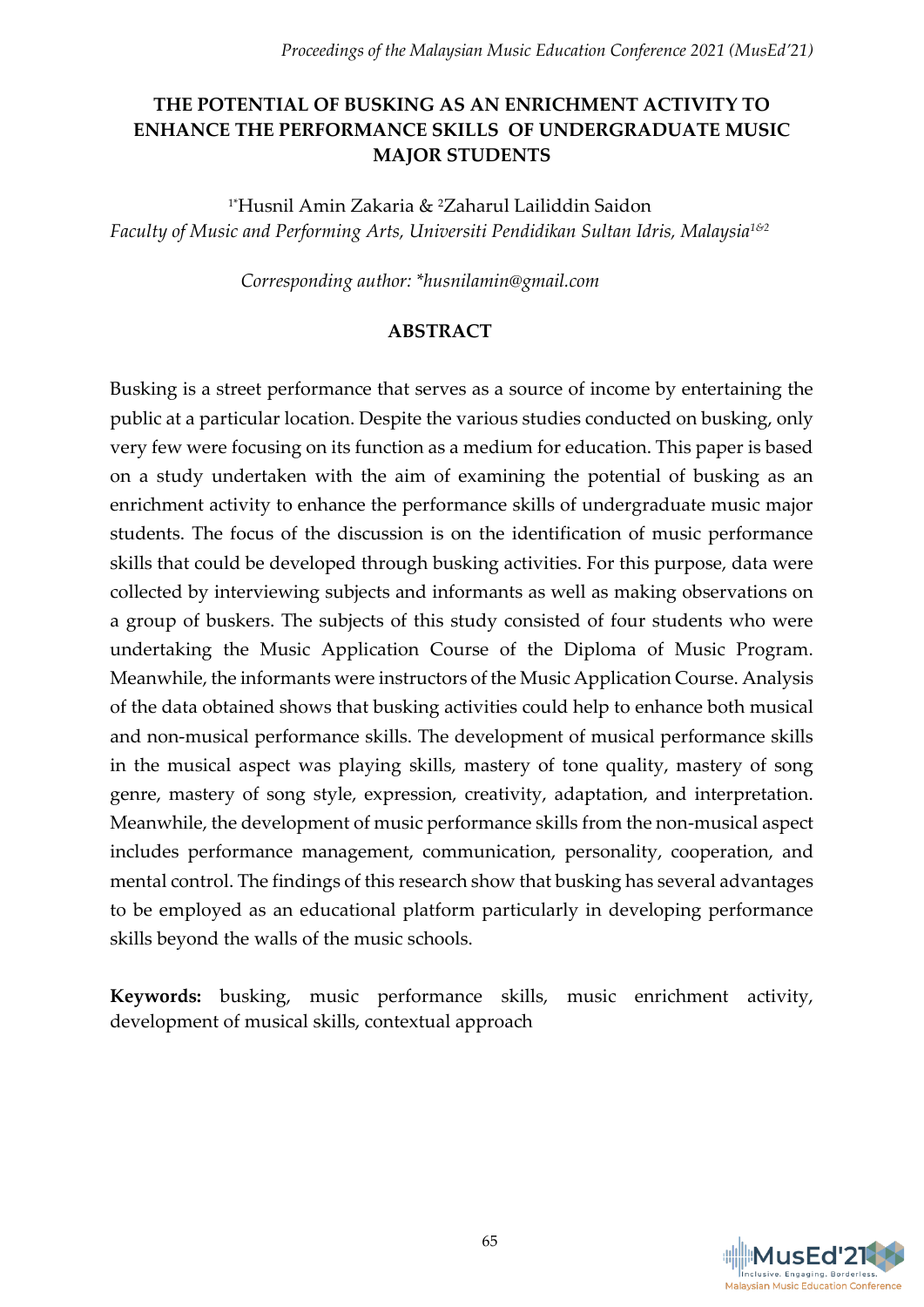# THE POTENTIAL OF BUSKING AS AN ENRICHMENT ACTIVITY TO ENHANCE THE PERFORMANCE SKILLS OF UNDERGRADUATE MUSIC MAJOR STUDENTS

[1*]Husnil Amin Zakaria & [2]Zaharul Lailiddin Saidon

*Faculty of Music and Performing Arts, Universiti Pendidikan Sultan Idris, Malaysia[1&2]*

*Corresponding author: *husnilamin@gmail.com*

## ABSTRACT

Busking is a street performance that serves as a source of income by entertaining the public at a particular location. Despite the various studies conducted on busking, only very few were focusing on its function as a medium for education. This paper is based on a study undertaken with the aim of examining the potential of busking as an enrichment activity to enhance the performance skills of undergraduate music major students. The focus of the discussion is on the identification of music performance skills that could be developed through busking activities. For this purpose, data were collected by interviewing subjects and informants as well as making observations on a group of buskers. The subjects of this study consisted of four students who were undertaking the Music Application Course of the Diploma of Music Program. Meanwhile, the informants were instructors of the Music Application Course. Analysis of the data obtained shows that busking activities could help to enhance both musical and non-musical performance skills. The development of musical performance skills in the musical aspect was playing skills, mastery of tone quality, mastery of song genre, mastery of song style, expression, creativity, adaptation, and interpretation. Meanwhile, the development of music performance skills from the non-musical aspect includes performance management, communication, personality, cooperation, and mental control. The findings of this research show that busking has several advantages to be employed as an educational platform particularly in developing performance skills beyond the walls of the music schools.

**Keywords:** busking, music performance skills, music enrichment activity, development of musical skills, contextual approach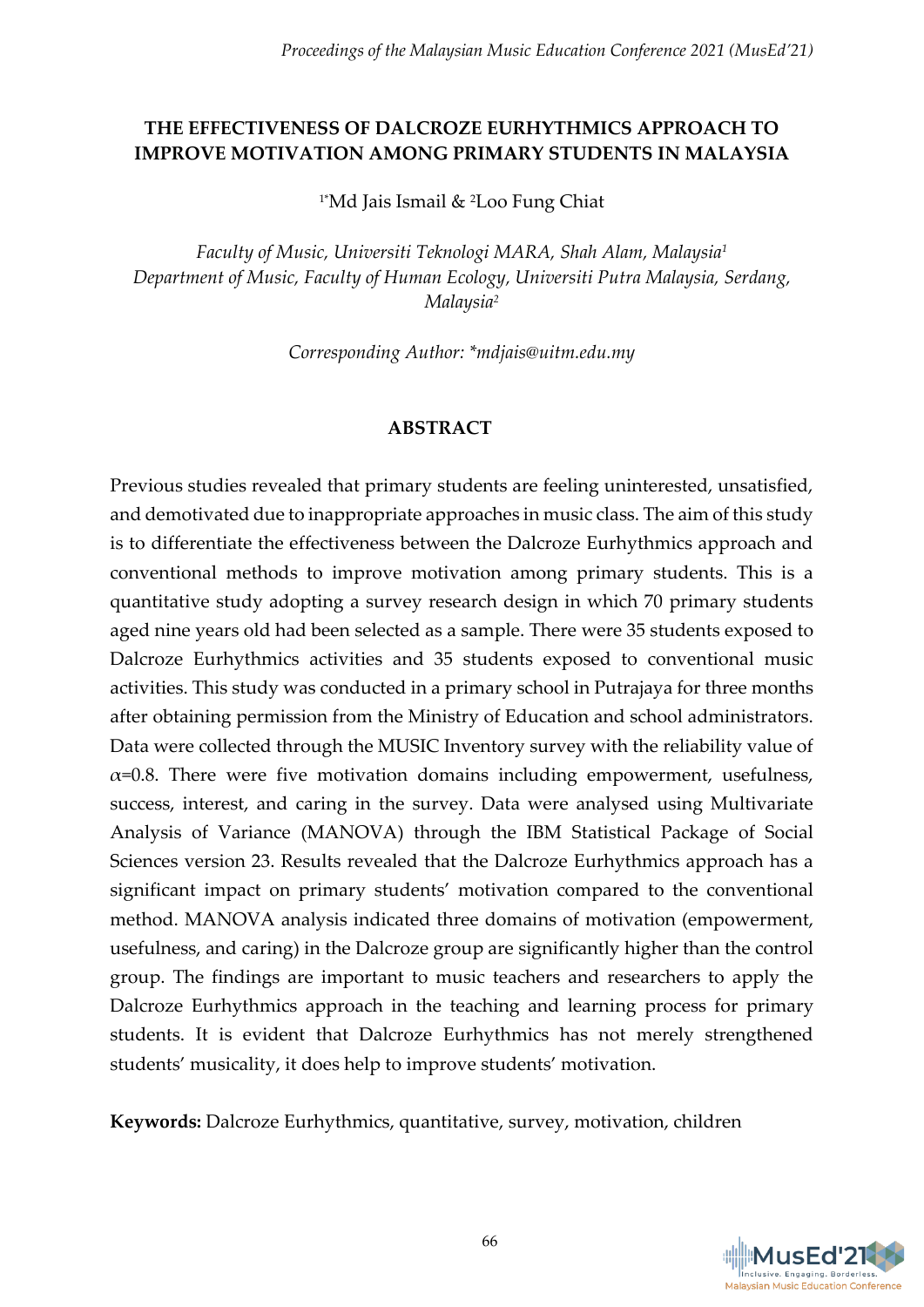# THE EFFECTIVENESS OF DALCROZE EURHYTHMICS APPROACH TO IMPROVE MOTIVATION AMONG PRIMARY STUDENTS IN MALAYSIA

[1*]Md Jais Ismail & [2]Loo Fung Chiat

*Faculty of Music, Universiti Teknologi MARA, Shah Alam, Malaysia[1]*
*Department of Music, Faculty of Human Ecology, Universiti Putra Malaysia, Serdang, Malaysia[2]*

*Corresponding Author: \*mdjais@uitm.edu.my*

## ABSTRACT

Previous studies revealed that primary students are feeling uninterested, unsatisfied, and demotivated due to inappropriate approaches in music class. The aim of this study is to differentiate the effectiveness between the Dalcroze Eurhythmics approach and conventional methods to improve motivation among primary students. This is a quantitative study adopting a survey research design in which 70 primary students aged nine years old had been selected as a sample. There were 35 students exposed to Dalcroze Eurhythmics activities and 35 students exposed to conventional music activities. This study was conducted in a primary school in Putrajaya for three months after obtaining permission from the Ministry of Education and school administrators. Data were collected through the MUSIC Inventory survey with the reliability value of $\alpha$=0.8. There were five motivation domains including empowerment, usefulness, success, interest, and caring in the survey. Data were analysed using Multivariate Analysis of Variance (MANOVA) through the IBM Statistical Package of Social Sciences version 23. Results revealed that the Dalcroze Eurhythmics approach has a significant impact on primary students' motivation compared to the conventional method. MANOVA analysis indicated three domains of motivation (empowerment, usefulness, and caring) in the Dalcroze group are significantly higher than the control group. The findings are important to music teachers and researchers to apply the Dalcroze Eurhythmics approach in the teaching and learning process for primary students. It is evident that Dalcroze Eurhythmics has not merely strengthened students' musicality, it does help to improve students' motivation.

**Keywords:** Dalcroze Eurhythmics, quantitative, survey, motivation, children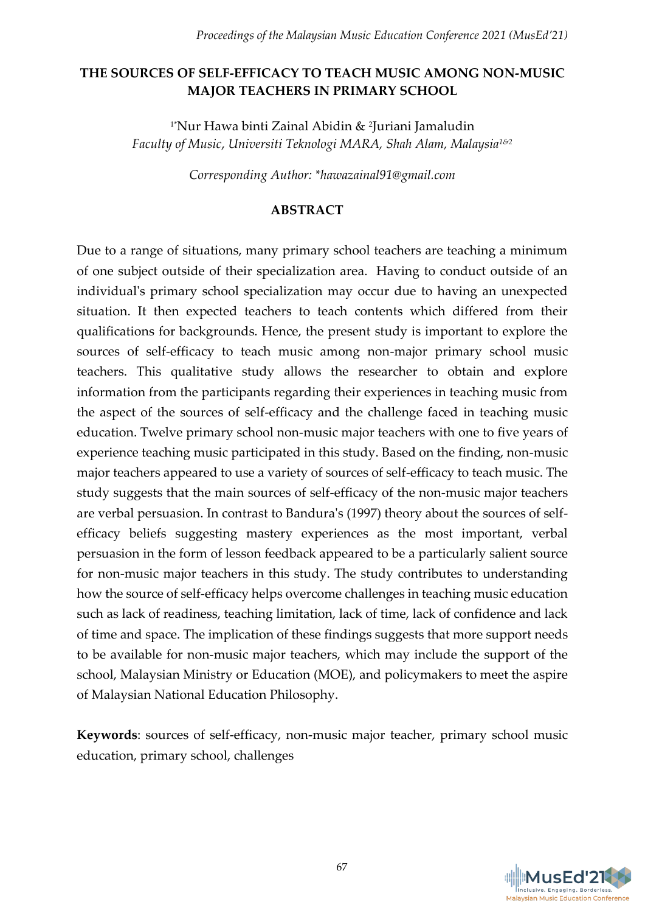# THE SOURCES OF SELF-EFFICACY TO TEACH MUSIC AMONG NON-MUSIC MAJOR TEACHERS IN PRIMARY SCHOOL

[1*]Nur Hawa binti Zainal Abidin & [2]Juriani Jamaludin
*Faculty of Music, Universiti Teknologi MARA, Shah Alam, Malaysia[1&2]*

*Corresponding Author: *hawazainal91@gmail.com*

## ABSTRACT

Due to a range of situations, many primary school teachers are teaching a minimum of one subject outside of their specialization area. Having to conduct outside of an individual's primary school specialization may occur due to having an unexpected situation. It then expected teachers to teach contents which differed from their qualifications for backgrounds. Hence, the present study is important to explore the sources of self-efficacy to teach music among non-major primary school music teachers. This qualitative study allows the researcher to obtain and explore information from the participants regarding their experiences in teaching music from the aspect of the sources of self-efficacy and the challenge faced in teaching music education. Twelve primary school non-music major teachers with one to five years of experience teaching music participated in this study. Based on the finding, non-music major teachers appeared to use a variety of sources of self-efficacy to teach music. The study suggests that the main sources of self-efficacy of the non-music major teachers are verbal persuasion. In contrast to Bandura's (1997) theory about the sources of self-efficacy beliefs suggesting mastery experiences as the most important, verbal persuasion in the form of lesson feedback appeared to be a particularly salient source for non-music major teachers in this study. The study contributes to understanding how the source of self-efficacy helps overcome challenges in teaching music education such as lack of readiness, teaching limitation, lack of time, lack of confidence and lack of time and space. The implication of these findings suggests that more support needs to be available for non-music major teachers, which may include the support of the school, Malaysian Ministry or Education (MOE), and policymakers to meet the aspire of Malaysian National Education Philosophy.

**Keywords**: sources of self-efficacy, non-music major teacher, primary school music education, primary school, challenges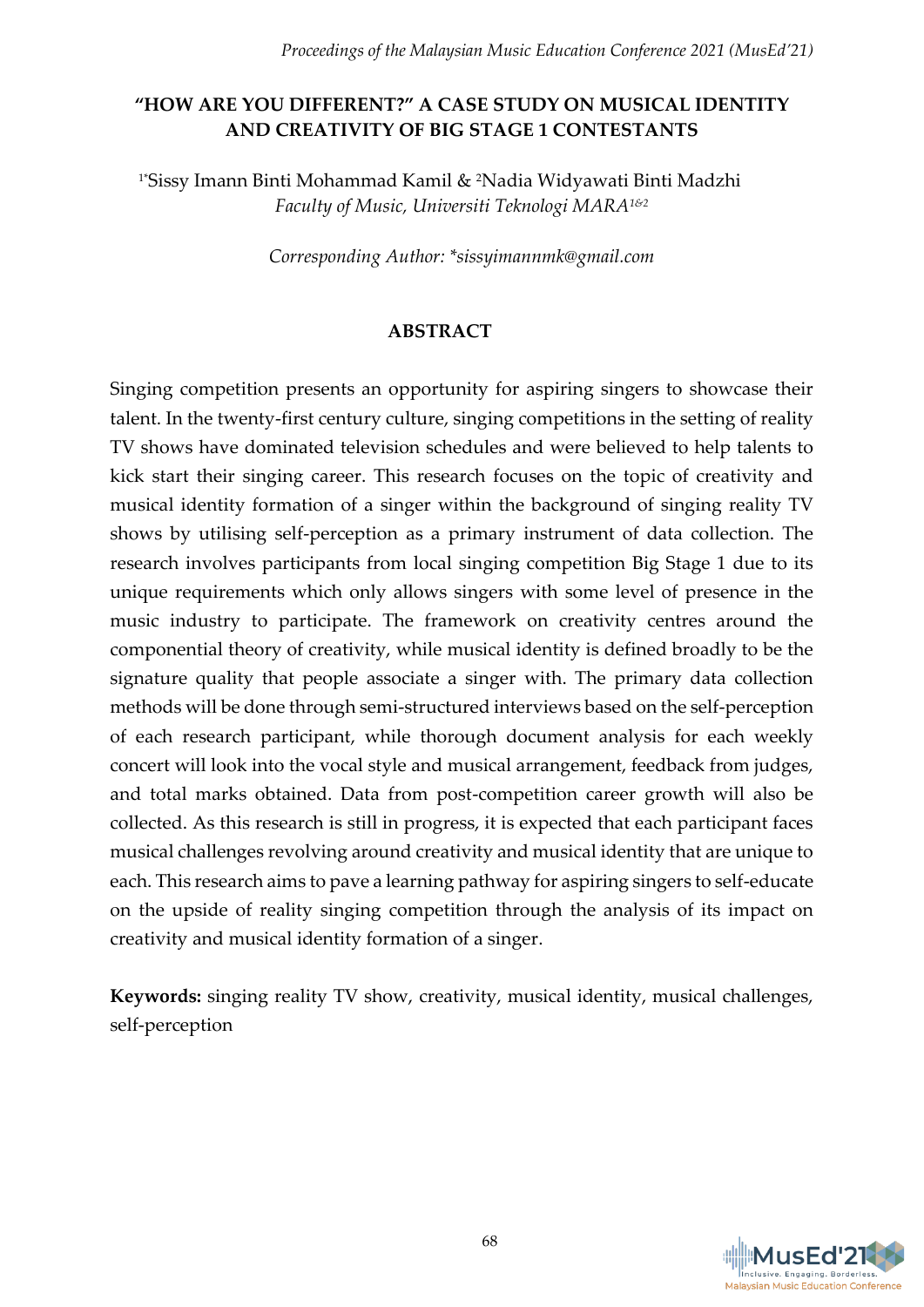# "HOW ARE YOU DIFFERENT?" A CASE STUDY ON MUSICAL IDENTITY AND CREATIVITY OF BIG STAGE 1 CONTESTANTS

[1*]Sissy Imann Binti Mohammad Kamil & [2]Nadia Widyawati Binti Madzhi
*Faculty of Music, Universiti Teknologi MARA[1&2]*

*Corresponding Author: *sissyimannmk@gmail.com*

## ABSTRACT

Singing competition presents an opportunity for aspiring singers to showcase their talent. In the twenty-first century culture, singing competitions in the setting of reality TV shows have dominated television schedules and were believed to help talents to kick start their singing career. This research focuses on the topic of creativity and musical identity formation of a singer within the background of singing reality TV shows by utilising self-perception as a primary instrument of data collection. The research involves participants from local singing competition Big Stage 1 due to its unique requirements which only allows singers with some level of presence in the music industry to participate. The framework on creativity centres around the componential theory of creativity, while musical identity is defined broadly to be the signature quality that people associate a singer with. The primary data collection methods will be done through semi-structured interviews based on the self-perception of each research participant, while thorough document analysis for each weekly concert will look into the vocal style and musical arrangement, feedback from judges, and total marks obtained. Data from post-competition career growth will also be collected. As this research is still in progress, it is expected that each participant faces musical challenges revolving around creativity and musical identity that are unique to each. This research aims to pave a learning pathway for aspiring singers to self-educate on the upside of reality singing competition through the analysis of its impact on creativity and musical identity formation of a singer.

**Keywords:** singing reality TV show, creativity, musical identity, musical challenges, self-perception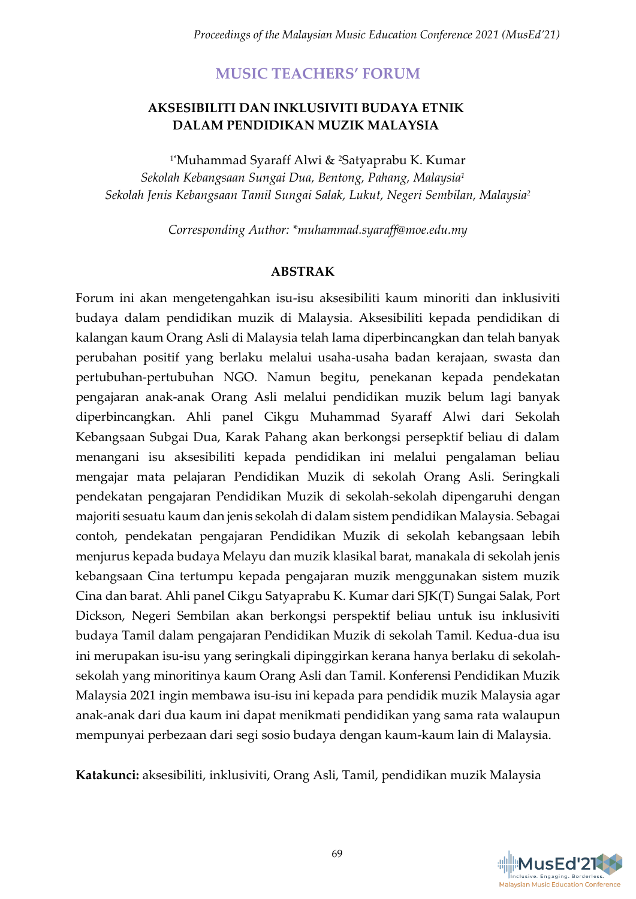## MUSIC TEACHERS' FORUM

# AKSESIBILITI DAN INKLUSIVITI BUDAYA ETNIK DALAM PENDIDIKAN MUZIK MALAYSIA

[1*]Muhammad Syaraff Alwi & [2]Satyaprabu K. Kumar

*Sekolah Kebangsaan Sungai Dua, Bentong, Pahang, Malaysia*[1]

*Sekolah Jenis Kebangsaan Tamil Sungai Salak, Lukut, Negeri Sembilan, Malaysia*[2]

*Corresponding Author: *muhammad.syaraff@moe.edu.my*

### ABSTRAK

Forum ini akan mengetengahkan isu-isu aksesibiliti kaum minoriti dan inklusiviti budaya dalam pendidikan muzik di Malaysia. Aksesibiliti kepada pendidikan di kalangan kaum Orang Asli di Malaysia telah lama diperbincangkan dan telah banyak perubahan positif yang berlaku melalui usaha-usaha badan kerajaan, swasta dan pertubuhan-pertubuhan NGO. Namun begitu, penekanan kepada pendekatan pengajaran anak-anak Orang Asli melalui pendidikan muzik belum lagi banyak diperbincangkan. Ahli panel Cikgu Muhammad Syaraff Alwi dari Sekolah Kebangsaan Subgai Dua, Karak Pahang akan berkongsi persepktif beliau di dalam menangani isu aksesibiliti kepada pendidikan ini melalui pengalaman beliau mengajar mata pelajaran Pendidikan Muzik di sekolah Orang Asli. Seringkali pendekatan pengajaran Pendidikan Muzik di sekolah-sekolah dipengaruhi dengan majoriti sesuatu kaum dan jenis sekolah di dalam sistem pendidikan Malaysia. Sebagai contoh, pendekatan pengajaran Pendidikan Muzik di sekolah kebangsaan lebih menjurus kepada budaya Melayu dan muzik klasikal barat, manakala di sekolah jenis kebangsaan Cina tertumpu kepada pengajaran muzik menggunakan sistem muzik Cina dan barat. Ahli panel Cikgu Satyaprabu K. Kumar dari SJK(T) Sungai Salak, Port Dickson, Negeri Sembilan akan berkongsi perspektif beliau untuk isu inklusiviti budaya Tamil dalam pengajaran Pendidikan Muzik di sekolah Tamil. Kedua-dua isu ini merupakan isu-isu yang seringkali dipinggirkan kerana hanya berlaku di sekolah-sekolah yang minoritinya kaum Orang Asli dan Tamil. Konferensi Pendidikan Muzik Malaysia 2021 ingin membawa isu-isu ini kepada para pendidik muzik Malaysia agar anak-anak dari dua kaum ini dapat menikmati pendidikan yang sama rata walaupun mempunyai perbezaan dari segi sosio budaya dengan kaum-kaum lain di Malaysia.

**Katakunci:** aksesibiliti, inklusiviti, Orang Asli, Tamil, pendidikan muzik Malaysia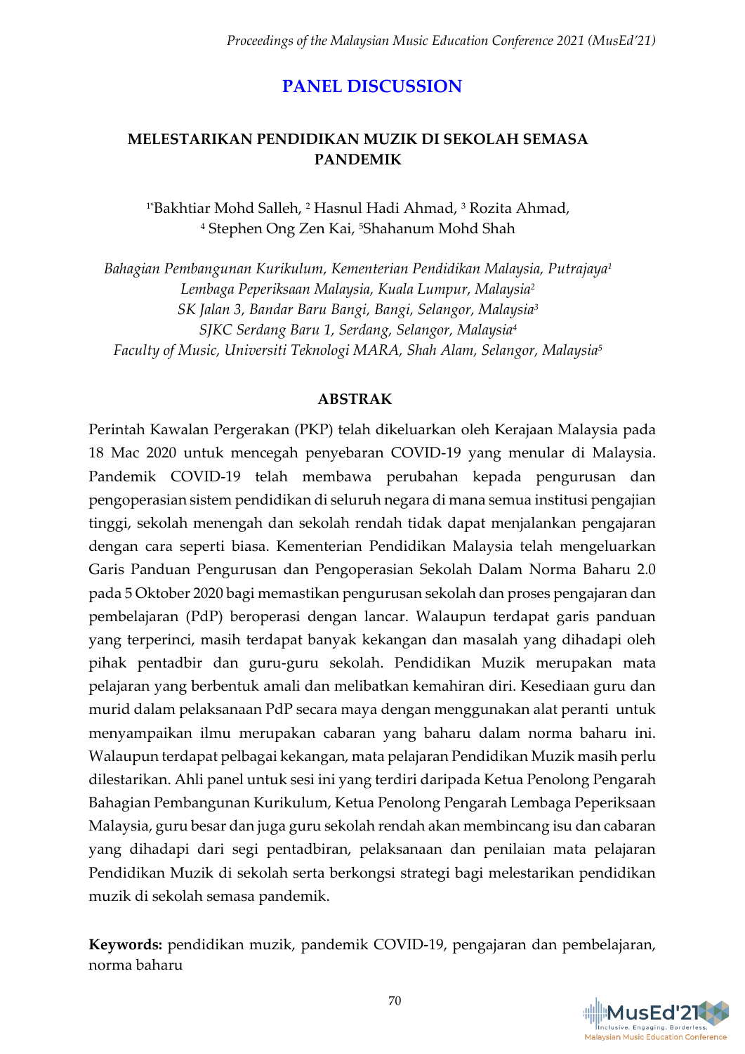# PANEL DISCUSSION

## MELESTARIKAN PENDIDIKAN MUZIK DI SEKOLAH SEMASA PANDEMIK

[1*]Bakhtiar Mohd Salleh, [2] Hasnul Hadi Ahmad, [3] Rozita Ahmad, [4] Stephen Ong Zen Kai, [5]Shahanum Mohd Shah

*Bahagian Pembangunan Kurikulum, Kementerian Pendidikan Malaysia, Putrajaya[1]*
*Lembaga Peperiksaan Malaysia, Kuala Lumpur, Malaysia[2]*
*SK Jalan 3, Bandar Baru Bangi, Bangi, Selangor, Malaysia[3]*
*SJKC Serdang Baru 1, Serdang, Selangor, Malaysia[4]*
*Faculty of Music, Universiti Teknologi MARA, Shah Alam, Selangor, Malaysia[5]*

### ABSTRAK

Perintah Kawalan Pergerakan (PKP) telah dikeluarkan oleh Kerajaan Malaysia pada 18 Mac 2020 untuk mencegah penyebaran COVID-19 yang menular di Malaysia. Pandemik COVID-19 telah membawa perubahan kepada pengurusan dan pengoperasian sistem pendidikan di seluruh negara di mana semua institusi pengajian tinggi, sekolah menengah dan sekolah rendah tidak dapat menjalankan pengajaran dengan cara seperti biasa. Kementerian Pendidikan Malaysia telah mengeluarkan Garis Panduan Pengurusan dan Pengoperasian Sekolah Dalam Norma Baharu 2.0 pada 5 Oktober 2020 bagi memastikan pengurusan sekolah dan proses pengajaran dan pembelajaran (PdP) beroperasi dengan lancar. Walaupun terdapat garis panduan yang terperinci, masih terdapat banyak kekangan dan masalah yang dihadapi oleh pihak pentadbir dan guru-guru sekolah. Pendidikan Muzik merupakan mata pelajaran yang berbentuk amali dan melibatkan kemahiran diri. Kesediaan guru dan murid dalam pelaksanaan PdP secara maya dengan menggunakan alat peranti untuk menyampaikan ilmu merupakan cabaran yang baharu dalam norma baharu ini. Walaupun terdapat pelbagai kekangan, mata pelajaran Pendidikan Muzik masih perlu dilestarikan. Ahli panel untuk sesi ini yang terdiri daripada Ketua Penolong Pengarah Bahagian Pembangunan Kurikulum, Ketua Penolong Pengarah Lembaga Peperiksaan Malaysia, guru besar dan juga guru sekolah rendah akan membincang isu dan cabaran yang dihadapi dari segi pentadbiran, pelaksanaan dan penilaian mata pelajaran Pendidikan Muzik di sekolah serta berkongsi strategi bagi melestarikan pendidikan muzik di sekolah semasa pandemik.

**Keywords:** pendidikan muzik, pandemik COVID-19, pengajaran dan pembelajaran, norma baharu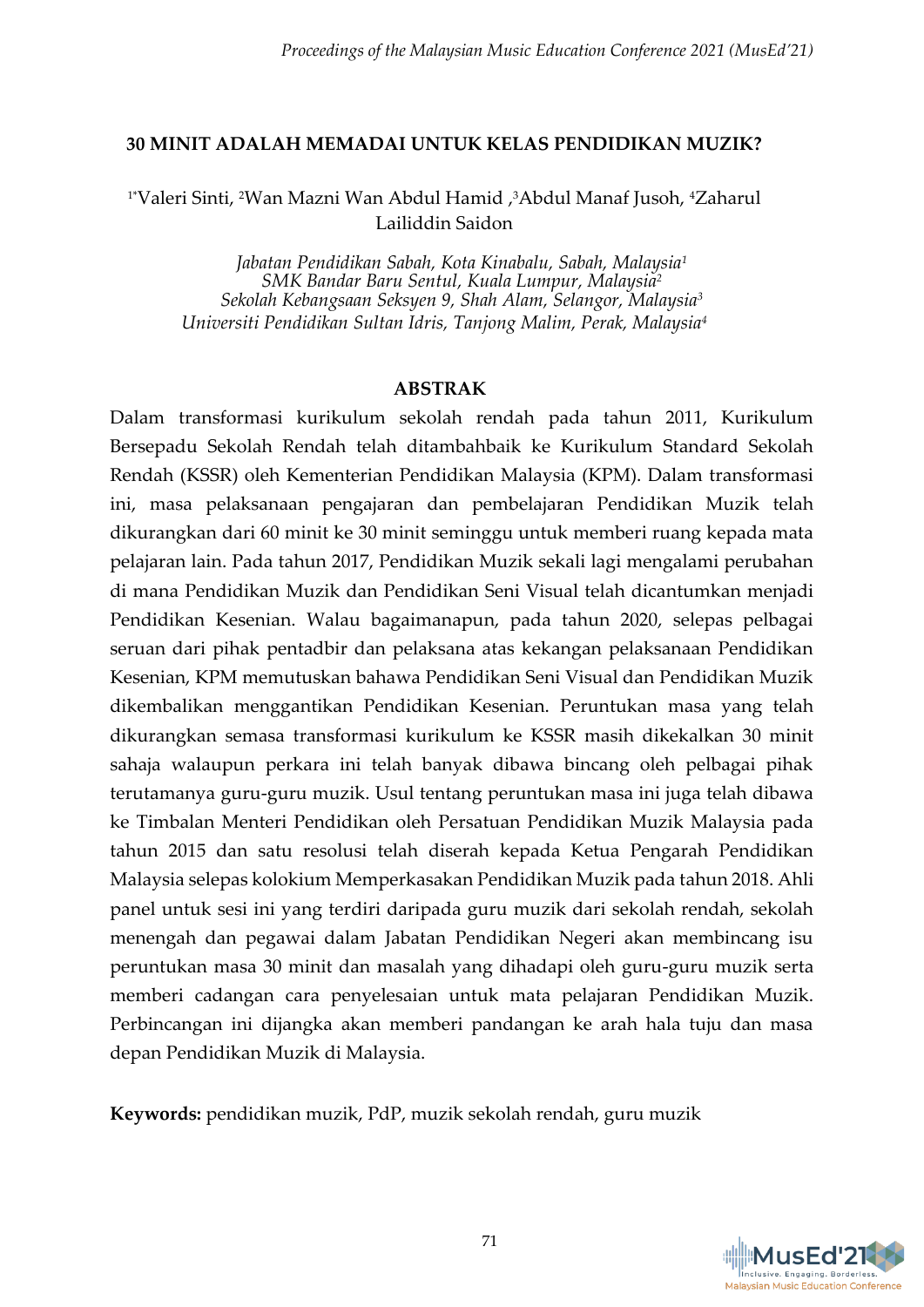# 30 MINIT ADALAH MEMADAI UNTUK KELAS PENDIDIKAN MUZIK?

[1*]Valeri Sinti, [2]Wan Mazni Wan Abdul Hamid ,[3]Abdul Manaf Jusoh, [4]Zaharul Lailiddin Saidon

*Jabatan Pendidikan Sabah, Kota Kinabalu, Sabah, Malaysia[1]*
*SMK Bandar Baru Sentul, Kuala Lumpur, Malaysia[2]*
*Sekolah Kebangsaan Seksyen 9, Shah Alam, Selangor, Malaysia[3]*
*Universiti Pendidikan Sultan Idris, Tanjong Malim, Perak, Malaysia[4]*

## ABSTRAK

Dalam transformasi kurikulum sekolah rendah pada tahun 2011, Kurikulum Bersepadu Sekolah Rendah telah ditambahbaik ke Kurikulum Standard Sekolah Rendah (KSSR) oleh Kementerian Pendidikan Malaysia (KPM). Dalam transformasi ini, masa pelaksanaan pengajaran dan pembelajaran Pendidikan Muzik telah dikurangkan dari 60 minit ke 30 minit seminggu untuk memberi ruang kepada mata pelajaran lain. Pada tahun 2017, Pendidikan Muzik sekali lagi mengalami perubahan di mana Pendidikan Muzik dan Pendidikan Seni Visual telah dicantumkan menjadi Pendidikan Kesenian. Walau bagaimanapun, pada tahun 2020, selepas pelbagai seruan dari pihak pentadbir dan pelaksana atas kekangan pelaksanaan Pendidikan Kesenian, KPM memutuskan bahawa Pendidikan Seni Visual dan Pendidikan Muzik dikembalikan menggantikan Pendidikan Kesenian. Peruntukan masa yang telah dikurangkan semasa transformasi kurikulum ke KSSR masih dikekalkan 30 minit sahaja walaupun perkara ini telah banyak dibawa bincang oleh pelbagai pihak terutamanya guru-guru muzik. Usul tentang peruntukan masa ini juga telah dibawa ke Timbalan Menteri Pendidikan oleh Persatuan Pendidikan Muzik Malaysia pada tahun 2015 dan satu resolusi telah diserah kepada Ketua Pengarah Pendidikan Malaysia selepas kolokium Memperkasakan Pendidikan Muzik pada tahun 2018. Ahli panel untuk sesi ini yang terdiri daripada guru muzik dari sekolah rendah, sekolah menengah dan pegawai dalam Jabatan Pendidikan Negeri akan membincang isu peruntukan masa 30 minit dan masalah yang dihadapi oleh guru-guru muzik serta memberi cadangan cara penyelesaian untuk mata pelajaran Pendidikan Muzik. Perbincangan ini dijangka akan memberi pandangan ke arah hala tuju dan masa depan Pendidikan Muzik di Malaysia.

**Keywords:** pendidikan muzik, PdP, muzik sekolah rendah, guru muzik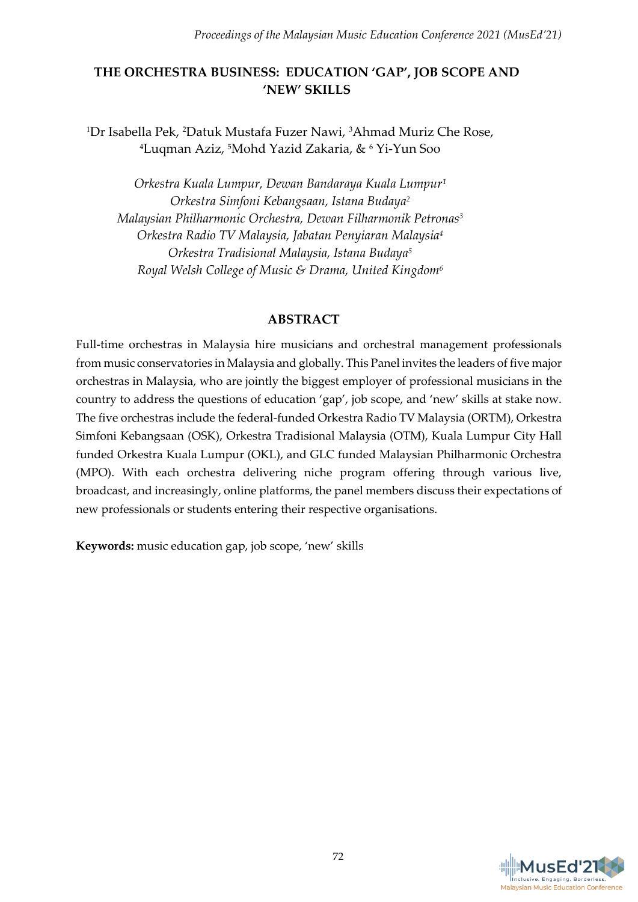# THE ORCHESTRA BUSINESS: EDUCATION 'GAP', JOB SCOPE AND 'NEW' SKILLS

[1]Dr Isabella Pek, [2]Datuk Mustafa Fuzer Nawi, [3]Ahmad Muriz Che Rose, [4]Luqman Aziz, [5]Mohd Yazid Zakaria, & [6] Yi-Yun Soo

*Orkestra Kuala Lumpur, Dewan Bandaraya Kuala Lumpur[1]*
*Orkestra Simfoni Kebangsaan, Istana Budaya[2]*
*Malaysian Philharmonic Orchestra, Dewan Filharmonik Petronas[3]*
*Orkestra Radio TV Malaysia, Jabatan Penyiaran Malaysia[4]*
*Orkestra Tradisional Malaysia, Istana Budaya[5]*
*Royal Welsh College of Music & Drama, United Kingdom[6]*

## ABSTRACT

Full-time orchestras in Malaysia hire musicians and orchestral management professionals from music conservatories in Malaysia and globally. This Panel invites the leaders of five major orchestras in Malaysia, who are jointly the biggest employer of professional musicians in the country to address the questions of education 'gap', job scope, and 'new' skills at stake now. The five orchestras include the federal-funded Orkestra Radio TV Malaysia (ORTM), Orkestra Simfoni Kebangsaan (OSK), Orkestra Tradisional Malaysia (OTM), Kuala Lumpur City Hall funded Orkestra Kuala Lumpur (OKL), and GLC funded Malaysian Philharmonic Orchestra (MPO). With each orchestra delivering niche program offering through various live, broadcast, and increasingly, online platforms, the panel members discuss their expectations of new professionals or students entering their respective organisations.

**Keywords:** music education gap, job scope, 'new' skills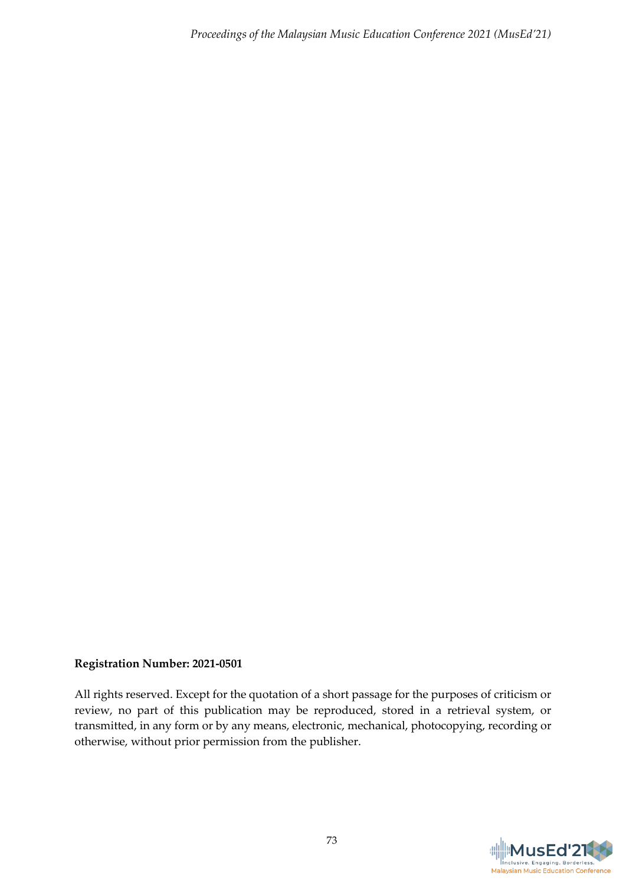**Registration Number: 2021-0501**

All rights reserved. Except for the quotation of a short passage for the purposes of criticism or review, no part of this publication may be reproduced, stored in a retrieval system, or transmitted, in any form or by any means, electronic, mechanical, photocopying, recording or otherwise, without prior permission from the publisher.